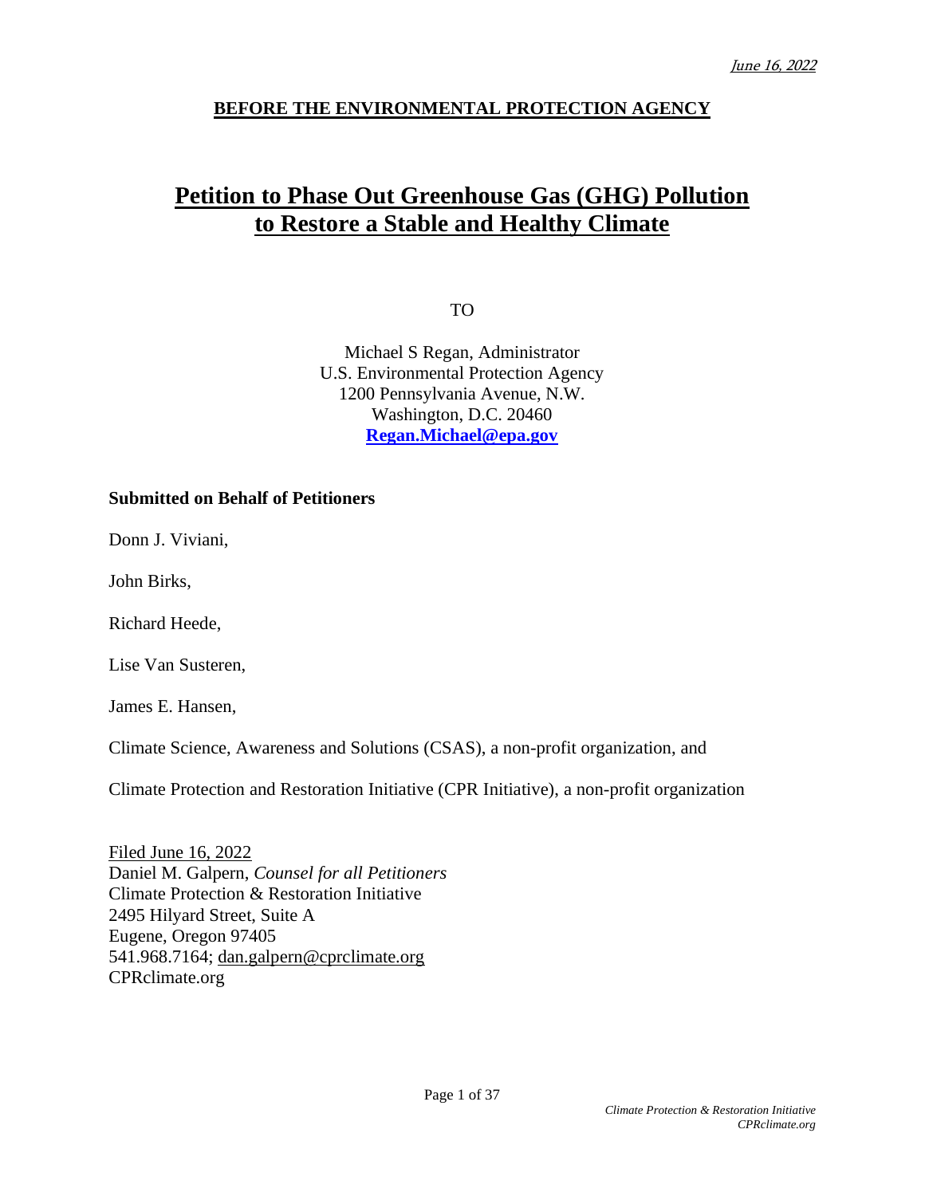June 16, 2022

**BEFORE THE ENVIRONMENTAL PROTECTION AGENCY**

# Petition to Phase Out Greenhouse Gas (GHG) Pollution to Restore a Stable and Healthy Climate

TO

Michael S Regan, Administrator
U.S. Environmental Protection Agency
1200 Pennsylvania Avenue, N.W.
Washington, D.C. 20460
**Regan.Michael@epa.gov**

**Submitted on Behalf of Petitioners**

Donn J. Viviani,

John Birks,

Richard Heede,

Lise Van Susteren,

James E. Hansen,

Climate Science, Awareness and Solutions (CSAS), a non-profit organization, and

Climate Protection and Restoration Initiative (CPR Initiative), a non-profit organization

Filed June 16, 2022
Daniel M. Galpern, *Counsel for all Petitioners*
Climate Protection & Restoration Initiative
2495 Hilyard Street, Suite A
Eugene, Oregon 97405
541.968.7164; dan.galpern@cprclimate.org
CPRclimate.org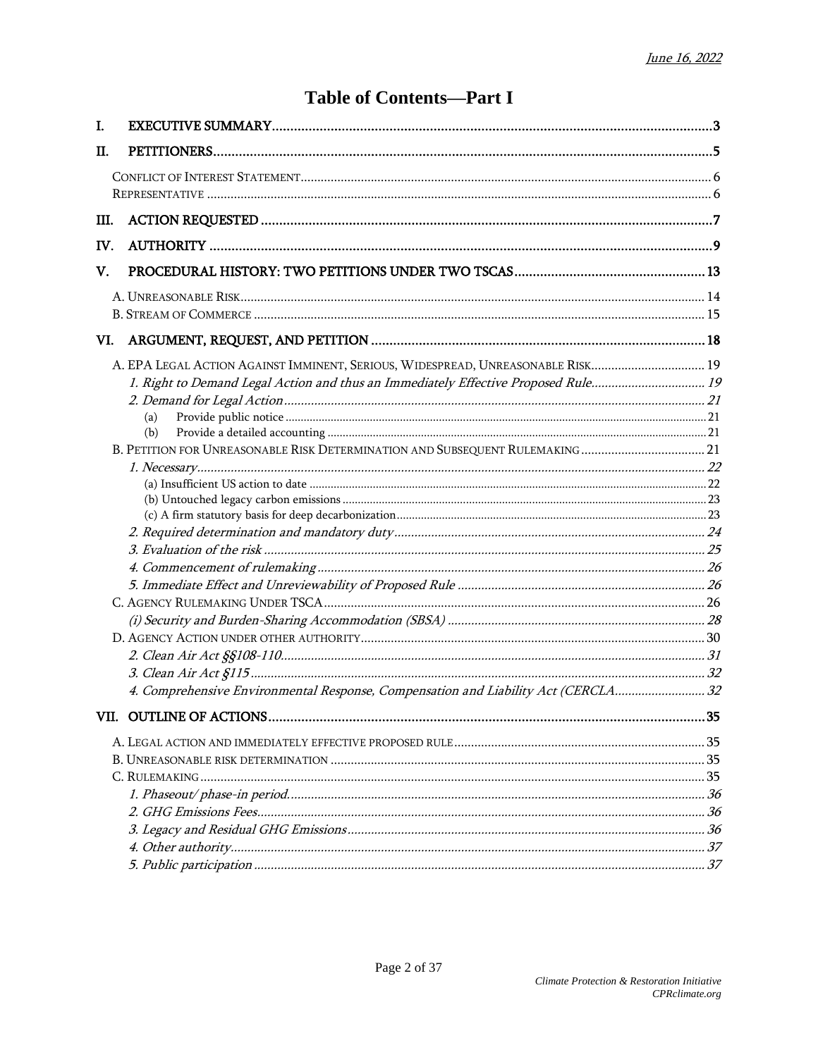June 16, 2022

# Table of Contents—Part I

- I. EXECUTIVE SUMMARY ........ 3
- II. PETITIONERS ........ 5
  - Conflict of Interest Statement ........ 6
  - Representative ........ 6
- III. ACTION REQUESTED ........ 7
- IV. AUTHORITY ........ 9
- V. PROCEDURAL HISTORY: TWO PETITIONS UNDER TWO TSCAS ........ 13
  - A. Unreasonable Risk ........ 14
  - B. Stream of Commerce ........ 15
- VI. ARGUMENT, REQUEST, AND PETITION ........ 18
  - A. EPA Legal Action Against Imminent, Serious, Widespread, Unreasonable Risk ........ 19
    - *1. Right to Demand Legal Action and thus an Immediately Effective Proposed Rule* ........ 19
    - *2. Demand for Legal Action* ........ 21
      - (a) Provide public notice ........ 21
      - (b) Provide a detailed accounting ........ 21
  - B. Petition for Unreasonable Risk Determination and Subsequent Rulemaking ........ 21
    - *1. Necessary* ........ 22
      - (a) Insufficient US action to date ........ 22
      - (b) Untouched legacy carbon emissions ........ 23
      - (c) A firm statutory basis for deep decarbonization ........ 23
    - *2. Required determination and mandatory duty* ........ 24
    - *3. Evaluation of the risk* ........ 25
    - *4. Commencement of rulemaking* ........ 26
    - *5. Immediate Effect and Unreviewability of Proposed Rule* ........ 26
  - C. Agency Rulemaking Under TSCA ........ 26
    - *(i) Security and Burden-Sharing Accommodation (SBSA)* ........ 28
  - D. Agency Action under other authority ........ 30
    - *2. Clean Air Act §§108-110* ........ 31
    - *3. Clean Air Act §115* ........ 32
    - *4. Comprehensive Environmental Response, Compensation and Liability Act (CERCLA* ........ 32
- VII. OUTLINE OF ACTIONS ........ 35
  - A. Legal action and immediately effective proposed rule ........ 35
  - B. Unreasonable risk determination ........ 35
  - C. Rulemaking ........ 35
    - *1. Phaseout/ phase-in period* ........ 36
    - *2. GHG Emissions Fees* ........ 36
    - *3. Legacy and Residual GHG Emissions* ........ 36
    - *4. Other authority* ........ 37
    - *5. Public participation* ........ 37

*Climate Protection & Restoration Initiative*
*CPRclimate.org*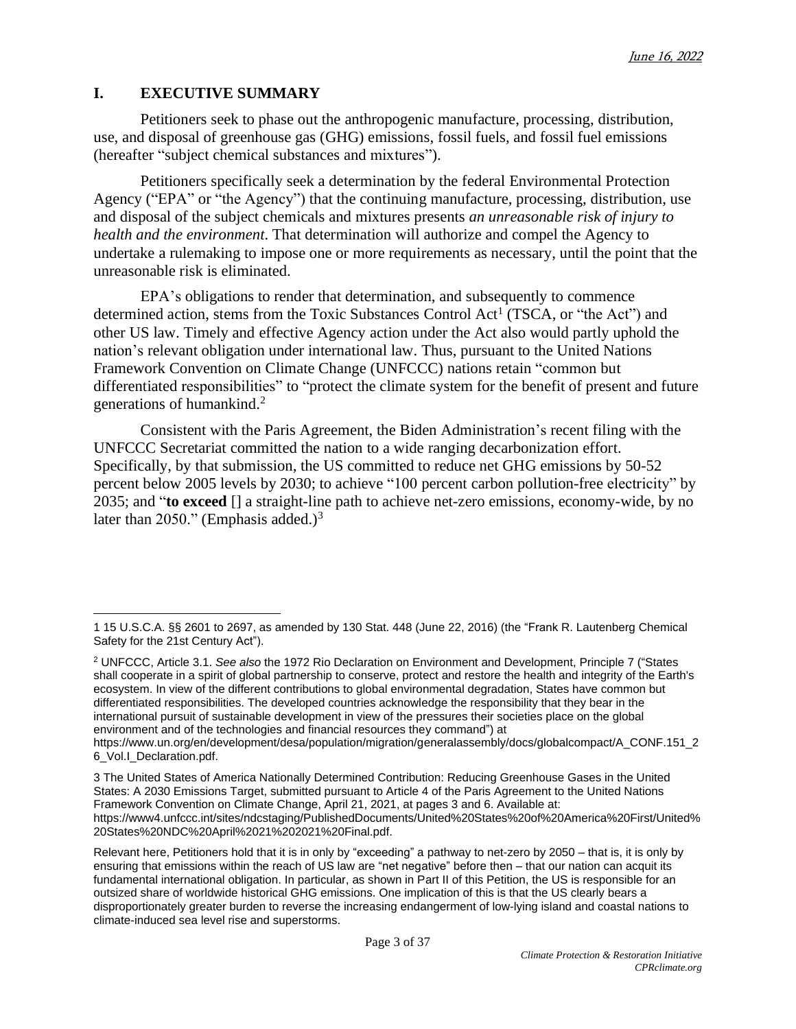## I. EXECUTIVE SUMMARY

Petitioners seek to phase out the anthropogenic manufacture, processing, distribution, use, and disposal of greenhouse gas (GHG) emissions, fossil fuels, and fossil fuel emissions (hereafter "subject chemical substances and mixtures").

Petitioners specifically seek a determination by the federal Environmental Protection Agency ("EPA" or "the Agency") that the continuing manufacture, processing, distribution, use and disposal of the subject chemicals and mixtures presents *an unreasonable risk of injury to health and the environment*. That determination will authorize and compel the Agency to undertake a rulemaking to impose one or more requirements as necessary, until the point that the unreasonable risk is eliminated.

EPA's obligations to render that determination, and subsequently to commence determined action, stems from the Toxic Substances Control Act[1] (TSCA, or "the Act") and other US law. Timely and effective Agency action under the Act also would partly uphold the nation's relevant obligation under international law. Thus, pursuant to the United Nations Framework Convention on Climate Change (UNFCCC) nations retain "common but differentiated responsibilities" to "protect the climate system for the benefit of present and future generations of humankind.[2]

Consistent with the Paris Agreement, the Biden Administration's recent filing with the UNFCCC Secretariat committed the nation to a wide ranging decarbonization effort. Specifically, by that submission, the US committed to reduce net GHG emissions by 50-52 percent below 2005 levels by 2030; to achieve "100 percent carbon pollution-free electricity" by 2035; and "**to exceed** [] a straight-line path to achieve net-zero emissions, economy-wide, by no later than 2050." (Emphasis added.)[3]

---

1 15 U.S.C.A. §§ 2601 to 2697, as amended by 130 Stat. 448 (June 22, 2016) (the "Frank R. Lautenberg Chemical Safety for the 21st Century Act").

2 UNFCCC, Article 3.1. *See also* the 1972 Rio Declaration on Environment and Development, Principle 7 ("States shall cooperate in a spirit of global partnership to conserve, protect and restore the health and integrity of the Earth's ecosystem. In view of the different contributions to global environmental degradation, States have common but differentiated responsibilities. The developed countries acknowledge the responsibility that they bear in the international pursuit of sustainable development in view of the pressures their societies place on the global environment and of the technologies and financial resources they command") at https://www.un.org/en/development/desa/population/migration/generalassembly/docs/globalcompact/A_CONF.151_26_Vol.I_Declaration.pdf.

3 The United States of America Nationally Determined Contribution: Reducing Greenhouse Gases in the United States: A 2030 Emissions Target, submitted pursuant to Article 4 of the Paris Agreement to the United Nations Framework Convention on Climate Change, April 21, 2021, at pages 3 and 6. Available at: https://www4.unfccc.int/sites/ndcstaging/PublishedDocuments/United%20States%20of%20America%20First/United%20States%20NDC%20April%2021%202021%20Final.pdf.

Relevant here, Petitioners hold that it is in only by "exceeding" a pathway to net-zero by 2050 – that is, it is only by ensuring that emissions within the reach of US law are "net negative" before then – that our nation can acquit its fundamental international obligation. In particular, as shown in Part II of this Petition, the US is responsible for an outsized share of worldwide historical GHG emissions. One implication of this is that the US clearly bears a disproportionately greater burden to reverse the increasing endangerment of low-lying island and coastal nations to climate-induced sea level rise and superstorms.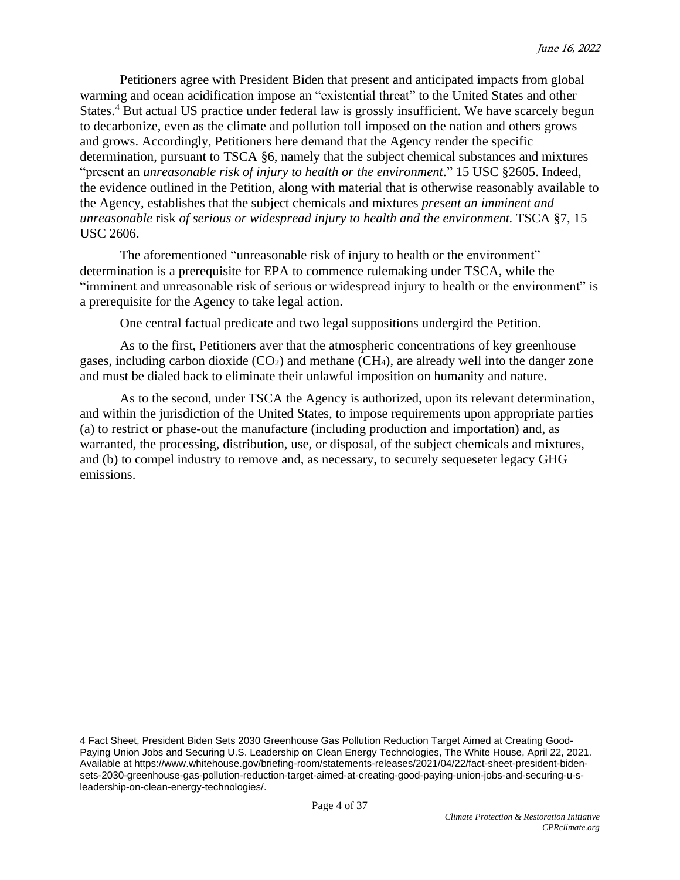Petitioners agree with President Biden that present and anticipated impacts from global warming and ocean acidification impose an "existential threat" to the United States and other States.[4] But actual US practice under federal law is grossly insufficient. We have scarcely begun to decarbonize, even as the climate and pollution toll imposed on the nation and others grows and grows. Accordingly, Petitioners here demand that the Agency render the specific determination, pursuant to TSCA §6, namely that the subject chemical substances and mixtures "present an *unreasonable risk of injury to health or the environment*." 15 USC §2605. Indeed, the evidence outlined in the Petition, along with material that is otherwise reasonably available to the Agency, establishes that the subject chemicals and mixtures *present an imminent and unreasonable* risk *of serious or widespread injury to health and the environment.* TSCA §7, 15 USC 2606.

The aforementioned "unreasonable risk of injury to health or the environment" determination is a prerequisite for EPA to commence rulemaking under TSCA, while the "imminent and unreasonable risk of serious or widespread injury to health or the environment" is a prerequisite for the Agency to take legal action.

One central factual predicate and two legal suppositions undergird the Petition.

As to the first, Petitioners aver that the atmospheric concentrations of key greenhouse gases, including carbon dioxide ($CO_2$) and methane ($CH_4$), are already well into the danger zone and must be dialed back to eliminate their unlawful imposition on humanity and nature.

As to the second, under TSCA the Agency is authorized, upon its relevant determination, and within the jurisdiction of the United States, to impose requirements upon appropriate parties (a) to restrict or phase-out the manufacture (including production and importation) and, as warranted, the processing, distribution, use, or disposal, of the subject chemicals and mixtures, and (b) to compel industry to remove and, as necessary, to securely sequeseter legacy GHG emissions.

---

4 Fact Sheet, President Biden Sets 2030 Greenhouse Gas Pollution Reduction Target Aimed at Creating Good-Paying Union Jobs and Securing U.S. Leadership on Clean Energy Technologies, The White House, April 22, 2021. Available at https://www.whitehouse.gov/briefing-room/statements-releases/2021/04/22/fact-sheet-president-biden-sets-2030-greenhouse-gas-pollution-reduction-target-aimed-at-creating-good-paying-union-jobs-and-securing-u-s-leadership-on-clean-energy-technologies/.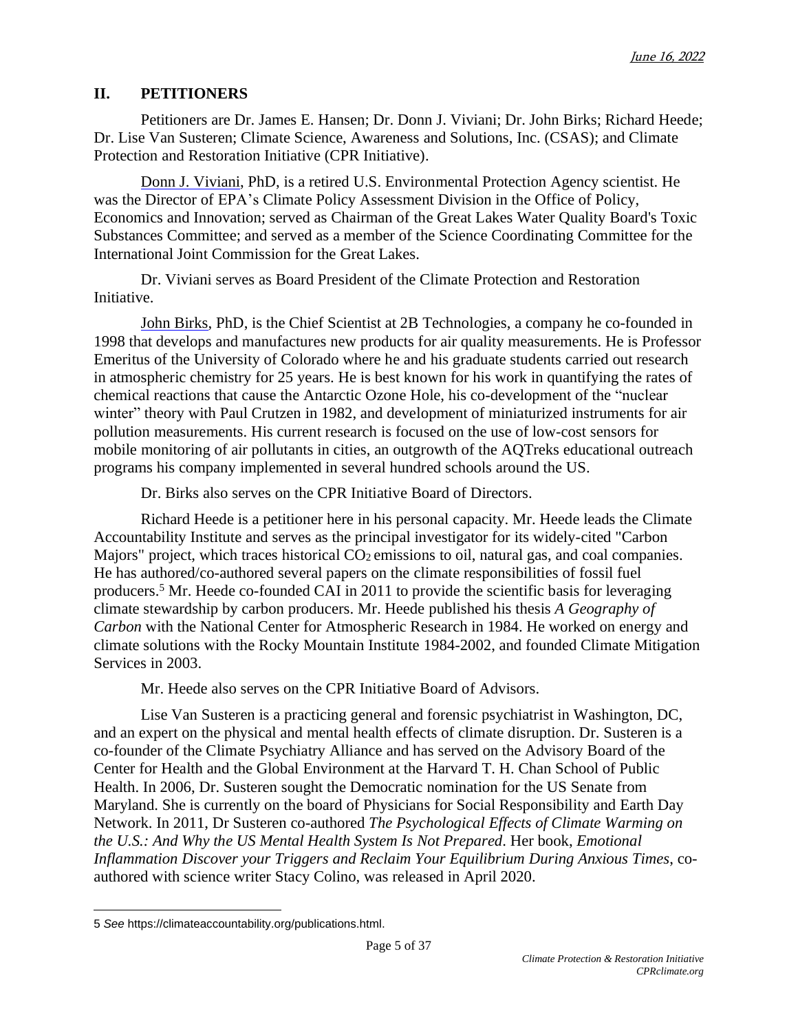## II. PETITIONERS

Petitioners are Dr. James E. Hansen; Dr. Donn J. Viviani; Dr. John Birks; Richard Heede; Dr. Lise Van Susteren; Climate Science, Awareness and Solutions, Inc. (CSAS); and Climate Protection and Restoration Initiative (CPR Initiative).

Donn J. Viviani, PhD, is a retired U.S. Environmental Protection Agency scientist. He was the Director of EPA's Climate Policy Assessment Division in the Office of Policy, Economics and Innovation; served as Chairman of the Great Lakes Water Quality Board's Toxic Substances Committee; and served as a member of the Science Coordinating Committee for the International Joint Commission for the Great Lakes.

Dr. Viviani serves as Board President of the Climate Protection and Restoration Initiative.

John Birks, PhD, is the Chief Scientist at 2B Technologies, a company he co-founded in 1998 that develops and manufactures new products for air quality measurements. He is Professor Emeritus of the University of Colorado where he and his graduate students carried out research in atmospheric chemistry for 25 years. He is best known for his work in quantifying the rates of chemical reactions that cause the Antarctic Ozone Hole, his co-development of the "nuclear winter" theory with Paul Crutzen in 1982, and development of miniaturized instruments for air pollution measurements. His current research is focused on the use of low-cost sensors for mobile monitoring of air pollutants in cities, an outgrowth of the AQTreks educational outreach programs his company implemented in several hundred schools around the US.

Dr. Birks also serves on the CPR Initiative Board of Directors.

Richard Heede is a petitioner here in his personal capacity. Mr. Heede leads the Climate Accountability Institute and serves as the principal investigator for its widely-cited "Carbon Majors" project, which traces historical $CO_2$ emissions to oil, natural gas, and coal companies. He has authored/co-authored several papers on the climate responsibilities of fossil fuel producers.[5] Mr. Heede co-founded CAI in 2011 to provide the scientific basis for leveraging climate stewardship by carbon producers. Mr. Heede published his thesis *A Geography of Carbon* with the National Center for Atmospheric Research in 1984. He worked on energy and climate solutions with the Rocky Mountain Institute 1984-2002, and founded Climate Mitigation Services in 2003.

Mr. Heede also serves on the CPR Initiative Board of Advisors.

Lise Van Susteren is a practicing general and forensic psychiatrist in Washington, DC, and an expert on the physical and mental health effects of climate disruption. Dr. Susteren is a co-founder of the Climate Psychiatry Alliance and has served on the Advisory Board of the Center for Health and the Global Environment at the Harvard T. H. Chan School of Public Health. In 2006, Dr. Susteren sought the Democratic nomination for the US Senate from Maryland. She is currently on the board of Physicians for Social Responsibility and Earth Day Network. In 2011, Dr Susteren co-authored *The Psychological Effects of Climate Warming on the U.S.: And Why the US Mental Health System Is Not Prepared*. Her book, *Emotional Inflammation Discover your Triggers and Reclaim Your Equilibrium During Anxious Times*, co-authored with science writer Stacy Colino, was released in April 2020.

---

[5] *See* https://climateaccountability.org/publications.html.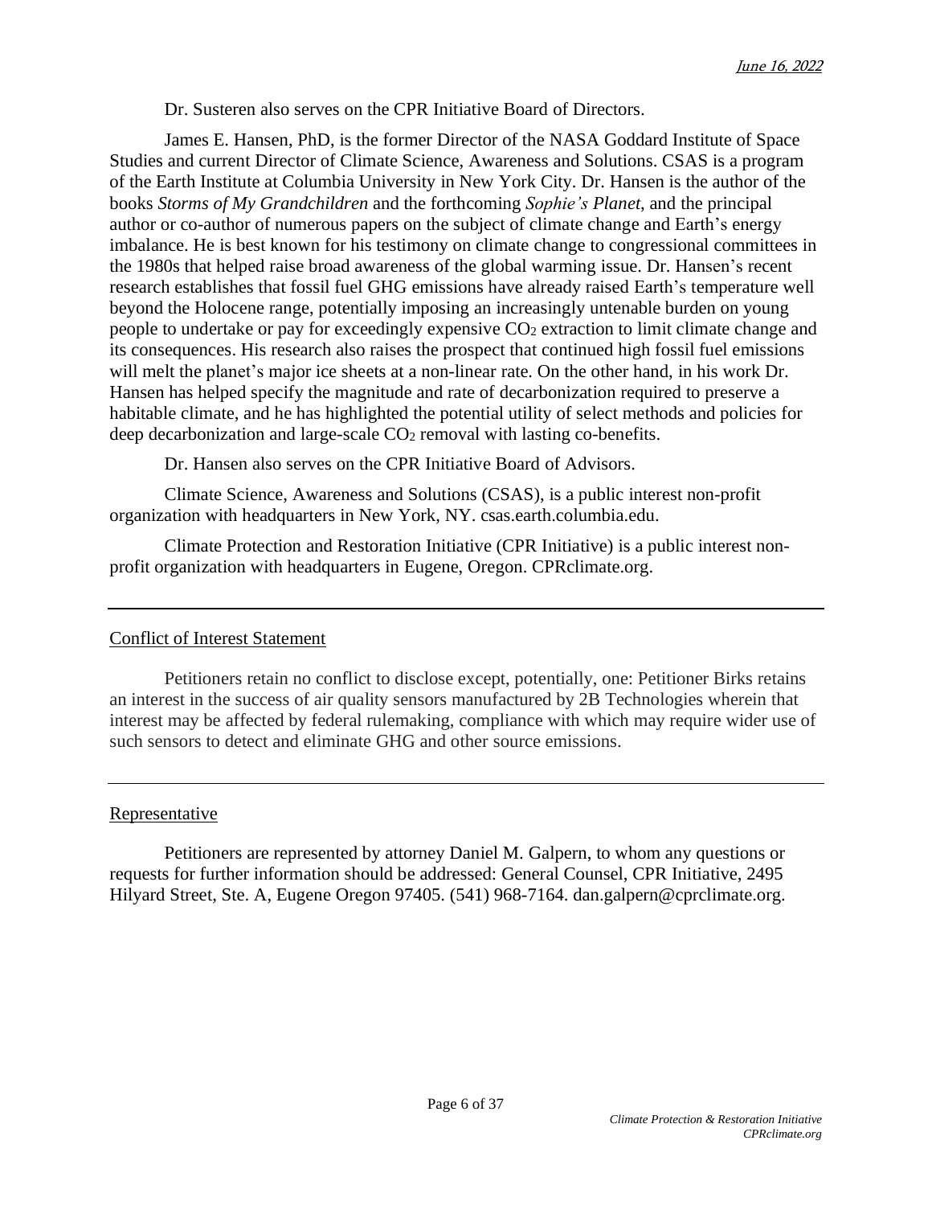Dr. Susteren also serves on the CPR Initiative Board of Directors.

James E. Hansen, PhD, is the former Director of the NASA Goddard Institute of Space Studies and current Director of Climate Science, Awareness and Solutions. CSAS is a program of the Earth Institute at Columbia University in New York City. Dr. Hansen is the author of the books *Storms of My Grandchildren* and the forthcoming *Sophie's Planet*, and the principal author or co-author of numerous papers on the subject of climate change and Earth's energy imbalance. He is best known for his testimony on climate change to congressional committees in the 1980s that helped raise broad awareness of the global warming issue. Dr. Hansen's recent research establishes that fossil fuel GHG emissions have already raised Earth's temperature well beyond the Holocene range, potentially imposing an increasingly untenable burden on young people to undertake or pay for exceedingly expensive $CO_2$ extraction to limit climate change and its consequences. His research also raises the prospect that continued high fossil fuel emissions will melt the planet's major ice sheets at a non-linear rate. On the other hand, in his work Dr. Hansen has helped specify the magnitude and rate of decarbonization required to preserve a habitable climate, and he has highlighted the potential utility of select methods and policies for deep decarbonization and large-scale $CO_2$ removal with lasting co-benefits.

Dr. Hansen also serves on the CPR Initiative Board of Advisors.

Climate Science, Awareness and Solutions (CSAS), is a public interest non-profit organization with headquarters in New York, NY. csas.earth.columbia.edu.

Climate Protection and Restoration Initiative (CPR Initiative) is a public interest non-profit organization with headquarters in Eugene, Oregon. CPRclimate.org.

---

## Conflict of Interest Statement

Petitioners retain no conflict to disclose except, potentially, one: Petitioner Birks retains an interest in the success of air quality sensors manufactured by 2B Technologies wherein that interest may be affected by federal rulemaking, compliance with which may require wider use of such sensors to detect and eliminate GHG and other source emissions.

---

## Representative

Petitioners are represented by attorney Daniel M. Galpern, to whom any questions or requests for further information should be addressed: General Counsel, CPR Initiative, 2495 Hilyard Street, Ste. A, Eugene Oregon 97405. (541) 968-7164. dan.galpern@cprclimate.org.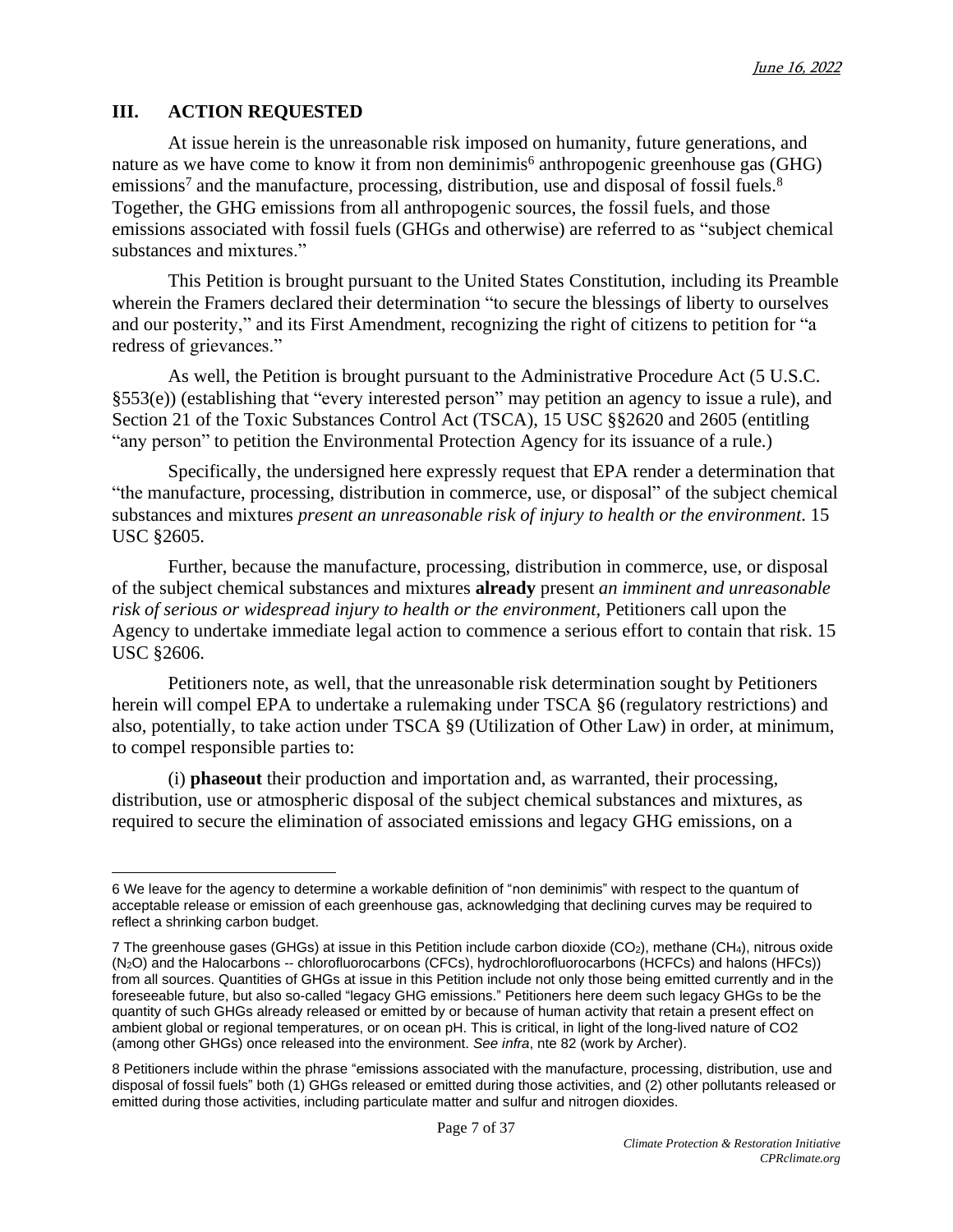## III. ACTION REQUESTED

At issue herein is the unreasonable risk imposed on humanity, future generations, and nature as we have come to know it from non deminimis[6] anthropogenic greenhouse gas (GHG) emissions[7] and the manufacture, processing, distribution, use and disposal of fossil fuels.[8] Together, the GHG emissions from all anthropogenic sources, the fossil fuels, and those emissions associated with fossil fuels (GHGs and otherwise) are referred to as "subject chemical substances and mixtures."

This Petition is brought pursuant to the United States Constitution, including its Preamble wherein the Framers declared their determination "to secure the blessings of liberty to ourselves and our posterity," and its First Amendment, recognizing the right of citizens to petition for "a redress of grievances."

As well, the Petition is brought pursuant to the Administrative Procedure Act (5 U.S.C. §553(e)) (establishing that "every interested person" may petition an agency to issue a rule), and Section 21 of the Toxic Substances Control Act (TSCA), 15 USC §§2620 and 2605 (entitling "any person" to petition the Environmental Protection Agency for its issuance of a rule.)

Specifically, the undersigned here expressly request that EPA render a determination that "the manufacture, processing, distribution in commerce, use, or disposal" of the subject chemical substances and mixtures *present an unreasonable risk of injury to health or the environment*. 15 USC §2605.

Further, because the manufacture, processing, distribution in commerce, use, or disposal of the subject chemical substances and mixtures **already** present *an imminent and unreasonable risk of serious or widespread injury to health or the environment*, Petitioners call upon the Agency to undertake immediate legal action to commence a serious effort to contain that risk. 15 USC §2606.

Petitioners note, as well, that the unreasonable risk determination sought by Petitioners herein will compel EPA to undertake a rulemaking under TSCA §6 (regulatory restrictions) and also, potentially, to take action under TSCA §9 (Utilization of Other Law) in order, at minimum, to compel responsible parties to:

(i) **phaseout** their production and importation and, as warranted, their processing, distribution, use or atmospheric disposal of the subject chemical substances and mixtures, as required to secure the elimination of associated emissions and legacy GHG emissions, on a

---

6 We leave for the agency to determine a workable definition of "non deminimis" with respect to the quantum of acceptable release or emission of each greenhouse gas, acknowledging that declining curves may be required to reflect a shrinking carbon budget.

7 The greenhouse gases (GHGs) at issue in this Petition include carbon dioxide ($CO_2$), methane ($CH_4$), nitrous oxide ($N_2O$) and the Halocarbons -- chlorofluorocarbons (CFCs), hydrochlorofluorocarbons (HCFCs) and halons (HFCs)) from all sources. Quantities of GHGs at issue in this Petition include not only those being emitted currently and in the foreseeable future, but also so-called "legacy GHG emissions." Petitioners here deem such legacy GHGs to be the quantity of such GHGs already released or emitted by or because of human activity that retain a present effect on ambient global or regional temperatures, or on ocean pH. This is critical, in light of the long-lived nature of CO2 (among other GHGs) once released into the environment. *See infra*, nte 82 (work by Archer).

8 Petitioners include within the phrase "emissions associated with the manufacture, processing, distribution, use and disposal of fossil fuels" both (1) GHGs released or emitted during those activities, and (2) other pollutants released or emitted during those activities, including particulate matter and sulfur and nitrogen dioxides.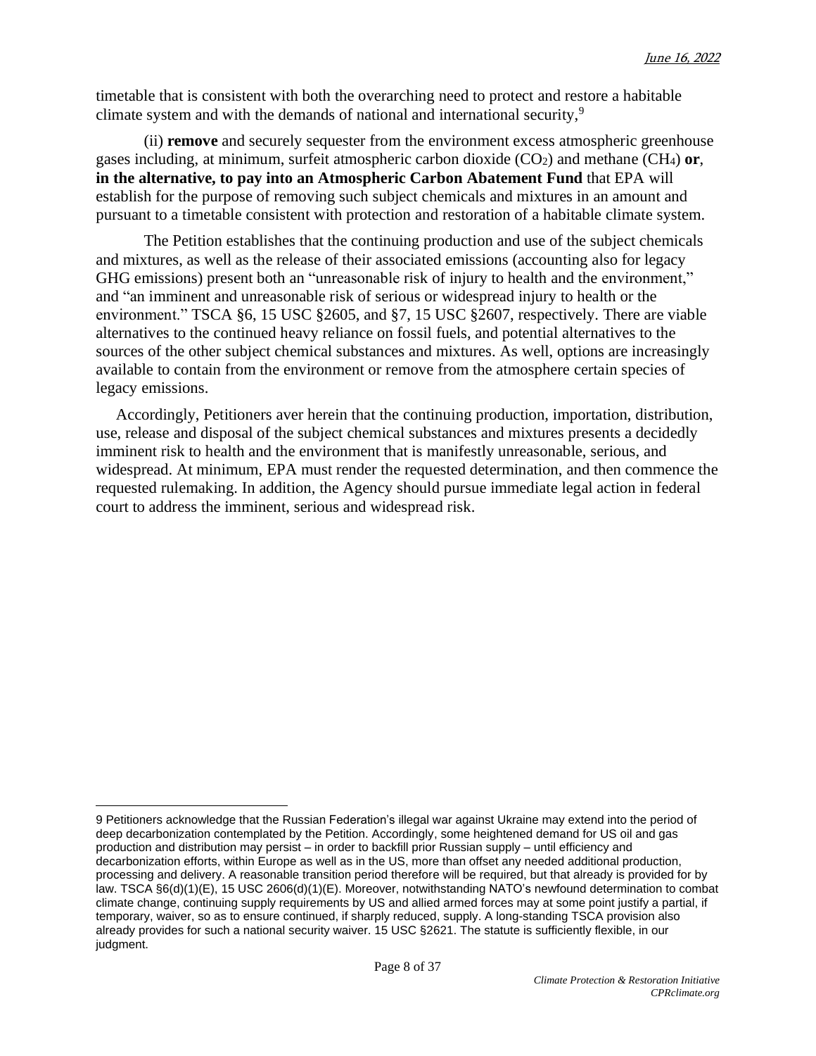timetable that is consistent with both the overarching need to protect and restore a habitable climate system and with the demands of national and international security,[9]

(ii) **remove** and securely sequester from the environment excess atmospheric greenhouse gases including, at minimum, surfeit atmospheric carbon dioxide ($CO_2$) and methane ($CH_4$) **or**, **in the alternative, to pay into an Atmospheric Carbon Abatement Fund** that EPA will establish for the purpose of removing such subject chemicals and mixtures in an amount and pursuant to a timetable consistent with protection and restoration of a habitable climate system.

The Petition establishes that the continuing production and use of the subject chemicals and mixtures, as well as the release of their associated emissions (accounting also for legacy GHG emissions) present both an "unreasonable risk of injury to health and the environment," and "an imminent and unreasonable risk of serious or widespread injury to health or the environment." TSCA §6, 15 USC §2605, and §7, 15 USC §2607, respectively. There are viable alternatives to the continued heavy reliance on fossil fuels, and potential alternatives to the sources of the other subject chemical substances and mixtures. As well, options are increasingly available to contain from the environment or remove from the atmosphere certain species of legacy emissions.

Accordingly, Petitioners aver herein that the continuing production, importation, distribution, use, release and disposal of the subject chemical substances and mixtures presents a decidedly imminent risk to health and the environment that is manifestly unreasonable, serious, and widespread. At minimum, EPA must render the requested determination, and then commence the requested rulemaking. In addition, the Agency should pursue immediate legal action in federal court to address the imminent, serious and widespread risk.

---

9 Petitioners acknowledge that the Russian Federation's illegal war against Ukraine may extend into the period of deep decarbonization contemplated by the Petition. Accordingly, some heightened demand for US oil and gas production and distribution may persist – in order to backfill prior Russian supply – until efficiency and decarbonization efforts, within Europe as well as in the US, more than offset any needed additional production, processing and delivery. A reasonable transition period therefore will be required, but that already is provided for by law. TSCA §6(d)(1)(E), 15 USC 2606(d)(1)(E). Moreover, notwithstanding NATO's newfound determination to combat climate change, continuing supply requirements by US and allied armed forces may at some point justify a partial, if temporary, waiver, so as to ensure continued, if sharply reduced, supply. A long-standing TSCA provision also already provides for such a national security waiver. 15 USC §2621. The statute is sufficiently flexible, in our judgment.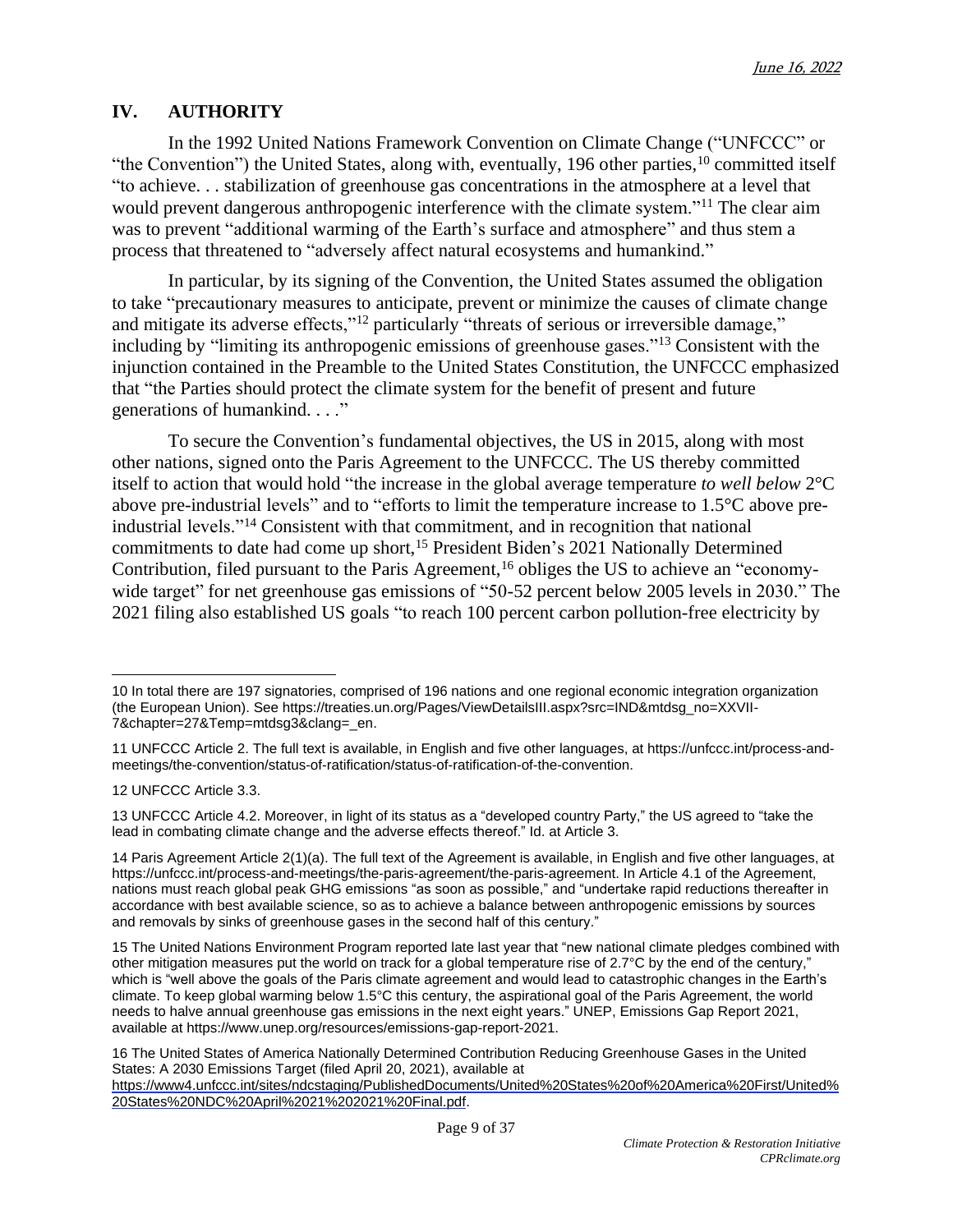## IV. AUTHORITY

In the 1992 United Nations Framework Convention on Climate Change ("UNFCCC" or "the Convention") the United States, along with, eventually, 196 other parties,[10] committed itself "to achieve. . . stabilization of greenhouse gas concentrations in the atmosphere at a level that would prevent dangerous anthropogenic interference with the climate system."[11] The clear aim was to prevent "additional warming of the Earth's surface and atmosphere" and thus stem a process that threatened to "adversely affect natural ecosystems and humankind."

In particular, by its signing of the Convention, the United States assumed the obligation to take "precautionary measures to anticipate, prevent or minimize the causes of climate change and mitigate its adverse effects,"[12] particularly "threats of serious or irreversible damage," including by "limiting its anthropogenic emissions of greenhouse gases."[13] Consistent with the injunction contained in the Preamble to the United States Constitution, the UNFCCC emphasized that "the Parties should protect the climate system for the benefit of present and future generations of humankind. . . ."

To secure the Convention's fundamental objectives, the US in 2015, along with most other nations, signed onto the Paris Agreement to the UNFCCC. The US thereby committed itself to action that would hold "the increase in the global average temperature *to well below* 2°C above pre-industrial levels" and to "efforts to limit the temperature increase to 1.5°C above pre-industrial levels."[14] Consistent with that commitment, and in recognition that national commitments to date had come up short,[15] President Biden's 2021 Nationally Determined Contribution, filed pursuant to the Paris Agreement,[16] obliges the US to achieve an "economy-wide target" for net greenhouse gas emissions of "50-52 percent below 2005 levels in 2030." The 2021 filing also established US goals "to reach 100 percent carbon pollution-free electricity by

---

10 In total there are 197 signatories, comprised of 196 nations and one regional economic integration organization (the European Union). See https://treaties.un.org/Pages/ViewDetailsIII.aspx?src=IND&mtdsg_no=XXVII-7&chapter=27&Temp=mtdsg3&clang=_en.

11 UNFCCC Article 2. The full text is available, in English and five other languages, at https://unfccc.int/process-and-meetings/the-convention/status-of-ratification/status-of-ratification-of-the-convention.

12 UNFCCC Article 3.3.

13 UNFCCC Article 4.2. Moreover, in light of its status as a "developed country Party," the US agreed to "take the lead in combating climate change and the adverse effects thereof." Id. at Article 3.

14 Paris Agreement Article 2(1)(a). The full text of the Agreement is available, in English and five other languages, at https://unfccc.int/process-and-meetings/the-paris-agreement/the-paris-agreement. In Article 4.1 of the Agreement, nations must reach global peak GHG emissions "as soon as possible," and "undertake rapid reductions thereafter in accordance with best available science, so as to achieve a balance between anthropogenic emissions by sources and removals by sinks of greenhouse gases in the second half of this century."

15 The United Nations Environment Program reported late last year that "new national climate pledges combined with other mitigation measures put the world on track for a global temperature rise of 2.7°C by the end of the century," which is "well above the goals of the Paris climate agreement and would lead to catastrophic changes in the Earth's climate. To keep global warming below 1.5°C this century, the aspirational goal of the Paris Agreement, the world needs to halve annual greenhouse gas emissions in the next eight years." UNEP, Emissions Gap Report 2021, available at https://www.unep.org/resources/emissions-gap-report-2021.

16 The United States of America Nationally Determined Contribution Reducing Greenhouse Gases in the United States: A 2030 Emissions Target (filed April 20, 2021), available at https://www4.unfccc.int/sites/ndcstaging/PublishedDocuments/United%20States%20of%20America%20First/United%20States%20NDC%20April%2021%202021%20Final.pdf.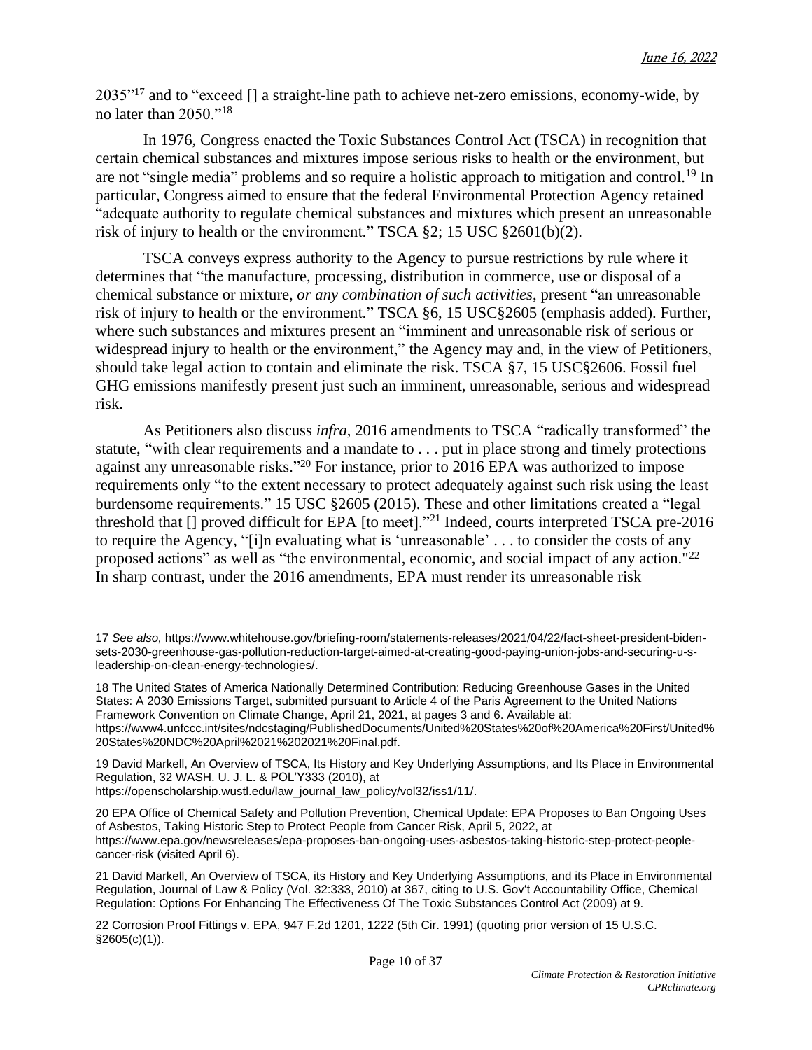2035"[17] and to "exceed [] a straight-line path to achieve net-zero emissions, economy-wide, by no later than 2050."[18]

In 1976, Congress enacted the Toxic Substances Control Act (TSCA) in recognition that certain chemical substances and mixtures impose serious risks to health or the environment, but are not "single media" problems and so require a holistic approach to mitigation and control.[19] In particular, Congress aimed to ensure that the federal Environmental Protection Agency retained "adequate authority to regulate chemical substances and mixtures which present an unreasonable risk of injury to health or the environment." TSCA §2; 15 USC §2601(b)(2).

TSCA conveys express authority to the Agency to pursue restrictions by rule where it determines that "the manufacture, processing, distribution in commerce, use or disposal of a chemical substance or mixture, *or any combination of such activities*, present "an unreasonable risk of injury to health or the environment." TSCA §6, 15 USC§2605 (emphasis added). Further, where such substances and mixtures present an "imminent and unreasonable risk of serious or widespread injury to health or the environment," the Agency may and, in the view of Petitioners, should take legal action to contain and eliminate the risk. TSCA §7, 15 USC§2606. Fossil fuel GHG emissions manifestly present just such an imminent, unreasonable, serious and widespread risk.

As Petitioners also discuss *infra*, 2016 amendments to TSCA "radically transformed" the statute, "with clear requirements and a mandate to . . . put in place strong and timely protections against any unreasonable risks."[20] For instance, prior to 2016 EPA was authorized to impose requirements only "to the extent necessary to protect adequately against such risk using the least burdensome requirements." 15 USC §2605 (2015). These and other limitations created a "legal threshold that [] proved difficult for EPA [to meet]."[21] Indeed, courts interpreted TSCA pre-2016 to require the Agency, "[i]n evaluating what is 'unreasonable' . . . to consider the costs of any proposed actions" as well as "the environmental, economic, and social impact of any action."[22] In sharp contrast, under the 2016 amendments, EPA must render its unreasonable risk

---

17 *See also,* https://www.whitehouse.gov/briefing-room/statements-releases/2021/04/22/fact-sheet-president-biden-sets-2030-greenhouse-gas-pollution-reduction-target-aimed-at-creating-good-paying-union-jobs-and-securing-u-s-leadership-on-clean-energy-technologies/.

18 The United States of America Nationally Determined Contribution: Reducing Greenhouse Gases in the United States: A 2030 Emissions Target, submitted pursuant to Article 4 of the Paris Agreement to the United Nations Framework Convention on Climate Change, April 21, 2021, at pages 3 and 6. Available at: https://www4.unfccc.int/sites/ndcstaging/PublishedDocuments/United%20States%20of%20America%20First/United%20States%20NDC%20April%2021%202021%20Final.pdf.

19 David Markell, An Overview of TSCA, Its History and Key Underlying Assumptions, and Its Place in Environmental Regulation, 32 WASH. U. J. L. & POL'Y333 (2010), at https://openscholarship.wustl.edu/law_journal_law_policy/vol32/iss1/11/.

20 EPA Office of Chemical Safety and Pollution Prevention, Chemical Update: EPA Proposes to Ban Ongoing Uses of Asbestos, Taking Historic Step to Protect People from Cancer Risk, April 5, 2022, at https://www.epa.gov/newsreleases/epa-proposes-ban-ongoing-uses-asbestos-taking-historic-step-protect-people-cancer-risk (visited April 6).

21 David Markell, An Overview of TSCA, its History and Key Underlying Assumptions, and its Place in Environmental Regulation, Journal of Law & Policy (Vol. 32:333, 2010) at 367, citing to U.S. Gov't Accountability Office, Chemical Regulation: Options For Enhancing The Effectiveness Of The Toxic Substances Control Act (2009) at 9.

22 Corrosion Proof Fittings v. EPA, 947 F.2d 1201, 1222 (5th Cir. 1991) (quoting prior version of 15 U.S.C. §2605(c)(1)).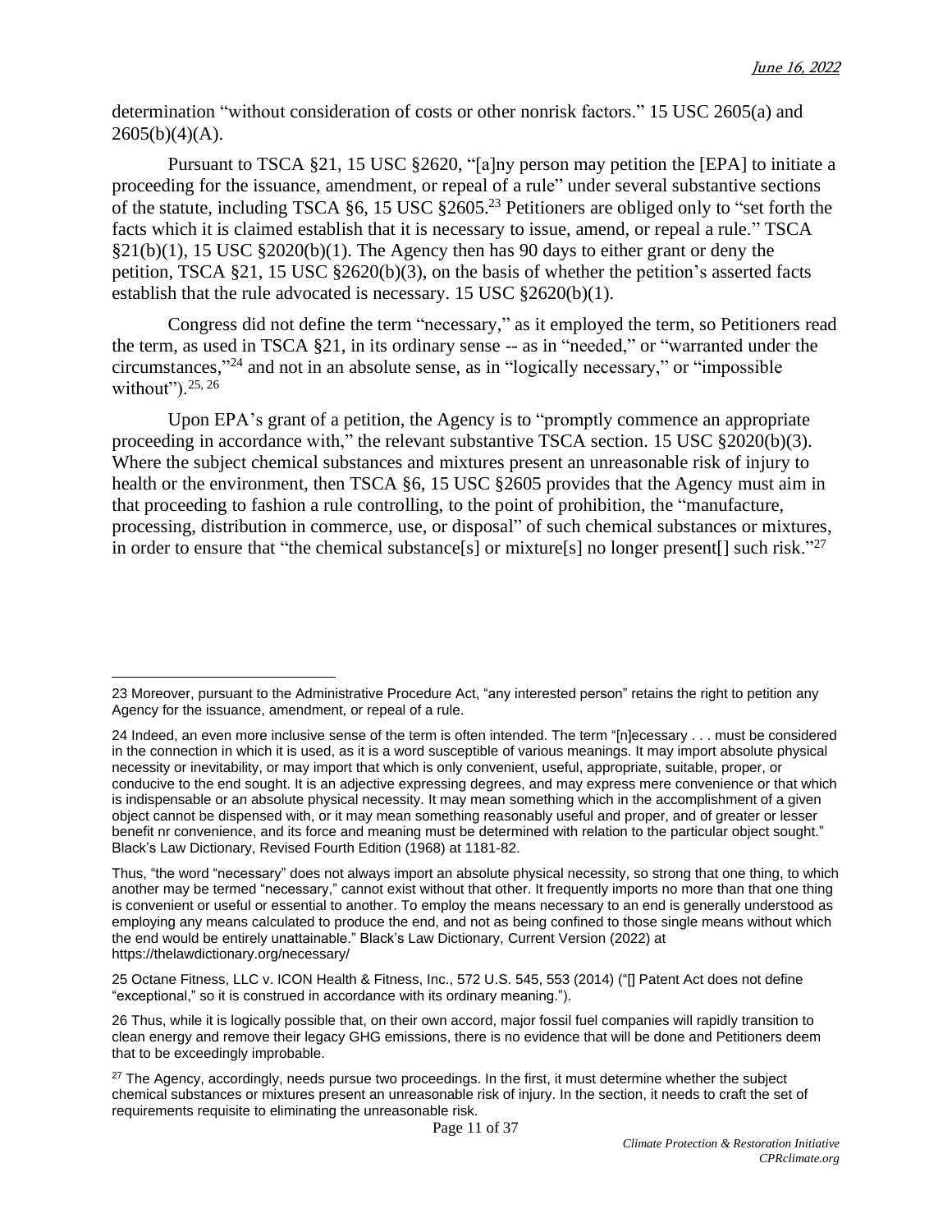determination "without consideration of costs or other nonrisk factors." 15 USC 2605(a) and 2605(b)(4)(A).

Pursuant to TSCA §21, 15 USC §2620, "[a]ny person may petition the [EPA] to initiate a proceeding for the issuance, amendment, or repeal of a rule" under several substantive sections of the statute, including TSCA §6, 15 USC §2605.[23] Petitioners are obliged only to "set forth the facts which it is claimed establish that it is necessary to issue, amend, or repeal a rule." TSCA §21(b)(1), 15 USC §2020(b)(1). The Agency then has 90 days to either grant or deny the petition, TSCA §21, 15 USC §2620(b)(3), on the basis of whether the petition's asserted facts establish that the rule advocated is necessary. 15 USC §2620(b)(1).

Congress did not define the term "necessary," as it employed the term, so Petitioners read the term, as used in TSCA §21, in its ordinary sense -- as in "needed," or "warranted under the circumstances,"[24] and not in an absolute sense, as in "logically necessary," or "impossible without").[25, 26]

Upon EPA's grant of a petition, the Agency is to "promptly commence an appropriate proceeding in accordance with," the relevant substantive TSCA section. 15 USC §2020(b)(3). Where the subject chemical substances and mixtures present an unreasonable risk of injury to health or the environment, then TSCA §6, 15 USC §2605 provides that the Agency must aim in that proceeding to fashion a rule controlling, to the point of prohibition, the "manufacture, processing, distribution in commerce, use, or disposal" of such chemical substances or mixtures, in order to ensure that "the chemical substance[s] or mixture[s] no longer present[] such risk."[27]

---

23 Moreover, pursuant to the Administrative Procedure Act, "any interested person" retains the right to petition any Agency for the issuance, amendment, or repeal of a rule.

24 Indeed, an even more inclusive sense of the term is often intended. The term "[n]ecessary . . . must be considered in the connection in which it is used, as it is a word susceptible of various meanings. It may import absolute physical necessity or inevitability, or may import that which is only convenient, useful, appropriate, suitable, proper, or conducive to the end sought. It is an adjective expressing degrees, and may express mere convenience or that which is indispensable or an absolute physical necessity. It may mean something which in the accomplishment of a given object cannot be dispensed with, or it may mean something reasonably useful and proper, and of greater or lesser benefit nr convenience, and its force and meaning must be determined with relation to the particular object sought." Black's Law Dictionary, Revised Fourth Edition (1968) at 1181-82.

Thus, "the word "necessary" does not always import an absolute physical necessity, so strong that one thing, to which another may be termed "necessary," cannot exist without that other. It frequently imports no more than that one thing is convenient or useful or essential to another. To employ the means necessary to an end is generally understood as employing any means calculated to produce the end, and not as being confined to those single means without which the end would be entirely unattainable." Black's Law Dictionary, Current Version (2022) at https://thelawdictionary.org/necessary/

25 Octane Fitness, LLC v. ICON Health & Fitness, Inc., 572 U.S. 545, 553 (2014) ("[] Patent Act does not define "exceptional," so it is construed in accordance with its ordinary meaning.").

26 Thus, while it is logically possible that, on their own accord, major fossil fuel companies will rapidly transition to clean energy and remove their legacy GHG emissions, there is no evidence that will be done and Petitioners deem that to be exceedingly improbable.

27 The Agency, accordingly, needs pursue two proceedings. In the first, it must determine whether the subject chemical substances or mixtures present an unreasonable risk of injury. In the section, it needs to craft the set of requirements requisite to eliminating the unreasonable risk.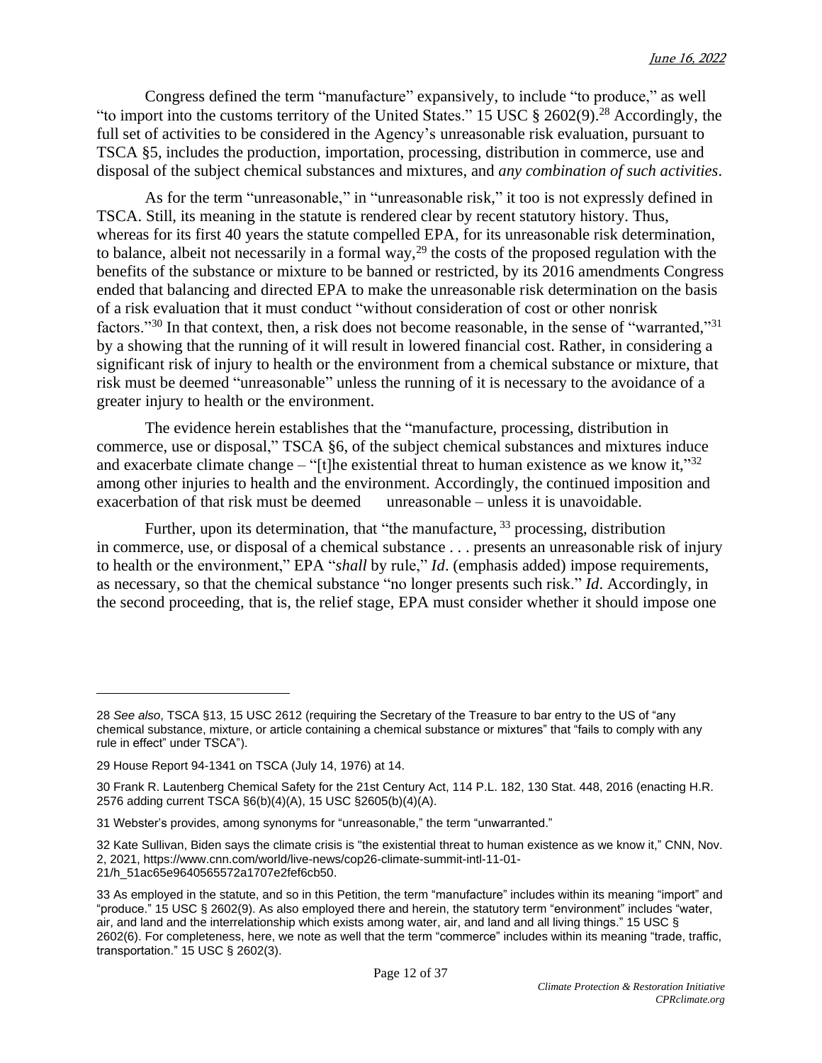Congress defined the term "manufacture" expansively, to include "to produce," as well "to import into the customs territory of the United States." 15 USC § 2602(9).[28] Accordingly, the full set of activities to be considered in the Agency's unreasonable risk evaluation, pursuant to TSCA §5, includes the production, importation, processing, distribution in commerce, use and disposal of the subject chemical substances and mixtures, and *any combination of such activities*.

As for the term "unreasonable," in "unreasonable risk," it too is not expressly defined in TSCA. Still, its meaning in the statute is rendered clear by recent statutory history. Thus, whereas for its first 40 years the statute compelled EPA, for its unreasonable risk determination, to balance, albeit not necessarily in a formal way,[29] the costs of the proposed regulation with the benefits of the substance or mixture to be banned or restricted, by its 2016 amendments Congress ended that balancing and directed EPA to make the unreasonable risk determination on the basis of a risk evaluation that it must conduct "without consideration of cost or other nonrisk factors."[30] In that context, then, a risk does not become reasonable, in the sense of "warranted,"[31] by a showing that the running of it will result in lowered financial cost. Rather, in considering a significant risk of injury to health or the environment from a chemical substance or mixture, that risk must be deemed "unreasonable" unless the running of it is necessary to the avoidance of a greater injury to health or the environment.

The evidence herein establishes that the "manufacture, processing, distribution in commerce, use or disposal," TSCA §6, of the subject chemical substances and mixtures induce and exacerbate climate change – "[t]he existential threat to human existence as we know it,"[32] among other injuries to health and the environment. Accordingly, the continued imposition and exacerbation of that risk must be deemed unreasonable – unless it is unavoidable.

Further, upon its determination, that "the manufacture, [33] processing, distribution in commerce, use, or disposal of a chemical substance . . . presents an unreasonable risk of injury to health or the environment," EPA "*shall* by rule," *Id*. (emphasis added) impose requirements, as necessary, so that the chemical substance "no longer presents such risk." *Id*. Accordingly, in the second proceeding, that is, the relief stage, EPA must consider whether it should impose one

---

28 *See also*, TSCA §13, 15 USC 2612 (requiring the Secretary of the Treasure to bar entry to the US of "any chemical substance, mixture, or article containing a chemical substance or mixtures" that "fails to comply with any rule in effect" under TSCA").

29 House Report 94-1341 on TSCA (July 14, 1976) at 14.

30 Frank R. Lautenberg Chemical Safety for the 21st Century Act, 114 P.L. 182, 130 Stat. 448, 2016 (enacting H.R. 2576 adding current TSCA §6(b)(4)(A), 15 USC §2605(b)(4)(A).

31 Webster's provides, among synonyms for "unreasonable," the term "unwarranted."

32 Kate Sullivan, Biden says the climate crisis is "the existential threat to human existence as we know it," CNN, Nov. 2, 2021, https://www.cnn.com/world/live-news/cop26-climate-summit-intl-11-01-21/h_51ac65e9640565572a1707e2fef6cb50.

33 As employed in the statute, and so in this Petition, the term "manufacture" includes within its meaning "import" and "produce." 15 USC § 2602(9). As also employed there and herein, the statutory term "environment" includes "water, air, and land and the interrelationship which exists among water, air, and land and all living things." 15 USC § 2602(6). For completeness, here, we note as well that the term "commerce" includes within its meaning "trade, traffic, transportation." 15 USC § 2602(3).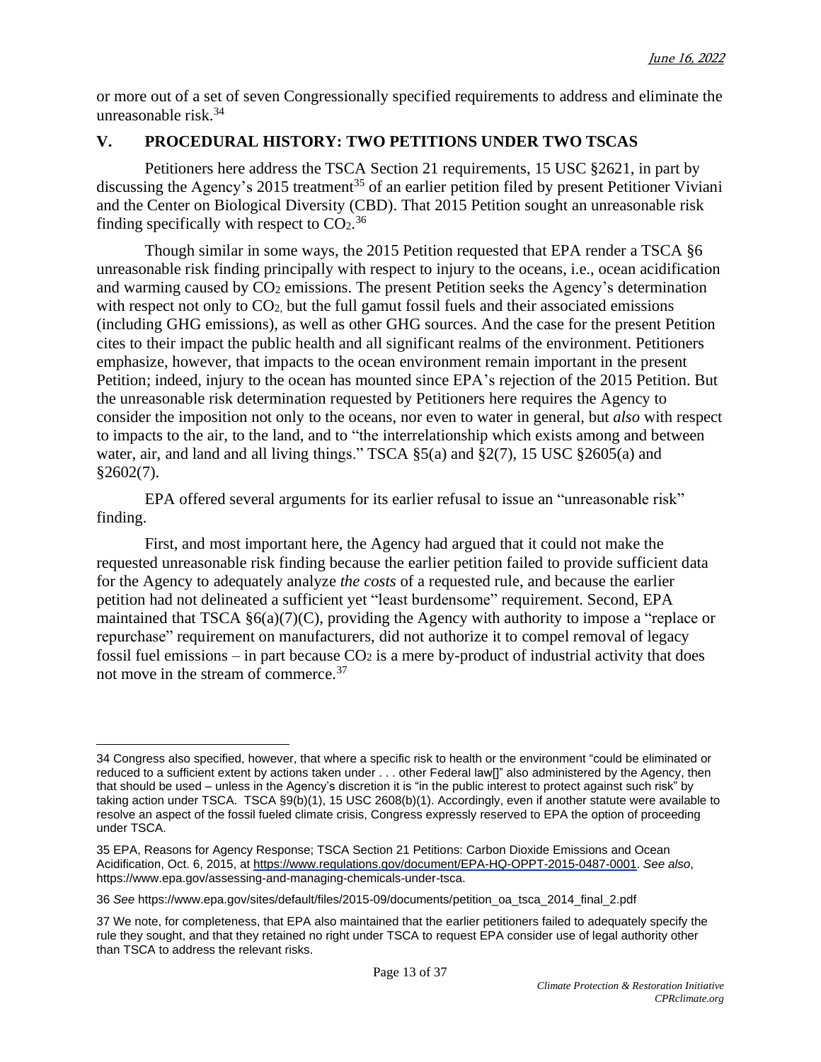or more out of a set of seven Congressionally specified requirements to address and eliminate the unreasonable risk.[34]

## V. PROCEDURAL HISTORY: TWO PETITIONS UNDER TWO TSCAS

Petitioners here address the TSCA Section 21 requirements, 15 USC §2621, in part by discussing the Agency's 2015 treatment[35] of an earlier petition filed by present Petitioner Viviani and the Center on Biological Diversity (CBD). That 2015 Petition sought an unreasonable risk finding specifically with respect to $CO_2$.[36]

Though similar in some ways, the 2015 Petition requested that EPA render a TSCA §6 unreasonable risk finding principally with respect to injury to the oceans, i.e., ocean acidification and warming caused by $CO_2$ emissions. The present Petition seeks the Agency's determination with respect not only to $CO_2$, but the full gamut fossil fuels and their associated emissions (including GHG emissions), as well as other GHG sources. And the case for the present Petition cites to their impact the public health and all significant realms of the environment. Petitioners emphasize, however, that impacts to the ocean environment remain important in the present Petition; indeed, injury to the ocean has mounted since EPA's rejection of the 2015 Petition. But the unreasonable risk determination requested by Petitioners here requires the Agency to consider the imposition not only to the oceans, nor even to water in general, but *also* with respect to impacts to the air, to the land, and to "the interrelationship which exists among and between water, air, and land and all living things." TSCA §5(a) and §2(7), 15 USC §2605(a) and §2602(7).

EPA offered several arguments for its earlier refusal to issue an "unreasonable risk" finding.

First, and most important here, the Agency had argued that it could not make the requested unreasonable risk finding because the earlier petition failed to provide sufficient data for the Agency to adequately analyze *the costs* of a requested rule, and because the earlier petition had not delineated a sufficient yet "least burdensome" requirement. Second, EPA maintained that TSCA §6(a)(7)(C), providing the Agency with authority to impose a "replace or repurchase" requirement on manufacturers, did not authorize it to compel removal of legacy fossil fuel emissions – in part because $CO_2$ is a mere by-product of industrial activity that does not move in the stream of commerce.[37]

---

34 Congress also specified, however, that where a specific risk to health or the environment "could be eliminated or reduced to a sufficient extent by actions taken under . . . other Federal law[]" also administered by the Agency, then that should be used – unless in the Agency's discretion it is "in the public interest to protect against such risk" by taking action under TSCA. TSCA §9(b)(1), 15 USC 2608(b)(1). Accordingly, even if another statute were available to resolve an aspect of the fossil fueled climate crisis, Congress expressly reserved to EPA the option of proceeding under TSCA.

35 EPA, Reasons for Agency Response; TSCA Section 21 Petitions: Carbon Dioxide Emissions and Ocean Acidification, Oct. 6, 2015, at https://www.regulations.gov/document/EPA-HQ-OPPT-2015-0487-0001. *See also*, https://www.epa.gov/assessing-and-managing-chemicals-under-tsca.

36 *See* https://www.epa.gov/sites/default/files/2015-09/documents/petition_oa_tsca_2014_final_2.pdf

37 We note, for completeness, that EPA also maintained that the earlier petitioners failed to adequately specify the rule they sought, and that they retained no right under TSCA to request EPA consider use of legal authority other than TSCA to address the relevant risks.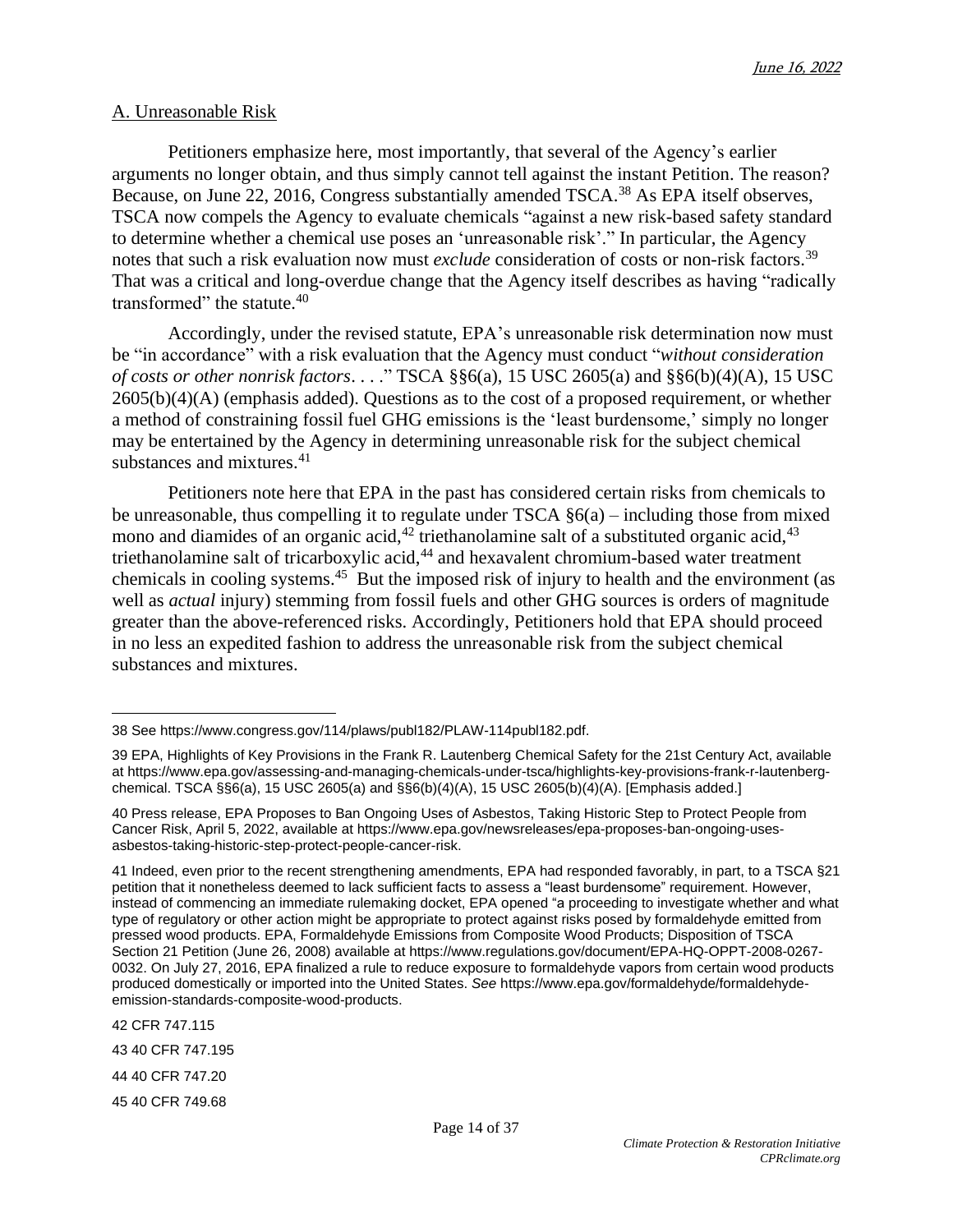June 16, 2022

A. Unreasonable Risk

Petitioners emphasize here, most importantly, that several of the Agency's earlier arguments no longer obtain, and thus simply cannot tell against the instant Petition. The reason? Because, on June 22, 2016, Congress substantially amended TSCA.[38] As EPA itself observes, TSCA now compels the Agency to evaluate chemicals "against a new risk-based safety standard to determine whether a chemical use poses an 'unreasonable risk'." In particular, the Agency notes that such a risk evaluation now must *exclude* consideration of costs or non-risk factors.[39] That was a critical and long-overdue change that the Agency itself describes as having "radically transformed" the statute.[40]

Accordingly, under the revised statute, EPA's unreasonable risk determination now must be "in accordance" with a risk evaluation that the Agency must conduct "*without consideration of costs or other nonrisk factors*. . . ." TSCA §§6(a), 15 USC 2605(a) and §§6(b)(4)(A), 15 USC 2605(b)(4)(A) (emphasis added). Questions as to the cost of a proposed requirement, or whether a method of constraining fossil fuel GHG emissions is the 'least burdensome,' simply no longer may be entertained by the Agency in determining unreasonable risk for the subject chemical substances and mixtures.[41]

Petitioners note here that EPA in the past has considered certain risks from chemicals to be unreasonable, thus compelling it to regulate under TSCA §6(a) – including those from mixed mono and diamides of an organic acid,[42] triethanolamine salt of a substituted organic acid,[43] triethanolamine salt of tricarboxylic acid,[44] and hexavalent chromium-based water treatment chemicals in cooling systems.[45] But the imposed risk of injury to health and the environment (as well as *actual* injury) stemming from fossil fuels and other GHG sources is orders of magnitude greater than the above-referenced risks. Accordingly, Petitioners hold that EPA should proceed in no less an expedited fashion to address the unreasonable risk from the subject chemical substances and mixtures.

---

38 See https://www.congress.gov/114/plaws/publ182/PLAW-114publ182.pdf.

39 EPA, Highlights of Key Provisions in the Frank R. Lautenberg Chemical Safety for the 21st Century Act, available at https://www.epa.gov/assessing-and-managing-chemicals-under-tsca/highlights-key-provisions-frank-r-lautenberg-chemical. TSCA §§6(a), 15 USC 2605(a) and §§6(b)(4)(A), 15 USC 2605(b)(4)(A). [Emphasis added.]

40 Press release, EPA Proposes to Ban Ongoing Uses of Asbestos, Taking Historic Step to Protect People from Cancer Risk, April 5, 2022, available at https://www.epa.gov/newsreleases/epa-proposes-ban-ongoing-uses-asbestos-taking-historic-step-protect-people-cancer-risk.

41 Indeed, even prior to the recent strengthening amendments, EPA had responded favorably, in part, to a TSCA §21 petition that it nonetheless deemed to lack sufficient facts to assess a "least burdensome" requirement. However, instead of commencing an immediate rulemaking docket, EPA opened "a proceeding to investigate whether and what type of regulatory or other action might be appropriate to protect against risks posed by formaldehyde emitted from pressed wood products. EPA, Formaldehyde Emissions from Composite Wood Products; Disposition of TSCA Section 21 Petition (June 26, 2008) available at https://www.regulations.gov/document/EPA-HQ-OPPT-2008-0267-0032. On July 27, 2016, EPA finalized a rule to reduce exposure to formaldehyde vapors from certain wood products produced domestically or imported into the United States. *See* https://www.epa.gov/formaldehyde/formaldehyde-emission-standards-composite-wood-products.

42 CFR 747.115

43 40 CFR 747.195

44 40 CFR 747.20

45 40 CFR 749.68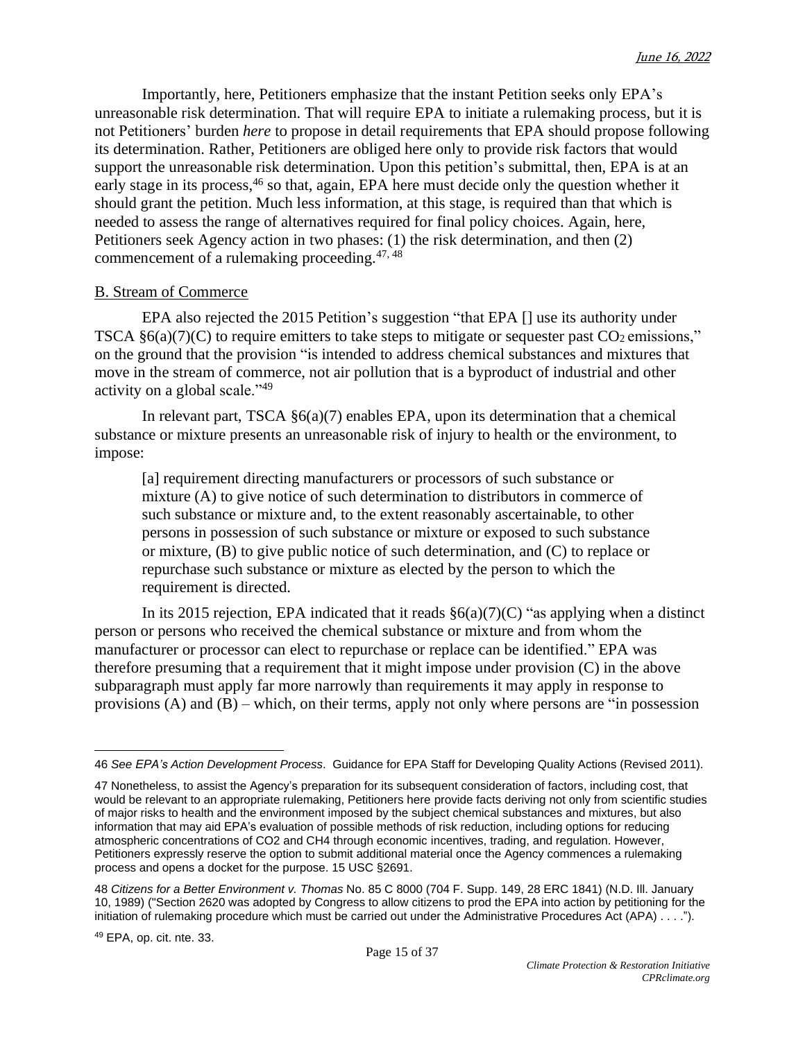Importantly, here, Petitioners emphasize that the instant Petition seeks only EPA's unreasonable risk determination. That will require EPA to initiate a rulemaking process, but it is not Petitioners' burden *here* to propose in detail requirements that EPA should propose following its determination. Rather, Petitioners are obliged here only to provide risk factors that would support the unreasonable risk determination. Upon this petition's submittal, then, EPA is at an early stage in its process,[46] so that, again, EPA here must decide only the question whether it should grant the petition. Much less information, at this stage, is required than that which is needed to assess the range of alternatives required for final policy choices. Again, here, Petitioners seek Agency action in two phases: (1) the risk determination, and then (2) commencement of a rulemaking proceeding.[47, 48]

B. Stream of Commerce

EPA also rejected the 2015 Petition's suggestion "that EPA [] use its authority under TSCA §6(a)(7)(C) to require emitters to take steps to mitigate or sequester past $CO_2$ emissions," on the ground that the provision "is intended to address chemical substances and mixtures that move in the stream of commerce, not air pollution that is a byproduct of industrial and other activity on a global scale."[49]

In relevant part, TSCA §6(a)(7) enables EPA, upon its determination that a chemical substance or mixture presents an unreasonable risk of injury to health or the environment, to impose:

> [a] requirement directing manufacturers or processors of such substance or mixture (A) to give notice of such determination to distributors in commerce of such substance or mixture and, to the extent reasonably ascertainable, to other persons in possession of such substance or mixture or exposed to such substance or mixture, (B) to give public notice of such determination, and (C) to replace or repurchase such substance or mixture as elected by the person to which the requirement is directed.

In its 2015 rejection, EPA indicated that it reads §6(a)(7)(C) "as applying when a distinct person or persons who received the chemical substance or mixture and from whom the manufacturer or processor can elect to repurchase or replace can be identified." EPA was therefore presuming that a requirement that it might impose under provision (C) in the above subparagraph must apply far more narrowly than requirements it may apply in response to provisions (A) and (B) – which, on their terms, apply not only where persons are "in possession

---

46 *See EPA's Action Development Process*. Guidance for EPA Staff for Developing Quality Actions (Revised 2011).

47 Nonetheless, to assist the Agency's preparation for its subsequent consideration of factors, including cost, that would be relevant to an appropriate rulemaking, Petitioners here provide facts deriving not only from scientific studies of major risks to health and the environment imposed by the subject chemical substances and mixtures, but also information that may aid EPA's evaluation of possible methods of risk reduction, including options for reducing atmospheric concentrations of CO2 and CH4 through economic incentives, trading, and regulation. However, Petitioners expressly reserve the option to submit additional material once the Agency commences a rulemaking process and opens a docket for the purpose. 15 USC §2691.

48 *Citizens for a Better Environment v. Thomas* No. 85 C 8000 (704 F. Supp. 149, 28 ERC 1841) (N.D. Ill. January 10, 1989) ("Section 2620 was adopted by Congress to allow citizens to prod the EPA into action by petitioning for the initiation of rulemaking procedure which must be carried out under the Administrative Procedures Act (APA) . . . .").

49 EPA, op. cit. nte. 33.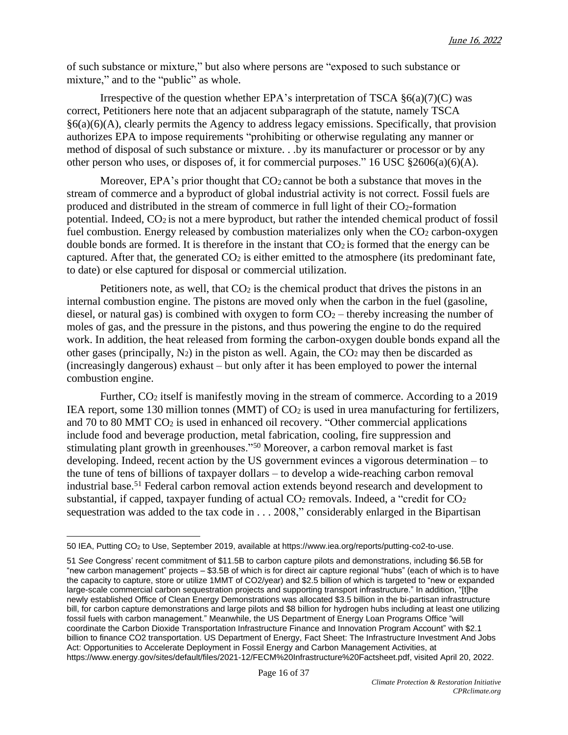of such substance or mixture," but also where persons are "exposed to such substance or mixture," and to the "public" as whole.

Irrespective of the question whether EPA's interpretation of TSCA §6(a)(7)(C) was correct, Petitioners here note that an adjacent subparagraph of the statute, namely TSCA §6(a)(6)(A), clearly permits the Agency to address legacy emissions. Specifically, that provision authorizes EPA to impose requirements "prohibiting or otherwise regulating any manner or method of disposal of such substance or mixture. . .by its manufacturer or processor or by any other person who uses, or disposes of, it for commercial purposes." 16 USC §2606(a)(6)(A).

Moreover, EPA's prior thought that $CO_2$ cannot be both a substance that moves in the stream of commerce and a byproduct of global industrial activity is not correct. Fossil fuels are produced and distributed in the stream of commerce in full light of their $CO_2$-formation potential. Indeed, $CO_2$ is not a mere byproduct, but rather the intended chemical product of fossil fuel combustion. Energy released by combustion materializes only when the $CO_2$ carbon-oxygen double bonds are formed. It is therefore in the instant that $CO_2$ is formed that the energy can be captured. After that, the generated $CO_2$ is either emitted to the atmosphere (its predominant fate, to date) or else captured for disposal or commercial utilization.

Petitioners note, as well, that $CO_2$ is the chemical product that drives the pistons in an internal combustion engine. The pistons are moved only when the carbon in the fuel (gasoline, diesel, or natural gas) is combined with oxygen to form $CO_2$ – thereby increasing the number of moles of gas, and the pressure in the pistons, and thus powering the engine to do the required work. In addition, the heat released from forming the carbon-oxygen double bonds expand all the other gases (principally, $N_2$) in the piston as well. Again, the $CO_2$ may then be discarded as (increasingly dangerous) exhaust – but only after it has been employed to power the internal combustion engine.

Further, $CO_2$ itself is manifestly moving in the stream of commerce. According to a 2019 IEA report, some 130 million tonnes (MMT) of $CO_2$ is used in urea manufacturing for fertilizers, and 70 to 80 MMT $CO_2$ is used in enhanced oil recovery. "Other commercial applications include food and beverage production, metal fabrication, cooling, fire suppression and stimulating plant growth in greenhouses."[50] Moreover, a carbon removal market is fast developing. Indeed, recent action by the US government evinces a vigorous determination – to the tune of tens of billions of taxpayer dollars – to develop a wide-reaching carbon removal industrial base.[51] Federal carbon removal action extends beyond research and development to substantial, if capped, taxpayer funding of actual $CO_2$ removals. Indeed, a "credit for $CO_2$ sequestration was added to the tax code in . . . 2008," considerably enlarged in the Bipartisan

---

50 IEA, Putting $CO_2$ to Use, September 2019, available at https://www.iea.org/reports/putting-co2-to-use.

51 *See* Congress' recent commitment of $11.5B to carbon capture pilots and demonstrations, including $6.5B for "new carbon management" projects – $3.5B of which is for direct air capture regional "hubs" (each of which is to have the capacity to capture, store or utilize 1MMT of CO2/year) and $2.5 billion of which is targeted to "new or expanded large-scale commercial carbon sequestration projects and supporting transport infrastructure." In addition, "[t]he newly established Office of Clean Energy Demonstrations was allocated $3.5 billion in the bi-partisan infrastructure bill, for carbon capture demonstrations and large pilots and $8 billion for hydrogen hubs including at least one utilizing fossil fuels with carbon management." Meanwhile, the US Department of Energy Loan Programs Office "will coordinate the Carbon Dioxide Transportation Infrastructure Finance and Innovation Program Account" with $2.1 billion to finance CO2 transportation. US Department of Energy, Fact Sheet: The Infrastructure Investment And Jobs Act: Opportunities to Accelerate Deployment in Fossil Energy and Carbon Management Activities, at https://www.energy.gov/sites/default/files/2021-12/FECM%20Infrastructure%20Factsheet.pdf, visited April 20, 2022.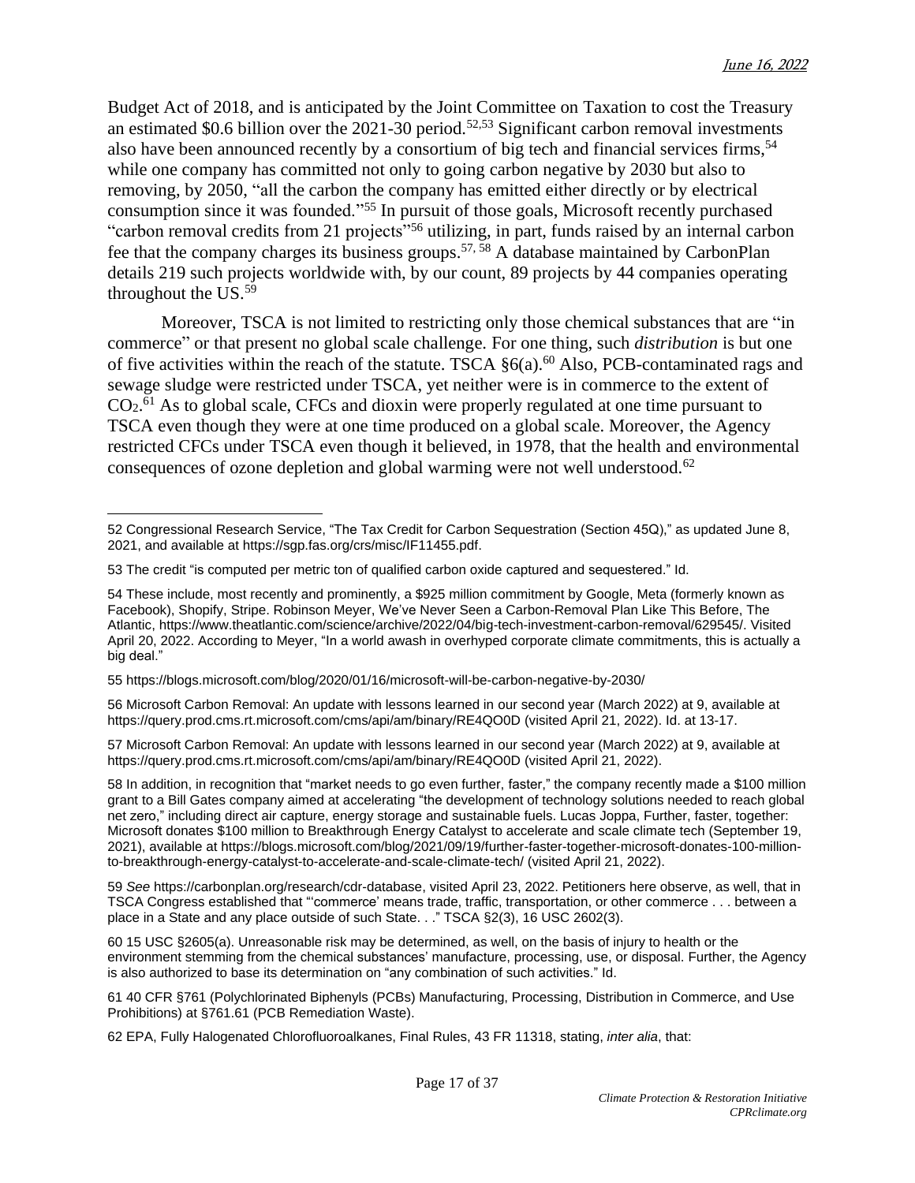Budget Act of 2018, and is anticipated by the Joint Committee on Taxation to cost the Treasury an estimated $0.6 billion over the 2021-30 period.[52,53] Significant carbon removal investments also have been announced recently by a consortium of big tech and financial services firms,[54] while one company has committed not only to going carbon negative by 2030 but also to removing, by 2050, "all the carbon the company has emitted either directly or by electrical consumption since it was founded."[55] In pursuit of those goals, Microsoft recently purchased "carbon removal credits from 21 projects"[56] utilizing, in part, funds raised by an internal carbon fee that the company charges its business groups.[57, 58] A database maintained by CarbonPlan details 219 such projects worldwide with, by our count, 89 projects by 44 companies operating throughout the US.[59]

Moreover, TSCA is not limited to restricting only those chemical substances that are "in commerce" or that present no global scale challenge. For one thing, such *distribution* is but one of five activities within the reach of the statute. TSCA §6(a).[60] Also, PCB-contaminated rags and sewage sludge were restricted under TSCA, yet neither were is in commerce to the extent of $CO_2$.[61] As to global scale, CFCs and dioxin were properly regulated at one time pursuant to TSCA even though they were at one time produced on a global scale. Moreover, the Agency restricted CFCs under TSCA even though it believed, in 1978, that the health and environmental consequences of ozone depletion and global warming were not well understood.[62]

---

52 Congressional Research Service, "The Tax Credit for Carbon Sequestration (Section 45Q)," as updated June 8, 2021, and available at https://sgp.fas.org/crs/misc/IF11455.pdf.

53 The credit "is computed per metric ton of qualified carbon oxide captured and sequestered." Id.

54 These include, most recently and prominently, a $925 million commitment by Google, Meta (formerly known as Facebook), Shopify, Stripe. Robinson Meyer, We've Never Seen a Carbon-Removal Plan Like This Before, The Atlantic, https://www.theatlantic.com/science/archive/2022/04/big-tech-investment-carbon-removal/629545/. Visited April 20, 2022. According to Meyer, "In a world awash in overhyped corporate climate commitments, this is actually a big deal."

55 https://blogs.microsoft.com/blog/2020/01/16/microsoft-will-be-carbon-negative-by-2030/

56 Microsoft Carbon Removal: An update with lessons learned in our second year (March 2022) at 9, available at https://query.prod.cms.rt.microsoft.com/cms/api/am/binary/RE4QO0D (visited April 21, 2022). Id. at 13-17.

57 Microsoft Carbon Removal: An update with lessons learned in our second year (March 2022) at 9, available at https://query.prod.cms.rt.microsoft.com/cms/api/am/binary/RE4QO0D (visited April 21, 2022).

58 In addition, in recognition that "market needs to go even further, faster," the company recently made a $100 million grant to a Bill Gates company aimed at accelerating "the development of technology solutions needed to reach global net zero," including direct air capture, energy storage and sustainable fuels. Lucas Joppa, Further, faster, together: Microsoft donates $100 million to Breakthrough Energy Catalyst to accelerate and scale climate tech (September 19, 2021), available at https://blogs.microsoft.com/blog/2021/09/19/further-faster-together-microsoft-donates-100-million-to-breakthrough-energy-catalyst-to-accelerate-and-scale-climate-tech/ (visited April 21, 2022).

59 *See* https://carbonplan.org/research/cdr-database, visited April 23, 2022. Petitioners here observe, as well, that in TSCA Congress established that "'commerce' means trade, traffic, transportation, or other commerce . . . between a place in a State and any place outside of such State. . ." TSCA §2(3), 16 USC 2602(3).

60 15 USC §2605(a). Unreasonable risk may be determined, as well, on the basis of injury to health or the environment stemming from the chemical substances' manufacture, processing, use, or disposal. Further, the Agency is also authorized to base its determination on "any combination of such activities." Id.

61 40 CFR §761 (Polychlorinated Biphenyls (PCBs) Manufacturing, Processing, Distribution in Commerce, and Use Prohibitions) at §761.61 (PCB Remediation Waste).

62 EPA, Fully Halogenated Chlorofluoroalkanes, Final Rules, 43 FR 11318, stating, *inter alia*, that: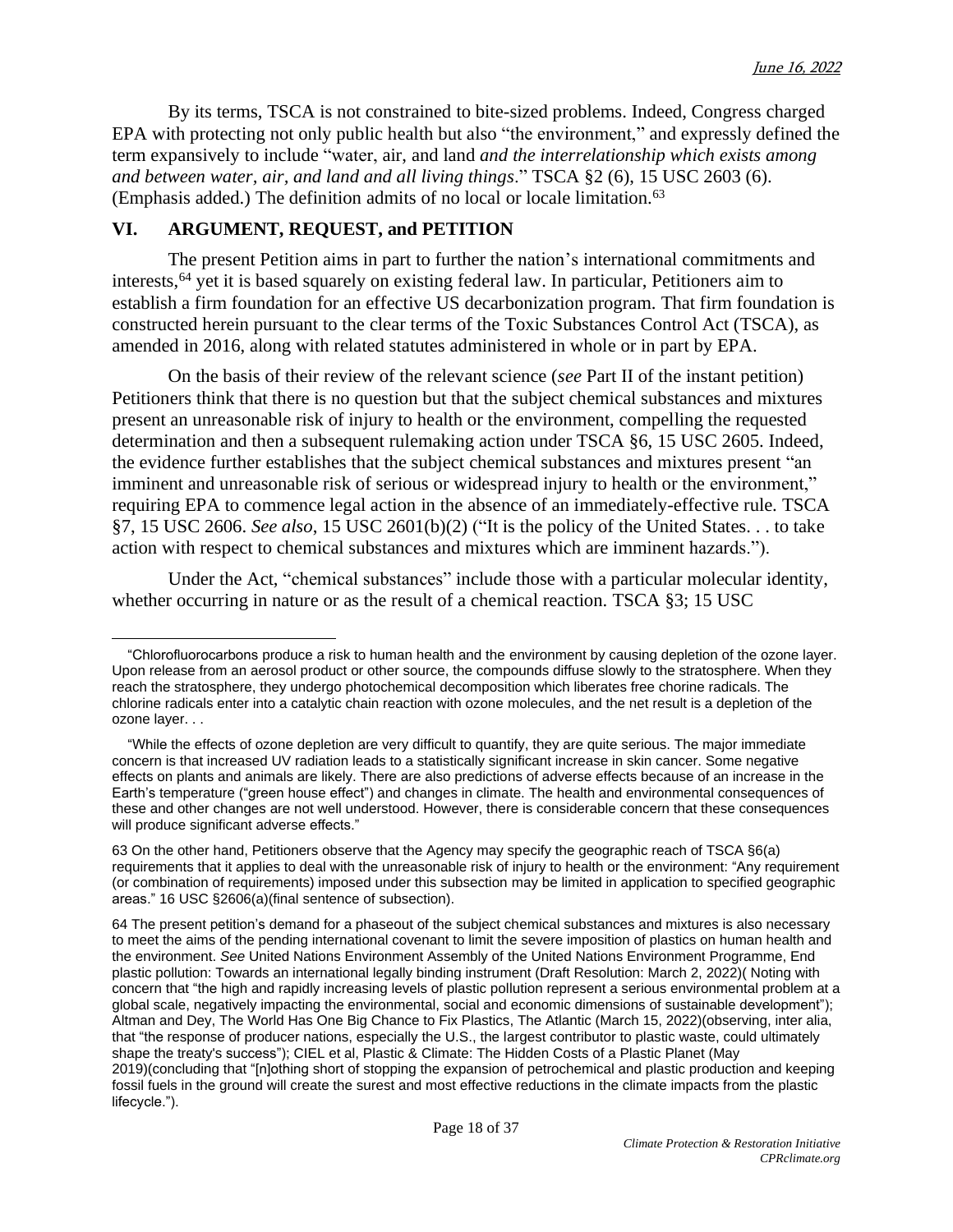By its terms, TSCA is not constrained to bite-sized problems. Indeed, Congress charged EPA with protecting not only public health but also "the environment," and expressly defined the term expansively to include "water, air, and land *and the interrelationship which exists among and between water, air, and land and all living things*." TSCA §2 (6), 15 USC 2603 (6). (Emphasis added.) The definition admits of no local or locale limitation.[63]

## VI. ARGUMENT, REQUEST, and PETITION

The present Petition aims in part to further the nation's international commitments and interests,[64] yet it is based squarely on existing federal law. In particular, Petitioners aim to establish a firm foundation for an effective US decarbonization program. That firm foundation is constructed herein pursuant to the clear terms of the Toxic Substances Control Act (TSCA), as amended in 2016, along with related statutes administered in whole or in part by EPA.

On the basis of their review of the relevant science (*see* Part II of the instant petition) Petitioners think that there is no question but that the subject chemical substances and mixtures present an unreasonable risk of injury to health or the environment, compelling the requested determination and then a subsequent rulemaking action under TSCA §6, 15 USC 2605. Indeed, the evidence further establishes that the subject chemical substances and mixtures present "an imminent and unreasonable risk of serious or widespread injury to health or the environment," requiring EPA to commence legal action in the absence of an immediately-effective rule. TSCA §7, 15 USC 2606. *See also*, 15 USC 2601(b)(2) ("It is the policy of the United States. . . to take action with respect to chemical substances and mixtures which are imminent hazards.").

Under the Act, "chemical substances" include those with a particular molecular identity, whether occurring in nature or as the result of a chemical reaction. TSCA §3; 15 USC

---

"Chlorofluorocarbons produce a risk to human health and the environment by causing depletion of the ozone layer. Upon release from an aerosol product or other source, the compounds diffuse slowly to the stratosphere. When they reach the stratosphere, they undergo photochemical decomposition which liberates free chorine radicals. The chlorine radicals enter into a catalytic chain reaction with ozone molecules, and the net result is a depletion of the ozone layer. . .

"While the effects of ozone depletion are very difficult to quantify, they are quite serious. The major immediate concern is that increased UV radiation leads to a statistically significant increase in skin cancer. Some negative effects on plants and animals are likely. There are also predictions of adverse effects because of an increase in the Earth's temperature ("green house effect") and changes in climate. The health and environmental consequences of these and other changes are not well understood. However, there is considerable concern that these consequences will produce significant adverse effects."

63 On the other hand, Petitioners observe that the Agency may specify the geographic reach of TSCA §6(a) requirements that it applies to deal with the unreasonable risk of injury to health or the environment: "Any requirement (or combination of requirements) imposed under this subsection may be limited in application to specified geographic areas." 16 USC §2606(a)(final sentence of subsection).

64 The present petition's demand for a phaseout of the subject chemical substances and mixtures is also necessary to meet the aims of the pending international covenant to limit the severe imposition of plastics on human health and the environment. *See* United Nations Environment Assembly of the United Nations Environment Programme, End plastic pollution: Towards an international legally binding instrument (Draft Resolution: March 2, 2022)( Noting with concern that "the high and rapidly increasing levels of plastic pollution represent a serious environmental problem at a global scale, negatively impacting the environmental, social and economic dimensions of sustainable development"); Altman and Dey, The World Has One Big Chance to Fix Plastics, The Atlantic (March 15, 2022)(observing, inter alia, that "the response of producer nations, especially the U.S., the largest contributor to plastic waste, could ultimately shape the treaty's success"); CIEL et al, Plastic & Climate: The Hidden Costs of a Plastic Planet (May 2019)(concluding that "[n]othing short of stopping the expansion of petrochemical and plastic production and keeping fossil fuels in the ground will create the surest and most effective reductions in the climate impacts from the plastic lifecycle.").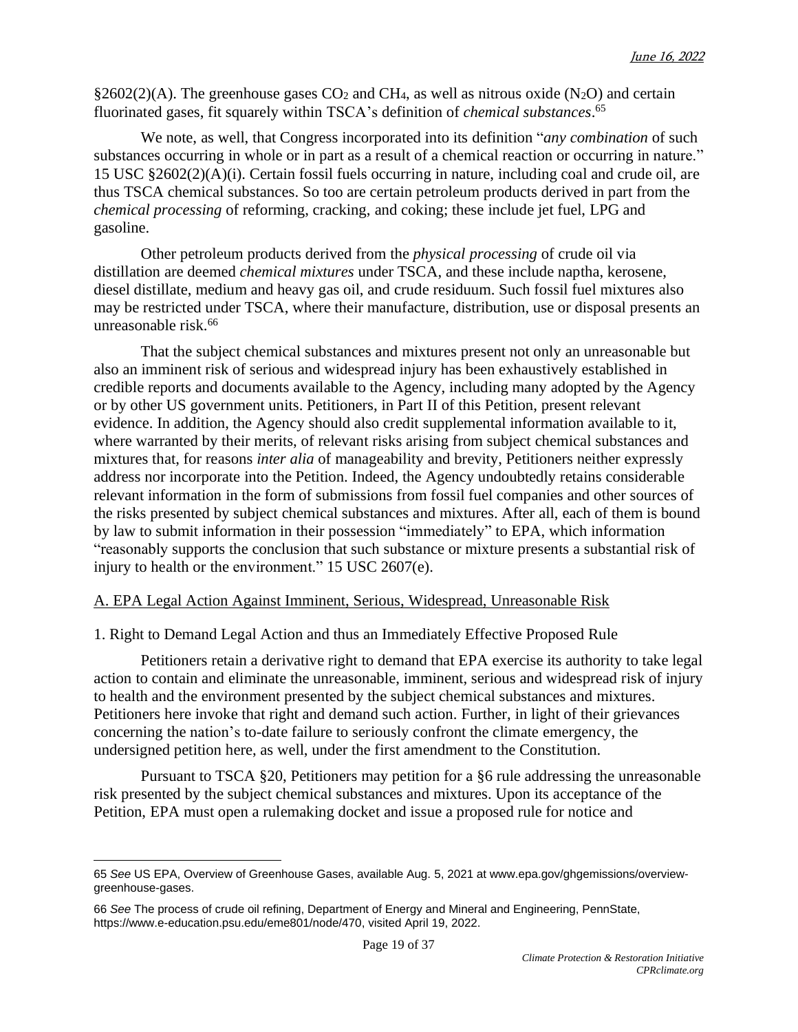§2602(2)(A). The greenhouse gases $CO_2$ and $CH_4$, as well as nitrous oxide ($N_2O$) and certain fluorinated gases, fit squarely within TSCA's definition of *chemical substances*.[65]

We note, as well, that Congress incorporated into its definition "*any combination* of such substances occurring in whole or in part as a result of a chemical reaction or occurring in nature." 15 USC §2602(2)(A)(i). Certain fossil fuels occurring in nature, including coal and crude oil, are thus TSCA chemical substances. So too are certain petroleum products derived in part from the *chemical processing* of reforming, cracking, and coking; these include jet fuel, LPG and gasoline.

Other petroleum products derived from the *physical processing* of crude oil via distillation are deemed *chemical mixtures* under TSCA, and these include naptha, kerosene, diesel distillate, medium and heavy gas oil, and crude residuum. Such fossil fuel mixtures also may be restricted under TSCA, where their manufacture, distribution, use or disposal presents an unreasonable risk.[66]

That the subject chemical substances and mixtures present not only an unreasonable but also an imminent risk of serious and widespread injury has been exhaustively established in credible reports and documents available to the Agency, including many adopted by the Agency or by other US government units. Petitioners, in Part II of this Petition, present relevant evidence. In addition, the Agency should also credit supplemental information available to it, where warranted by their merits, of relevant risks arising from subject chemical substances and mixtures that, for reasons *inter alia* of manageability and brevity, Petitioners neither expressly address nor incorporate into the Petition. Indeed, the Agency undoubtedly retains considerable relevant information in the form of submissions from fossil fuel companies and other sources of the risks presented by subject chemical substances and mixtures. After all, each of them is bound by law to submit information in their possession "immediately" to EPA, which information "reasonably supports the conclusion that such substance or mixture presents a substantial risk of injury to health or the environment." 15 USC 2607(e).

## A. EPA Legal Action Against Imminent, Serious, Widespread, Unreasonable Risk

### 1. Right to Demand Legal Action and thus an Immediately Effective Proposed Rule

Petitioners retain a derivative right to demand that EPA exercise its authority to take legal action to contain and eliminate the unreasonable, imminent, serious and widespread risk of injury to health and the environment presented by the subject chemical substances and mixtures. Petitioners here invoke that right and demand such action. Further, in light of their grievances concerning the nation's to-date failure to seriously confront the climate emergency, the undersigned petition here, as well, under the first amendment to the Constitution.

Pursuant to TSCA §20, Petitioners may petition for a §6 rule addressing the unreasonable risk presented by the subject chemical substances and mixtures. Upon its acceptance of the Petition, EPA must open a rulemaking docket and issue a proposed rule for notice and

---

65 *See* US EPA, Overview of Greenhouse Gases, available Aug. 5, 2021 at www.epa.gov/ghgemissions/overview-greenhouse-gases.

66 *See* The process of crude oil refining, Department of Energy and Mineral and Engineering, PennState, https://www.e-education.psu.edu/eme801/node/470, visited April 19, 2022.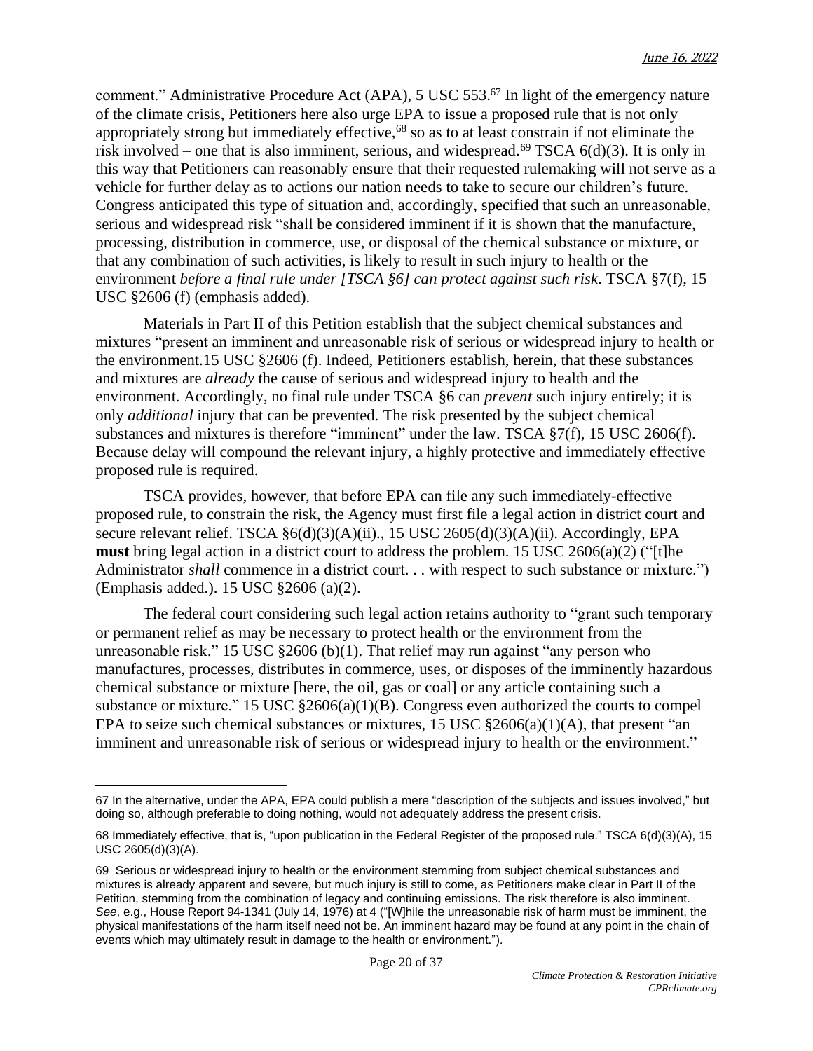comment." Administrative Procedure Act (APA), 5 USC 553.[67] In light of the emergency nature of the climate crisis, Petitioners here also urge EPA to issue a proposed rule that is not only appropriately strong but immediately effective,[68] so as to at least constrain if not eliminate the risk involved – one that is also imminent, serious, and widespread.[69] TSCA 6(d)(3). It is only in this way that Petitioners can reasonably ensure that their requested rulemaking will not serve as a vehicle for further delay as to actions our nation needs to take to secure our children's future. Congress anticipated this type of situation and, accordingly, specified that such an unreasonable, serious and widespread risk "shall be considered imminent if it is shown that the manufacture, processing, distribution in commerce, use, or disposal of the chemical substance or mixture, or that any combination of such activities, is likely to result in such injury to health or the environment *before a final rule under [TSCA §6] can protect against such risk*. TSCA §7(f), 15 USC §2606 (f) (emphasis added).

Materials in Part II of this Petition establish that the subject chemical substances and mixtures "present an imminent and unreasonable risk of serious or widespread injury to health or the environment.15 USC §2606 (f). Indeed, Petitioners establish, herein, that these substances and mixtures are *already* the cause of serious and widespread injury to health and the environment. Accordingly, no final rule under TSCA §6 can ***prevent*** such injury entirely; it is only *additional* injury that can be prevented. The risk presented by the subject chemical substances and mixtures is therefore "imminent" under the law. TSCA §7(f), 15 USC 2606(f). Because delay will compound the relevant injury, a highly protective and immediately effective proposed rule is required.

TSCA provides, however, that before EPA can file any such immediately-effective proposed rule, to constrain the risk, the Agency must first file a legal action in district court and secure relevant relief. TSCA §6(d)(3)(A)(ii)., 15 USC 2605(d)(3)(A)(ii). Accordingly, EPA **must** bring legal action in a district court to address the problem. 15 USC 2606(a)(2) ("[t]he Administrator *shall* commence in a district court. . . with respect to such substance or mixture.") (Emphasis added.). 15 USC §2606 (a)(2).

The federal court considering such legal action retains authority to "grant such temporary or permanent relief as may be necessary to protect health or the environment from the unreasonable risk." 15 USC §2606 (b)(1). That relief may run against "any person who manufactures, processes, distributes in commerce, uses, or disposes of the imminently hazardous chemical substance or mixture [here, the oil, gas or coal] or any article containing such a substance or mixture." 15 USC §2606(a)(1)(B). Congress even authorized the courts to compel EPA to seize such chemical substances or mixtures, 15 USC §2606(a)(1)(A), that present "an imminent and unreasonable risk of serious or widespread injury to health or the environment."

---

67 In the alternative, under the APA, EPA could publish a mere "description of the subjects and issues involved," but doing so, although preferable to doing nothing, would not adequately address the present crisis.

68 Immediately effective, that is, "upon publication in the Federal Register of the proposed rule." TSCA 6(d)(3)(A), 15 USC 2605(d)(3)(A).

69 Serious or widespread injury to health or the environment stemming from subject chemical substances and mixtures is already apparent and severe, but much injury is still to come, as Petitioners make clear in Part II of the Petition, stemming from the combination of legacy and continuing emissions. The risk therefore is also imminent. *See*, e.g., House Report 94-1341 (July 14, 1976) at 4 ("[W]hile the unreasonable risk of harm must be imminent, the physical manifestations of the harm itself need not be. An imminent hazard may be found at any point in the chain of events which may ultimately result in damage to the health or environment.").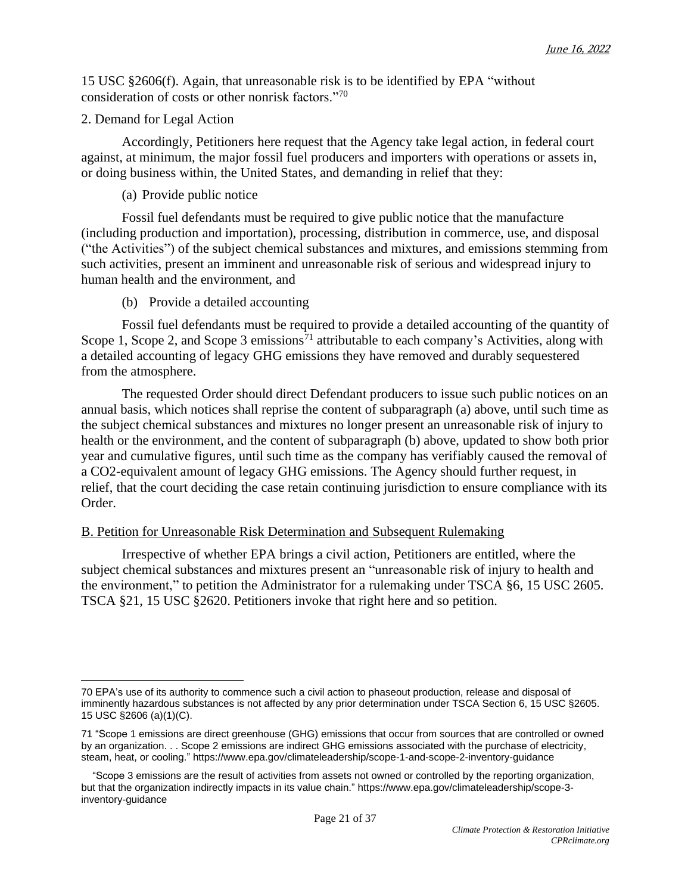15 USC §2606(f). Again, that unreasonable risk is to be identified by EPA "without consideration of costs or other nonrisk factors."[70]

2. Demand for Legal Action

Accordingly, Petitioners here request that the Agency take legal action, in federal court against, at minimum, the major fossil fuel producers and importers with operations or assets in, or doing business within, the United States, and demanding in relief that they:

(a) Provide public notice

Fossil fuel defendants must be required to give public notice that the manufacture (including production and importation), processing, distribution in commerce, use, and disposal ("the Activities") of the subject chemical substances and mixtures, and emissions stemming from such activities, present an imminent and unreasonable risk of serious and widespread injury to human health and the environment, and

(b) Provide a detailed accounting

Fossil fuel defendants must be required to provide a detailed accounting of the quantity of Scope 1, Scope 2, and Scope 3 emissions[71] attributable to each company's Activities, along with a detailed accounting of legacy GHG emissions they have removed and durably sequestered from the atmosphere.

The requested Order should direct Defendant producers to issue such public notices on an annual basis, which notices shall reprise the content of subparagraph (a) above, until such time as the subject chemical substances and mixtures no longer present an unreasonable risk of injury to health or the environment, and the content of subparagraph (b) above, updated to show both prior year and cumulative figures, until such time as the company has verifiably caused the removal of a CO2-equivalent amount of legacy GHG emissions. The Agency should further request, in relief, that the court deciding the case retain continuing jurisdiction to ensure compliance with its Order.

### B. Petition for Unreasonable Risk Determination and Subsequent Rulemaking

Irrespective of whether EPA brings a civil action, Petitioners are entitled, where the subject chemical substances and mixtures present an "unreasonable risk of injury to health and the environment," to petition the Administrator for a rulemaking under TSCA §6, 15 USC 2605. TSCA §21, 15 USC §2620. Petitioners invoke that right here and so petition.

---

70 EPA's use of its authority to commence such a civil action to phaseout production, release and disposal of imminently hazardous substances is not affected by any prior determination under TSCA Section 6, 15 USC §2605. 15 USC §2606 (a)(1)(C).

71 "Scope 1 emissions are direct greenhouse (GHG) emissions that occur from sources that are controlled or owned by an organization. . . Scope 2 emissions are indirect GHG emissions associated with the purchase of electricity, steam, heat, or cooling." https://www.epa.gov/climateleadership/scope-1-and-scope-2-inventory-guidance

"Scope 3 emissions are the result of activities from assets not owned or controlled by the reporting organization, but that the organization indirectly impacts in its value chain." https://www.epa.gov/climateleadership/scope-3-inventory-guidance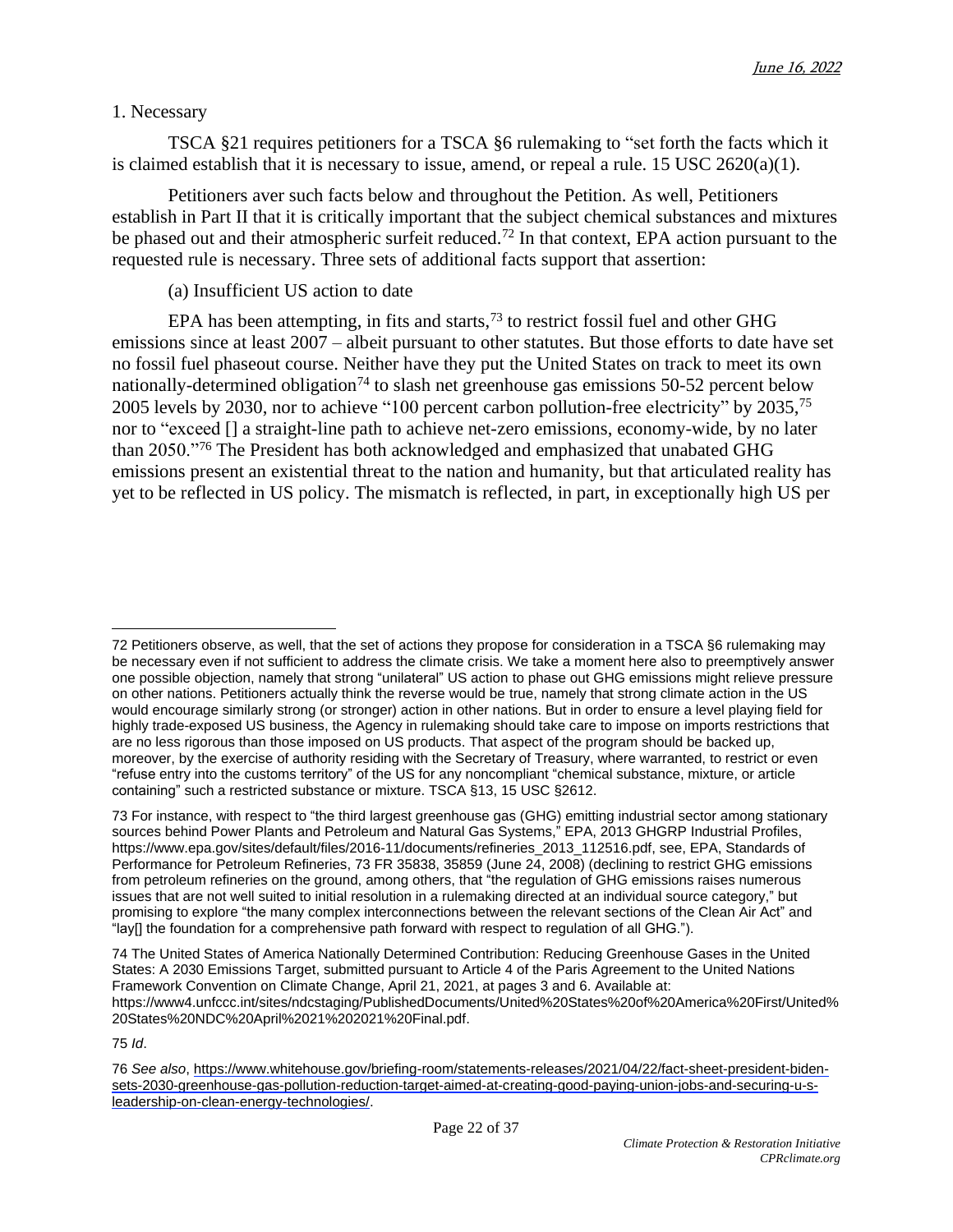1. Necessary

TSCA §21 requires petitioners for a TSCA §6 rulemaking to "set forth the facts which it is claimed establish that it is necessary to issue, amend, or repeal a rule. 15 USC 2620(a)(1).

Petitioners aver such facts below and throughout the Petition. As well, Petitioners establish in Part II that it is critically important that the subject chemical substances and mixtures be phased out and their atmospheric surfeit reduced.[72] In that context, EPA action pursuant to the requested rule is necessary. Three sets of additional facts support that assertion:

(a) Insufficient US action to date

EPA has been attempting, in fits and starts,[73] to restrict fossil fuel and other GHG emissions since at least 2007 – albeit pursuant to other statutes. But those efforts to date have set no fossil fuel phaseout course. Neither have they put the United States on track to meet its own nationally-determined obligation[74] to slash net greenhouse gas emissions 50-52 percent below 2005 levels by 2030, nor to achieve "100 percent carbon pollution-free electricity" by 2035,[75] nor to "exceed [] a straight-line path to achieve net-zero emissions, economy-wide, by no later than 2050."[76] The President has both acknowledged and emphasized that unabated GHG emissions present an existential threat to the nation and humanity, but that articulated reality has yet to be reflected in US policy. The mismatch is reflected, in part, in exceptionally high US per

---

72 Petitioners observe, as well, that the set of actions they propose for consideration in a TSCA §6 rulemaking may be necessary even if not sufficient to address the climate crisis. We take a moment here also to preemptively answer one possible objection, namely that strong "unilateral" US action to phase out GHG emissions might relieve pressure on other nations. Petitioners actually think the reverse would be true, namely that strong climate action in the US would encourage similarly strong (or stronger) action in other nations. But in order to ensure a level playing field for highly trade-exposed US business, the Agency in rulemaking should take care to impose on imports restrictions that are no less rigorous than those imposed on US products. That aspect of the program should be backed up, moreover, by the exercise of authority residing with the Secretary of Treasury, where warranted, to restrict or even "refuse entry into the customs territory" of the US for any noncompliant "chemical substance, mixture, or article containing" such a restricted substance or mixture. TSCA §13, 15 USC §2612.

73 For instance, with respect to "the third largest greenhouse gas (GHG) emitting industrial sector among stationary sources behind Power Plants and Petroleum and Natural Gas Systems," EPA, 2013 GHGRP Industrial Profiles, https://www.epa.gov/sites/default/files/2016-11/documents/refineries_2013_112516.pdf, see, EPA, Standards of Performance for Petroleum Refineries, 73 FR 35838, 35859 (June 24, 2008) (declining to restrict GHG emissions from petroleum refineries on the ground, among others, that "the regulation of GHG emissions raises numerous issues that are not well suited to initial resolution in a rulemaking directed at an individual source category," but promising to explore "the many complex interconnections between the relevant sections of the Clean Air Act" and "lay[] the foundation for a comprehensive path forward with respect to regulation of all GHG.").

74 The United States of America Nationally Determined Contribution: Reducing Greenhouse Gases in the United States: A 2030 Emissions Target, submitted pursuant to Article 4 of the Paris Agreement to the United Nations Framework Convention on Climate Change, April 21, 2021, at pages 3 and 6. Available at: https://www4.unfccc.int/sites/ndcstaging/PublishedDocuments/United%20States%20of%20America%20First/United%20States%20NDC%20April%2021%202021%20Final.pdf.

75 *Id*.

76 *See also*, https://www.whitehouse.gov/briefing-room/statements-releases/2021/04/22/fact-sheet-president-biden-sets-2030-greenhouse-gas-pollution-reduction-target-aimed-at-creating-good-paying-union-jobs-and-securing-u-s-leadership-on-clean-energy-technologies/.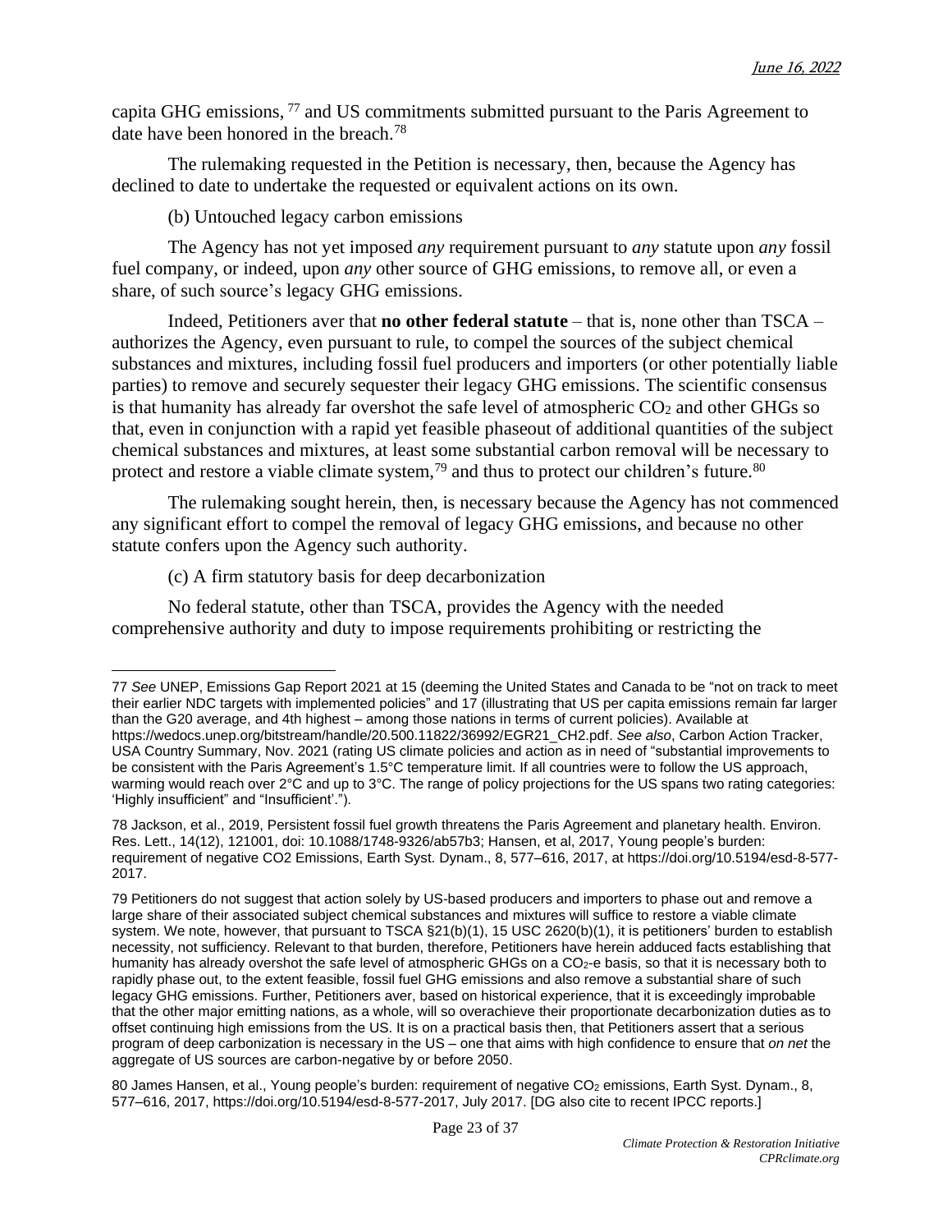capita GHG emissions,[77] and US commitments submitted pursuant to the Paris Agreement to date have been honored in the breach.[78]

The rulemaking requested in the Petition is necessary, then, because the Agency has declined to date to undertake the requested or equivalent actions on its own.

(b) Untouched legacy carbon emissions

The Agency has not yet imposed *any* requirement pursuant to *any* statute upon *any* fossil fuel company, or indeed, upon *any* other source of GHG emissions, to remove all, or even a share, of such source's legacy GHG emissions.

Indeed, Petitioners aver that **no other federal statute** – that is, none other than TSCA – authorizes the Agency, even pursuant to rule, to compel the sources of the subject chemical substances and mixtures, including fossil fuel producers and importers (or other potentially liable parties) to remove and securely sequester their legacy GHG emissions. The scientific consensus is that humanity has already far overshot the safe level of atmospheric $CO_2$ and other GHGs so that, even in conjunction with a rapid yet feasible phaseout of additional quantities of the subject chemical substances and mixtures, at least some substantial carbon removal will be necessary to protect and restore a viable climate system,[79] and thus to protect our children's future.[80]

The rulemaking sought herein, then, is necessary because the Agency has not commenced any significant effort to compel the removal of legacy GHG emissions, and because no other statute confers upon the Agency such authority.

(c) A firm statutory basis for deep decarbonization

No federal statute, other than TSCA, provides the Agency with the needed comprehensive authority and duty to impose requirements prohibiting or restricting the

---

77 *See* UNEP, Emissions Gap Report 2021 at 15 (deeming the United States and Canada to be "not on track to meet their earlier NDC targets with implemented policies" and 17 (illustrating that US per capita emissions remain far larger than the G20 average, and 4th highest – among those nations in terms of current policies). Available at https://wedocs.unep.org/bitstream/handle/20.500.11822/36992/EGR21_CH2.pdf. *See also*, Carbon Action Tracker, USA Country Summary, Nov. 2021 (rating US climate policies and action as in need of "substantial improvements to be consistent with the Paris Agreement's 1.5°C temperature limit. If all countries were to follow the US approach, warming would reach over 2°C and up to 3°C. The range of policy projections for the US spans two rating categories: 'Highly insufficient" and "Insufficient'.").

78 Jackson, et al., 2019, Persistent fossil fuel growth threatens the Paris Agreement and planetary health. Environ. Res. Lett., 14(12), 121001, doi: 10.1088/1748-9326/ab57b3; Hansen, et al, 2017, Young people's burden: requirement of negative CO2 Emissions, Earth Syst. Dynam., 8, 577–616, 2017, at https://doi.org/10.5194/esd-8-577-2017.

79 Petitioners do not suggest that action solely by US-based producers and importers to phase out and remove a large share of their associated subject chemical substances and mixtures will suffice to restore a viable climate system. We note, however, that pursuant to TSCA §21(b)(1), 15 USC 2620(b)(1), it is petitioners' burden to establish necessity, not sufficiency. Relevant to that burden, therefore, Petitioners have herein adduced facts establishing that humanity has already overshot the safe level of atmospheric GHGs on a $CO_2$-e basis, so that it is necessary both to rapidly phase out, to the extent feasible, fossil fuel GHG emissions and also remove a substantial share of such legacy GHG emissions. Further, Petitioners aver, based on historical experience, that it is exceedingly improbable that the other major emitting nations, as a whole, will so overachieve their proportionate decarbonization duties as to offset continuing high emissions from the US. It is on a practical basis then, that Petitioners assert that a serious program of deep carbonization is necessary in the US – one that aims with high confidence to ensure that *on net* the aggregate of US sources are carbon-negative by or before 2050.

80 James Hansen, et al., Young people's burden: requirement of negative $CO_2$ emissions, Earth Syst. Dynam., 8, 577–616, 2017, https://doi.org/10.5194/esd-8-577-2017, July 2017. [DG also cite to recent IPCC reports.]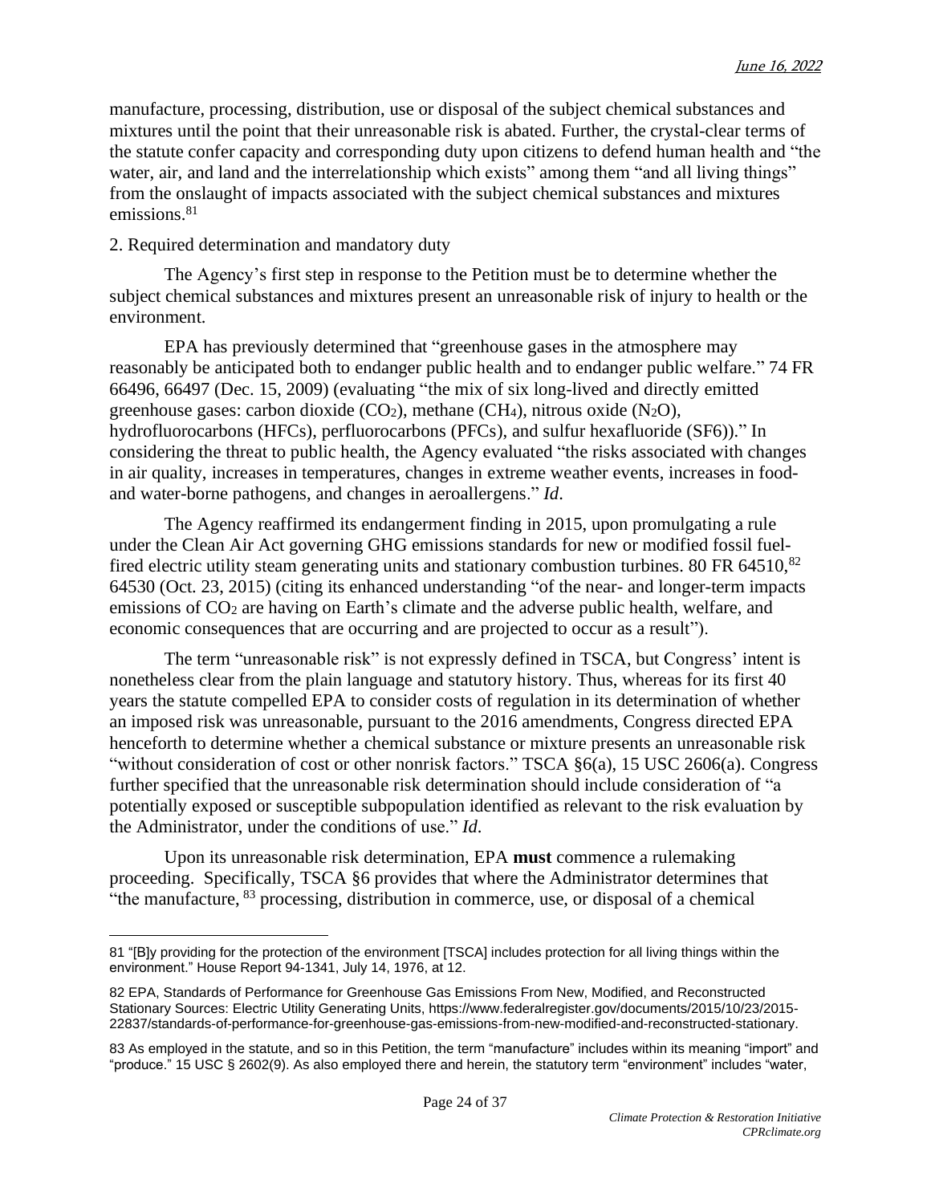manufacture, processing, distribution, use or disposal of the subject chemical substances and mixtures until the point that their unreasonable risk is abated. Further, the crystal-clear terms of the statute confer capacity and corresponding duty upon citizens to defend human health and "the water, air, and land and the interrelationship which exists" among them "and all living things" from the onslaught of impacts associated with the subject chemical substances and mixtures emissions.[81]

2. Required determination and mandatory duty

The Agency's first step in response to the Petition must be to determine whether the subject chemical substances and mixtures present an unreasonable risk of injury to health or the environment.

EPA has previously determined that "greenhouse gases in the atmosphere may reasonably be anticipated both to endanger public health and to endanger public welfare." 74 FR 66496, 66497 (Dec. 15, 2009) (evaluating "the mix of six long-lived and directly emitted greenhouse gases: carbon dioxide ($CO_2$), methane ($CH_4$), nitrous oxide ($N_2O$), hydrofluorocarbons (HFCs), perfluorocarbons (PFCs), and sulfur hexafluoride (SF6))." In considering the threat to public health, the Agency evaluated "the risks associated with changes in air quality, increases in temperatures, changes in extreme weather events, increases in food- and water-borne pathogens, and changes in aeroallergens." *Id*.

The Agency reaffirmed its endangerment finding in 2015, upon promulgating a rule under the Clean Air Act governing GHG emissions standards for new or modified fossil fuel-fired electric utility steam generating units and stationary combustion turbines. 80 FR 64510,[82] 64530 (Oct. 23, 2015) (citing its enhanced understanding "of the near- and longer-term impacts emissions of $CO_2$ are having on Earth's climate and the adverse public health, welfare, and economic consequences that are occurring and are projected to occur as a result").

The term "unreasonable risk" is not expressly defined in TSCA, but Congress' intent is nonetheless clear from the plain language and statutory history. Thus, whereas for its first 40 years the statute compelled EPA to consider costs of regulation in its determination of whether an imposed risk was unreasonable, pursuant to the 2016 amendments, Congress directed EPA henceforth to determine whether a chemical substance or mixture presents an unreasonable risk "without consideration of cost or other nonrisk factors." TSCA §6(a), 15 USC 2606(a). Congress further specified that the unreasonable risk determination should include consideration of "a potentially exposed or susceptible subpopulation identified as relevant to the risk evaluation by the Administrator, under the conditions of use." *Id*.

Upon its unreasonable risk determination, EPA **must** commence a rulemaking proceeding. Specifically, TSCA §6 provides that where the Administrator determines that "the manufacture, [83] processing, distribution in commerce, use, or disposal of a chemical

---

81 "[B]y providing for the protection of the environment [TSCA] includes protection for all living things within the environment." House Report 94-1341, July 14, 1976, at 12.

82 EPA, Standards of Performance for Greenhouse Gas Emissions From New, Modified, and Reconstructed Stationary Sources: Electric Utility Generating Units, https://www.federalregister.gov/documents/2015/10/23/2015-22837/standards-of-performance-for-greenhouse-gas-emissions-from-new-modified-and-reconstructed-stationary.

83 As employed in the statute, and so in this Petition, the term "manufacture" includes within its meaning "import" and "produce." 15 USC § 2602(9). As also employed there and herein, the statutory term "environment" includes "water,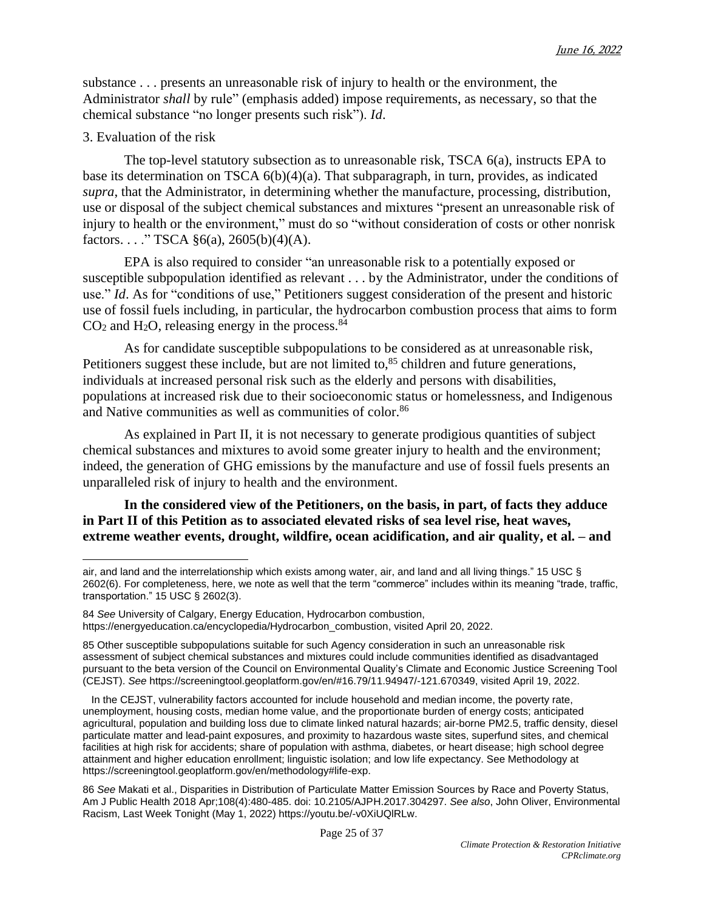substance . . . presents an unreasonable risk of injury to health or the environment, the Administrator *shall* by rule" (emphasis added) impose requirements, as necessary, so that the chemical substance "no longer presents such risk"). *Id*.

3. Evaluation of the risk

The top-level statutory subsection as to unreasonable risk, TSCA 6(a), instructs EPA to base its determination on TSCA 6(b)(4)(a). That subparagraph, in turn, provides, as indicated *supra*, that the Administrator, in determining whether the manufacture, processing, distribution, use or disposal of the subject chemical substances and mixtures "present an unreasonable risk of injury to health or the environment," must do so "without consideration of costs or other nonrisk factors. . . ." TSCA §6(a), 2605(b)(4)(A).

EPA is also required to consider "an unreasonable risk to a potentially exposed or susceptible subpopulation identified as relevant . . . by the Administrator, under the conditions of use." *Id*. As for "conditions of use," Petitioners suggest consideration of the present and historic use of fossil fuels including, in particular, the hydrocarbon combustion process that aims to form $CO_2$ and $H_2O$, releasing energy in the process.[84]

As for candidate susceptible subpopulations to be considered as at unreasonable risk, Petitioners suggest these include, but are not limited to,[85] children and future generations, individuals at increased personal risk such as the elderly and persons with disabilities, populations at increased risk due to their socioeconomic status or homelessness, and Indigenous and Native communities as well as communities of color.[86]

As explained in Part II, it is not necessary to generate prodigious quantities of subject chemical substances and mixtures to avoid some greater injury to health and the environment; indeed, the generation of GHG emissions by the manufacture and use of fossil fuels presents an unparalleled risk of injury to health and the environment.

**In the considered view of the Petitioners, on the basis, in part, of facts they adduce in Part II of this Petition as to associated elevated risks of sea level rise, heat waves, extreme weather events, drought, wildfire, ocean acidification, and air quality, et al. – and**

---

air, and land and the interrelationship which exists among water, air, and land and all living things." 15 USC § 2602(6). For completeness, here, we note as well that the term "commerce" includes within its meaning "trade, traffic, transportation." 15 USC § 2602(3).

84 *See* University of Calgary, Energy Education, Hydrocarbon combustion, https://energyeducation.ca/encyclopedia/Hydrocarbon_combustion, visited April 20, 2022.

85 Other susceptible subpopulations suitable for such Agency consideration in such an unreasonable risk assessment of subject chemical substances and mixtures could include communities identified as disadvantaged pursuant to the beta version of the Council on Environmental Quality's Climate and Economic Justice Screening Tool (CEJST). *See* https://screeningtool.geoplatform.gov/en/#16.79/11.94947/-121.670349, visited April 19, 2022.

In the CEJST, vulnerability factors accounted for include household and median income, the poverty rate, unemployment, housing costs, median home value, and the proportionate burden of energy costs; anticipated agricultural, population and building loss due to climate linked natural hazards; air-borne PM2.5, traffic density, diesel particulate matter and lead-paint exposures, and proximity to hazardous waste sites, superfund sites, and chemical facilities at high risk for accidents; share of population with asthma, diabetes, or heart disease; high school degree attainment and higher education enrollment; linguistic isolation; and low life expectancy. See Methodology at https://screeningtool.geoplatform.gov/en/methodology#life-exp.

86 *See* Makati et al., Disparities in Distribution of Particulate Matter Emission Sources by Race and Poverty Status, Am J Public Health 2018 Apr;108(4):480-485. doi: 10.2105/AJPH.2017.304297. *See also*, John Oliver, Environmental Racism, Last Week Tonight (May 1, 2022) https://youtu.be/-v0XiUQlRLw.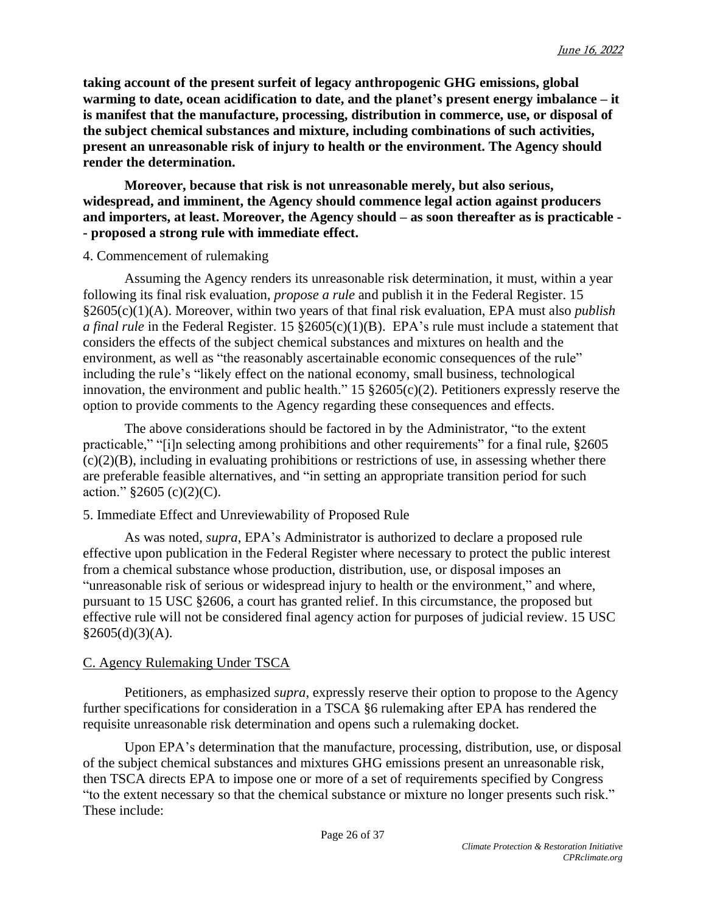**taking account of the present surfeit of legacy anthropogenic GHG emissions, global warming to date, ocean acidification to date, and the planet's present energy imbalance – it is manifest that the manufacture, processing, distribution in commerce, use, or disposal of the subject chemical substances and mixture, including combinations of such activities, present an unreasonable risk of injury to health or the environment. The Agency should render the determination.**

**Moreover, because that risk is not unreasonable merely, but also serious, widespread, and imminent, the Agency should commence legal action against producers and importers, at least. Moreover, the Agency should – as soon thereafter as is practicable -- proposed a strong rule with immediate effect.**

4. Commencement of rulemaking

Assuming the Agency renders its unreasonable risk determination, it must, within a year following its final risk evaluation, *propose a rule* and publish it in the Federal Register. 15 §2605(c)(1)(A). Moreover, within two years of that final risk evaluation, EPA must also *publish a final rule* in the Federal Register. 15 §2605(c)(1)(B). EPA's rule must include a statement that considers the effects of the subject chemical substances and mixtures on health and the environment, as well as "the reasonably ascertainable economic consequences of the rule" including the rule's "likely effect on the national economy, small business, technological innovation, the environment and public health." 15 §2605(c)(2). Petitioners expressly reserve the option to provide comments to the Agency regarding these consequences and effects.

The above considerations should be factored in by the Administrator, "to the extent practicable," "[i]n selecting among prohibitions and other requirements" for a final rule, §2605 (c)(2)(B), including in evaluating prohibitions or restrictions of use, in assessing whether there are preferable feasible alternatives, and "in setting an appropriate transition period for such action." §2605 (c)(2)(C).

5. Immediate Effect and Unreviewability of Proposed Rule

As was noted, *supra*, EPA's Administrator is authorized to declare a proposed rule effective upon publication in the Federal Register where necessary to protect the public interest from a chemical substance whose production, distribution, use, or disposal imposes an "unreasonable risk of serious or widespread injury to health or the environment," and where, pursuant to 15 USC §2606, a court has granted relief. In this circumstance, the proposed but effective rule will not be considered final agency action for purposes of judicial review. 15 USC §2605(d)(3)(A).

C. Agency Rulemaking Under TSCA

Petitioners, as emphasized *supra*, expressly reserve their option to propose to the Agency further specifications for consideration in a TSCA §6 rulemaking after EPA has rendered the requisite unreasonable risk determination and opens such a rulemaking docket.

Upon EPA's determination that the manufacture, processing, distribution, use, or disposal of the subject chemical substances and mixtures GHG emissions present an unreasonable risk, then TSCA directs EPA to impose one or more of a set of requirements specified by Congress "to the extent necessary so that the chemical substance or mixture no longer presents such risk." These include: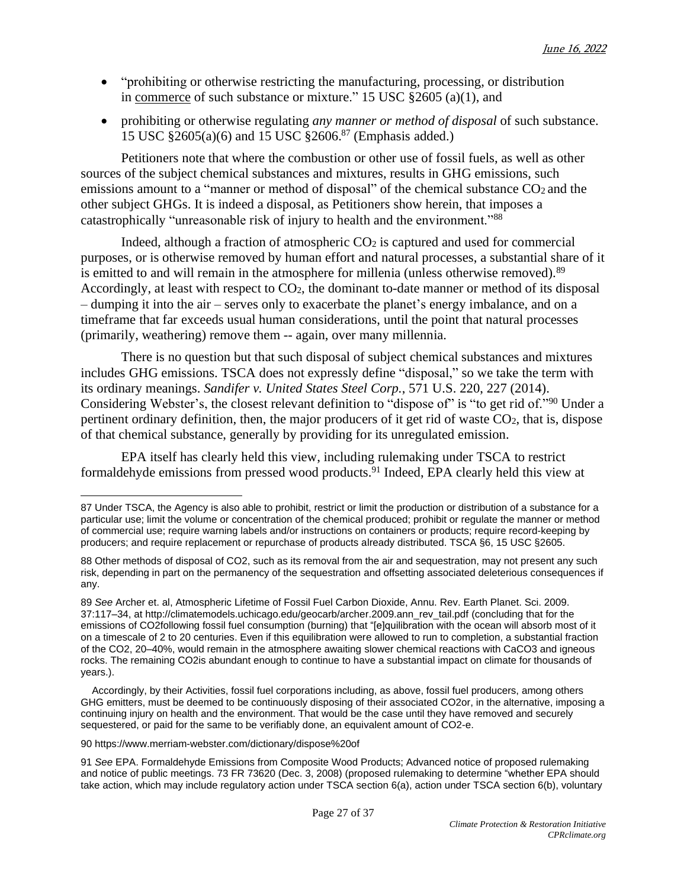- "prohibiting or otherwise restricting the manufacturing, processing, or distribution in commerce of such substance or mixture." 15 USC §2605 (a)(1), and
- prohibiting or otherwise regulating *any manner or method of disposal* of such substance. 15 USC §2605(a)(6) and 15 USC §2606.[87] (Emphasis added.)

Petitioners note that where the combustion or other use of fossil fuels, as well as other sources of the subject chemical substances and mixtures, results in GHG emissions, such emissions amount to a "manner or method of disposal" of the chemical substance $CO_2$ and the other subject GHGs. It is indeed a disposal, as Petitioners show herein, that imposes a catastrophically "unreasonable risk of injury to health and the environment."[88]

Indeed, although a fraction of atmospheric $CO_2$ is captured and used for commercial purposes, or is otherwise removed by human effort and natural processes, a substantial share of it is emitted to and will remain in the atmosphere for millenia (unless otherwise removed).[89] Accordingly, at least with respect to $CO_2$, the dominant to-date manner or method of its disposal – dumping it into the air – serves only to exacerbate the planet's energy imbalance, and on a timeframe that far exceeds usual human considerations, until the point that natural processes (primarily, weathering) remove them -- again, over many millennia.

There is no question but that such disposal of subject chemical substances and mixtures includes GHG emissions. TSCA does not expressly define "disposal," so we take the term with its ordinary meanings. *Sandifer v. United States Steel Corp.*, 571 U.S. 220, 227 (2014). Considering Webster's, the closest relevant definition to "dispose of" is "to get rid of."[90] Under a pertinent ordinary definition, then, the major producers of it get rid of waste $CO_2$, that is, dispose of that chemical substance, generally by providing for its unregulated emission.

EPA itself has clearly held this view, including rulemaking under TSCA to restrict formaldehyde emissions from pressed wood products.[91] Indeed, EPA clearly held this view at

---

87 Under TSCA, the Agency is also able to prohibit, restrict or limit the production or distribution of a substance for a particular use; limit the volume or concentration of the chemical produced; prohibit or regulate the manner or method of commercial use; require warning labels and/or instructions on containers or products; require record-keeping by producers; and require replacement or repurchase of products already distributed. TSCA §6, 15 USC §2605.

88 Other methods of disposal of CO2, such as its removal from the air and sequestration, may not present any such risk, depending in part on the permanency of the sequestration and offsetting associated deleterious consequences if any.

89 *See* Archer et. al, Atmospheric Lifetime of Fossil Fuel Carbon Dioxide, Annu. Rev. Earth Planet. Sci. 2009. 37:117–34, at http://climatemodels.uchicago.edu/geocarb/archer.2009.ann_rev_tail.pdf (concluding that for the emissions of CO2following fossil fuel consumption (burning) that "[e]quilibration with the ocean will absorb most of it on a timescale of 2 to 20 centuries. Even if this equilibration were allowed to run to completion, a substantial fraction of the CO2, 20–40%, would remain in the atmosphere awaiting slower chemical reactions with CaCO3 and igneous rocks. The remaining CO2is abundant enough to continue to have a substantial impact on climate for thousands of years.).

Accordingly, by their Activities, fossil fuel corporations including, as above, fossil fuel producers, among others GHG emitters, must be deemed to be continuously disposing of their associated CO2or, in the alternative, imposing a continuing injury on health and the environment. That would be the case until they have removed and securely sequestered, or paid for the same to be verifiably done, an equivalent amount of CO2-e.

90 https://www.merriam-webster.com/dictionary/dispose%20of

91 *See* EPA. Formaldehyde Emissions from Composite Wood Products; Advanced notice of proposed rulemaking and notice of public meetings. 73 FR 73620 (Dec. 3, 2008) (proposed rulemaking to determine "whether EPA should take action, which may include regulatory action under TSCA section 6(a), action under TSCA section 6(b), voluntary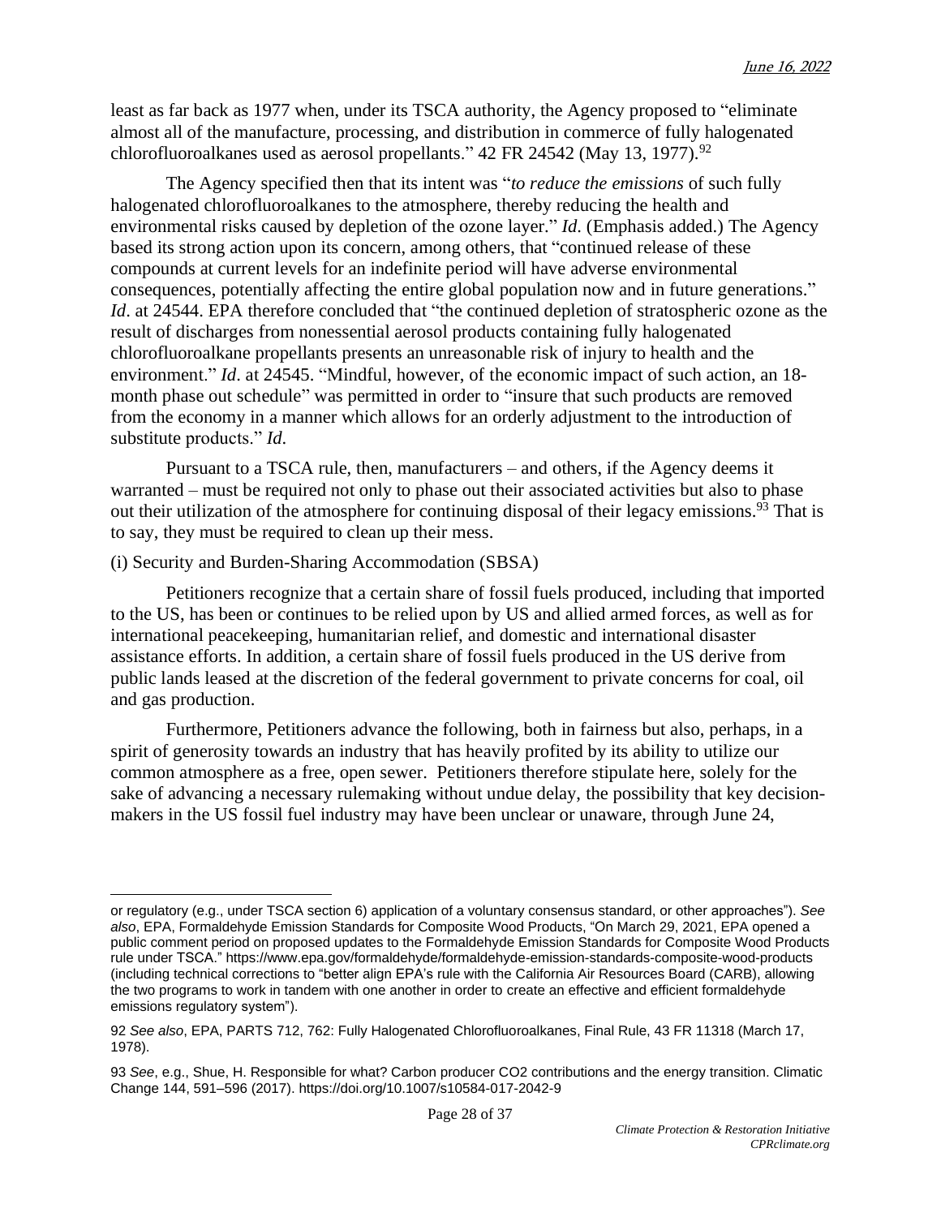least as far back as 1977 when, under its TSCA authority, the Agency proposed to "eliminate almost all of the manufacture, processing, and distribution in commerce of fully halogenated chlorofluoroalkanes used as aerosol propellants." 42 FR 24542 (May 13, 1977).[92]

The Agency specified then that its intent was "*to reduce the emissions* of such fully halogenated chlorofluoroalkanes to the atmosphere, thereby reducing the health and environmental risks caused by depletion of the ozone layer." *Id*. (Emphasis added.) The Agency based its strong action upon its concern, among others, that "continued release of these compounds at current levels for an indefinite period will have adverse environmental consequences, potentially affecting the entire global population now and in future generations." *Id*. at 24544. EPA therefore concluded that "the continued depletion of stratospheric ozone as the result of discharges from nonessential aerosol products containing fully halogenated chlorofluoroalkane propellants presents an unreasonable risk of injury to health and the environment." *Id*. at 24545. "Mindful, however, of the economic impact of such action, an 18-month phase out schedule" was permitted in order to "insure that such products are removed from the economy in a manner which allows for an orderly adjustment to the introduction of substitute products." *Id*.

Pursuant to a TSCA rule, then, manufacturers – and others, if the Agency deems it warranted – must be required not only to phase out their associated activities but also to phase out their utilization of the atmosphere for continuing disposal of their legacy emissions.[93] That is to say, they must be required to clean up their mess.

(i) Security and Burden-Sharing Accommodation (SBSA)

Petitioners recognize that a certain share of fossil fuels produced, including that imported to the US, has been or continues to be relied upon by US and allied armed forces, as well as for international peacekeeping, humanitarian relief, and domestic and international disaster assistance efforts. In addition, a certain share of fossil fuels produced in the US derive from public lands leased at the discretion of the federal government to private concerns for coal, oil and gas production.

Furthermore, Petitioners advance the following, both in fairness but also, perhaps, in a spirit of generosity towards an industry that has heavily profited by its ability to utilize our common atmosphere as a free, open sewer. Petitioners therefore stipulate here, solely for the sake of advancing a necessary rulemaking without undue delay, the possibility that key decision-makers in the US fossil fuel industry may have been unclear or unaware, through June 24,

---

or regulatory (e.g., under TSCA section 6) application of a voluntary consensus standard, or other approaches"). *See also*, EPA, Formaldehyde Emission Standards for Composite Wood Products, "On March 29, 2021, EPA opened a public comment period on proposed updates to the Formaldehyde Emission Standards for Composite Wood Products rule under TSCA." https://www.epa.gov/formaldehyde/formaldehyde-emission-standards-composite-wood-products (including technical corrections to "better align EPA's rule with the California Air Resources Board (CARB), allowing the two programs to work in tandem with one another in order to create an effective and efficient formaldehyde emissions regulatory system").

92 *See also*, EPA, PARTS 712, 762: Fully Halogenated Chlorofluoroalkanes, Final Rule, 43 FR 11318 (March 17, 1978).

93 *See*, e.g., Shue, H. Responsible for what? Carbon producer CO2 contributions and the energy transition. Climatic Change 144, 591–596 (2017). https://doi.org/10.1007/s10584-017-2042-9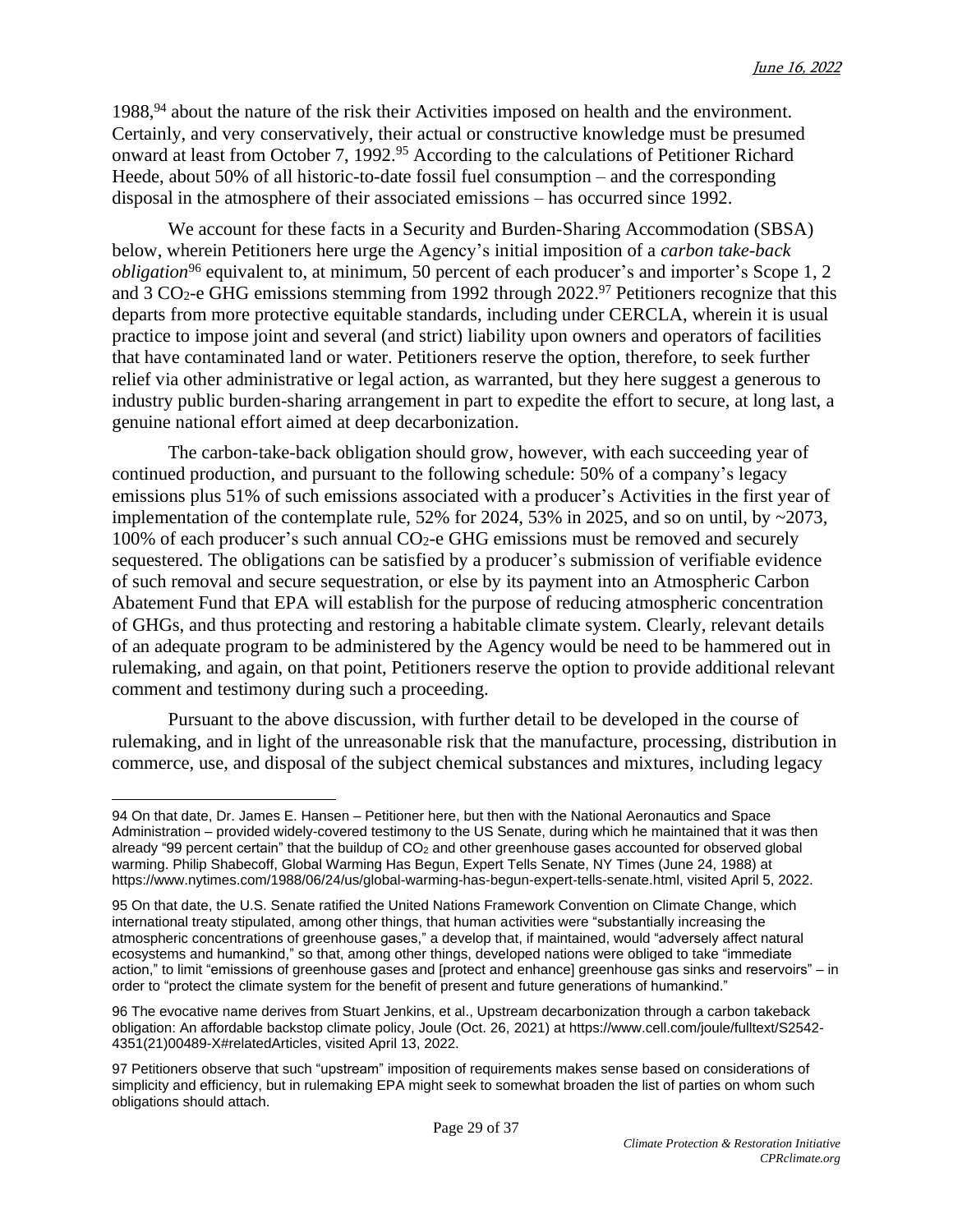1988,[94] about the nature of the risk their Activities imposed on health and the environment. Certainly, and very conservatively, their actual or constructive knowledge must be presumed onward at least from October 7, 1992.[95] According to the calculations of Petitioner Richard Heede, about 50% of all historic-to-date fossil fuel consumption – and the corresponding disposal in the atmosphere of their associated emissions – has occurred since 1992.

We account for these facts in a Security and Burden-Sharing Accommodation (SBSA) below, wherein Petitioners here urge the Agency's initial imposition of a *carbon take-back obligation*[96] equivalent to, at minimum, 50 percent of each producer's and importer's Scope 1, 2 and 3 $CO_2$-e GHG emissions stemming from 1992 through 2022.[97] Petitioners recognize that this departs from more protective equitable standards, including under CERCLA, wherein it is usual practice to impose joint and several (and strict) liability upon owners and operators of facilities that have contaminated land or water. Petitioners reserve the option, therefore, to seek further relief via other administrative or legal action, as warranted, but they here suggest a generous to industry public burden-sharing arrangement in part to expedite the effort to secure, at long last, a genuine national effort aimed at deep decarbonization.

The carbon-take-back obligation should grow, however, with each succeeding year of continued production, and pursuant to the following schedule: 50% of a company's legacy emissions plus 51% of such emissions associated with a producer's Activities in the first year of implementation of the contemplate rule, 52% for 2024, 53% in 2025, and so on until, by ~2073, 100% of each producer's such annual $CO_2$-e GHG emissions must be removed and securely sequestered. The obligations can be satisfied by a producer's submission of verifiable evidence of such removal and secure sequestration, or else by its payment into an Atmospheric Carbon Abatement Fund that EPA will establish for the purpose of reducing atmospheric concentration of GHGs, and thus protecting and restoring a habitable climate system. Clearly, relevant details of an adequate program to be administered by the Agency would be need to be hammered out in rulemaking, and again, on that point, Petitioners reserve the option to provide additional relevant comment and testimony during such a proceeding.

Pursuant to the above discussion, with further detail to be developed in the course of rulemaking, and in light of the unreasonable risk that the manufacture, processing, distribution in commerce, use, and disposal of the subject chemical substances and mixtures, including legacy

---

94 On that date, Dr. James E. Hansen – Petitioner here, but then with the National Aeronautics and Space Administration – provided widely-covered testimony to the US Senate, during which he maintained that it was then already "99 percent certain" that the buildup of $CO_2$ and other greenhouse gases accounted for observed global warming. Philip Shabecoff, Global Warming Has Begun, Expert Tells Senate, NY Times (June 24, 1988) at https://www.nytimes.com/1988/06/24/us/global-warming-has-begun-expert-tells-senate.html, visited April 5, 2022.

95 On that date, the U.S. Senate ratified the United Nations Framework Convention on Climate Change, which international treaty stipulated, among other things, that human activities were "substantially increasing the atmospheric concentrations of greenhouse gases," a develop that, if maintained, would "adversely affect natural ecosystems and humankind," so that, among other things, developed nations were obliged to take "immediate action," to limit "emissions of greenhouse gases and [protect and enhance] greenhouse gas sinks and reservoirs" – in order to "protect the climate system for the benefit of present and future generations of humankind."

96 The evocative name derives from Stuart Jenkins, et al., Upstream decarbonization through a carbon takeback obligation: An affordable backstop climate policy, Joule (Oct. 26, 2021) at https://www.cell.com/joule/fulltext/S2542-4351(21)00489-X#relatedArticles, visited April 13, 2022.

97 Petitioners observe that such "upstream" imposition of requirements makes sense based on considerations of simplicity and efficiency, but in rulemaking EPA might seek to somewhat broaden the list of parties on whom such obligations should attach.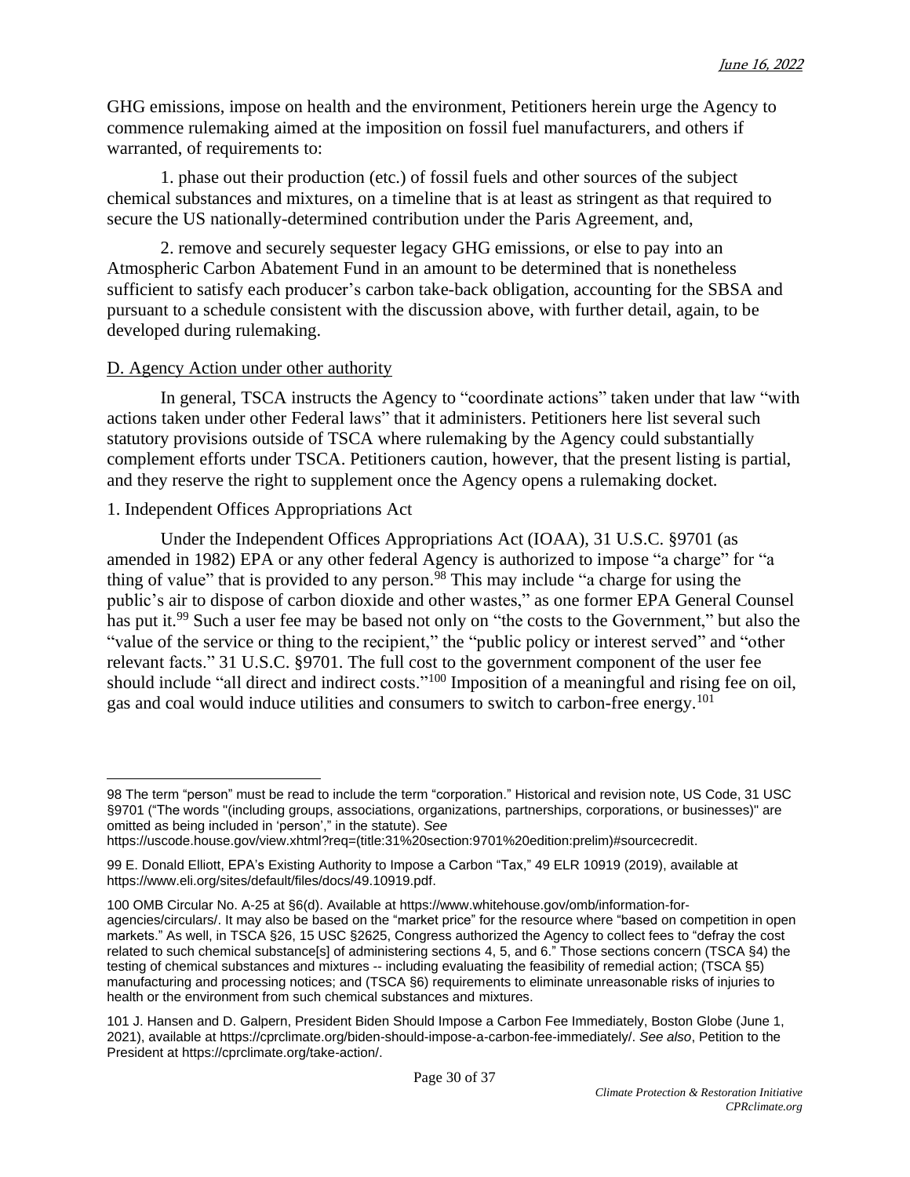GHG emissions, impose on health and the environment, Petitioners herein urge the Agency to commence rulemaking aimed at the imposition on fossil fuel manufacturers, and others if warranted, of requirements to:

1. phase out their production (etc.) of fossil fuels and other sources of the subject chemical substances and mixtures, on a timeline that is at least as stringent as that required to secure the US nationally-determined contribution under the Paris Agreement, and,

2. remove and securely sequester legacy GHG emissions, or else to pay into an Atmospheric Carbon Abatement Fund in an amount to be determined that is nonetheless sufficient to satisfy each producer's carbon take-back obligation, accounting for the SBSA and pursuant to a schedule consistent with the discussion above, with further detail, again, to be developed during rulemaking.

D. Agency Action under other authority

In general, TSCA instructs the Agency to "coordinate actions" taken under that law "with actions taken under other Federal laws" that it administers. Petitioners here list several such statutory provisions outside of TSCA where rulemaking by the Agency could substantially complement efforts under TSCA. Petitioners caution, however, that the present listing is partial, and they reserve the right to supplement once the Agency opens a rulemaking docket.

1. Independent Offices Appropriations Act

Under the Independent Offices Appropriations Act (IOAA), 31 U.S.C. §9701 (as amended in 1982) EPA or any other federal Agency is authorized to impose "a charge" for "a thing of value" that is provided to any person.[98] This may include "a charge for using the public's air to dispose of carbon dioxide and other wastes," as one former EPA General Counsel has put it.[99] Such a user fee may be based not only on "the costs to the Government," but also the "value of the service or thing to the recipient," the "public policy or interest served" and "other relevant facts." 31 U.S.C. §9701. The full cost to the government component of the user fee should include "all direct and indirect costs."[100] Imposition of a meaningful and rising fee on oil, gas and coal would induce utilities and consumers to switch to carbon-free energy.[101]

---

98 The term "person" must be read to include the term "corporation." Historical and revision note, US Code, 31 USC §9701 ("The words "(including groups, associations, organizations, partnerships, corporations, or businesses)" are omitted as being included in 'person'," in the statute). *See* https://uscode.house.gov/view.xhtml?req=(title:31%20section:9701%20edition:prelim)#sourcecredit.

99 E. Donald Elliott, EPA's Existing Authority to Impose a Carbon "Tax," 49 ELR 10919 (2019), available at https://www.eli.org/sites/default/files/docs/49.10919.pdf.

100 OMB Circular No. A-25 at §6(d). Available at https://www.whitehouse.gov/omb/information-for-agencies/circulars/. It may also be based on the "market price" for the resource where "based on competition in open markets." As well, in TSCA §26, 15 USC §2625, Congress authorized the Agency to collect fees to "defray the cost related to such chemical substance[s] of administering sections 4, 5, and 6." Those sections concern (TSCA §4) the testing of chemical substances and mixtures -- including evaluating the feasibility of remedial action; (TSCA §5) manufacturing and processing notices; and (TSCA §6) requirements to eliminate unreasonable risks of injuries to health or the environment from such chemical substances and mixtures.

101 J. Hansen and D. Galpern, President Biden Should Impose a Carbon Fee Immediately, Boston Globe (June 1, 2021), available at https://cprclimate.org/biden-should-impose-a-carbon-fee-immediately/. *See also*, Petition to the President at https://cprclimate.org/take-action/.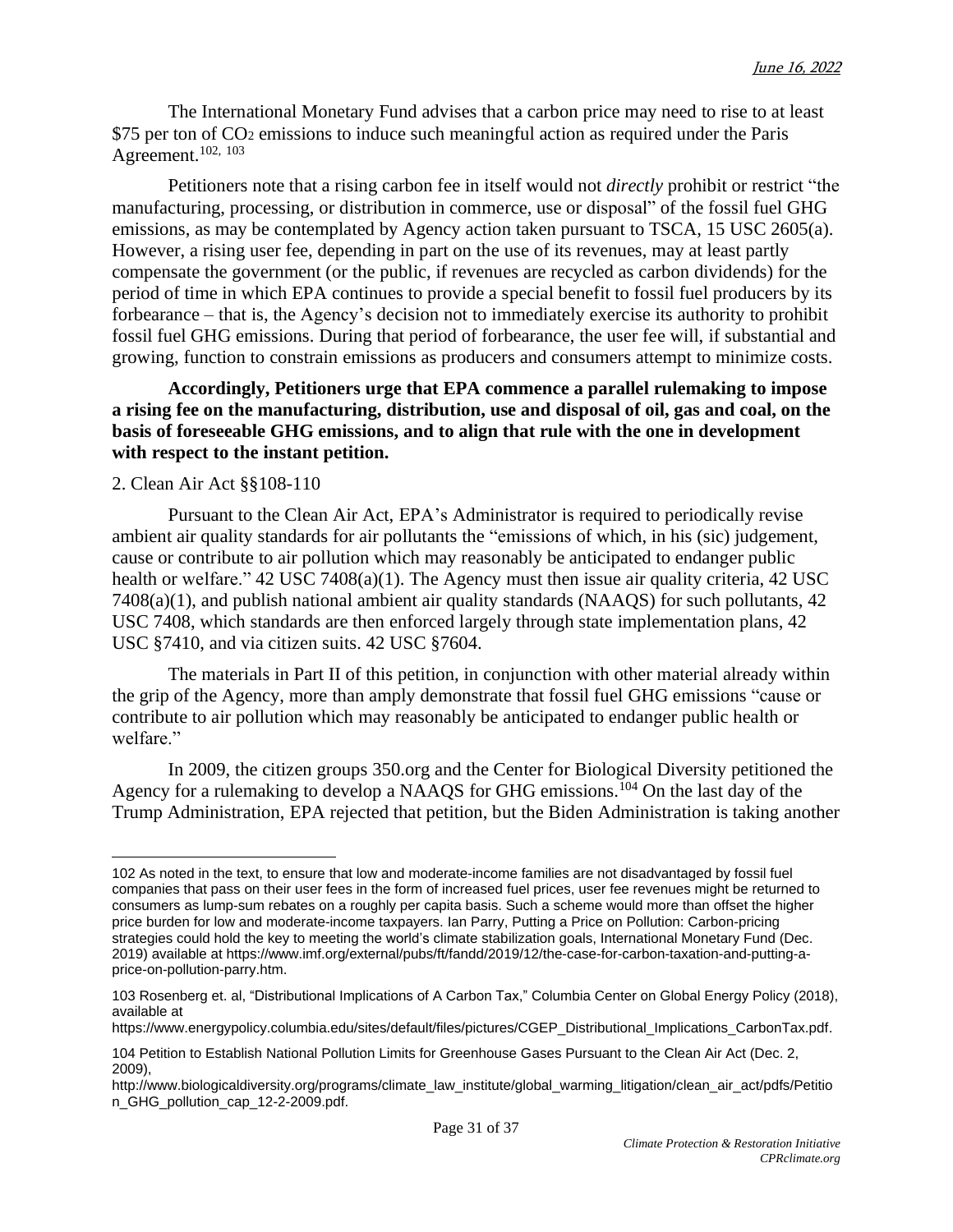The International Monetary Fund advises that a carbon price may need to rise to at least \$75 per ton of $CO_2$ emissions to induce such meaningful action as required under the Paris Agreement.[102, 103]

Petitioners note that a rising carbon fee in itself would not *directly* prohibit or restrict "the manufacturing, processing, or distribution in commerce, use or disposal" of the fossil fuel GHG emissions, as may be contemplated by Agency action taken pursuant to TSCA, 15 USC 2605(a). However, a rising user fee, depending in part on the use of its revenues, may at least partly compensate the government (or the public, if revenues are recycled as carbon dividends) for the period of time in which EPA continues to provide a special benefit to fossil fuel producers by its forbearance – that is, the Agency's decision not to immediately exercise its authority to prohibit fossil fuel GHG emissions. During that period of forbearance, the user fee will, if substantial and growing, function to constrain emissions as producers and consumers attempt to minimize costs.

**Accordingly, Petitioners urge that EPA commence a parallel rulemaking to impose a rising fee on the manufacturing, distribution, use and disposal of oil, gas and coal, on the basis of foreseeable GHG emissions, and to align that rule with the one in development with respect to the instant petition.**

2. Clean Air Act §§108-110

Pursuant to the Clean Air Act, EPA's Administrator is required to periodically revise ambient air quality standards for air pollutants the "emissions of which, in his (sic) judgement, cause or contribute to air pollution which may reasonably be anticipated to endanger public health or welfare." 42 USC 7408(a)(1). The Agency must then issue air quality criteria, 42 USC 7408(a)(1), and publish national ambient air quality standards (NAAQS) for such pollutants, 42 USC 7408, which standards are then enforced largely through state implementation plans, 42 USC §7410, and via citizen suits. 42 USC §7604.

The materials in Part II of this petition, in conjunction with other material already within the grip of the Agency, more than amply demonstrate that fossil fuel GHG emissions "cause or contribute to air pollution which may reasonably be anticipated to endanger public health or welfare."

In 2009, the citizen groups 350.org and the Center for Biological Diversity petitioned the Agency for a rulemaking to develop a NAAQS for GHG emissions.[104] On the last day of the Trump Administration, EPA rejected that petition, but the Biden Administration is taking another

---

102 As noted in the text, to ensure that low and moderate-income families are not disadvantaged by fossil fuel companies that pass on their user fees in the form of increased fuel prices, user fee revenues might be returned to consumers as lump-sum rebates on a roughly per capita basis. Such a scheme would more than offset the higher price burden for low and moderate-income taxpayers. Ian Parry, Putting a Price on Pollution: Carbon-pricing strategies could hold the key to meeting the world's climate stabilization goals, International Monetary Fund (Dec. 2019) available at https://www.imf.org/external/pubs/ft/fandd/2019/12/the-case-for-carbon-taxation-and-putting-a-price-on-pollution-parry.htm.

103 Rosenberg et. al, "Distributional Implications of A Carbon Tax," Columbia Center on Global Energy Policy (2018), available at https://www.energypolicy.columbia.edu/sites/default/files/pictures/CGEP_Distributional_Implications_CarbonTax.pdf.

104 Petition to Establish National Pollution Limits for Greenhouse Gases Pursuant to the Clean Air Act (Dec. 2, 2009), http://www.biologicaldiversity.org/programs/climate_law_institute/global_warming_litigation/clean_air_act/pdfs/Petition_GHG_pollution_cap_12-2-2009.pdf.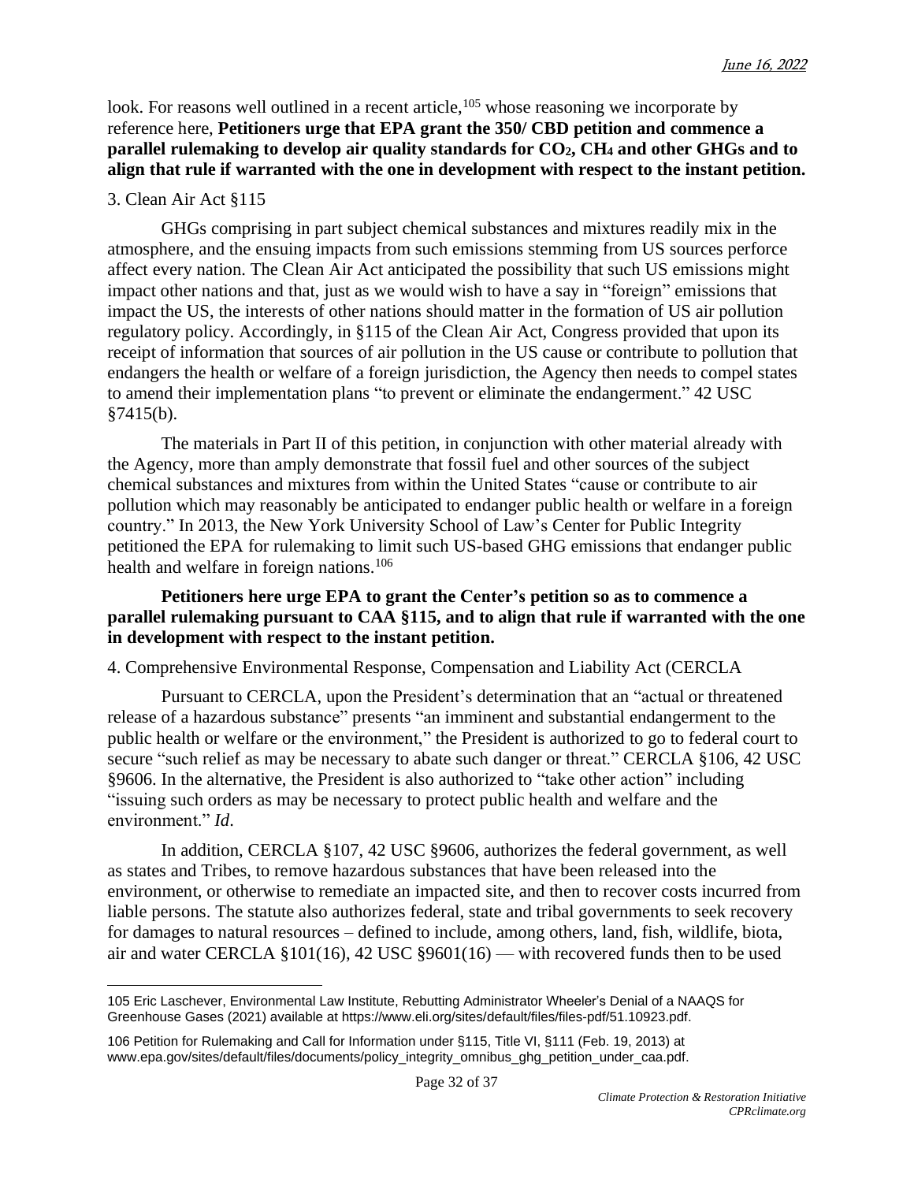look. For reasons well outlined in a recent article,[105] whose reasoning we incorporate by reference here, **Petitioners urge that EPA grant the 350/ CBD petition and commence a parallel rulemaking to develop air quality standards for $CO_2$, $CH_4$ and other GHGs and to align that rule if warranted with the one in development with respect to the instant petition.**

3. Clean Air Act §115

GHGs comprising in part subject chemical substances and mixtures readily mix in the atmosphere, and the ensuing impacts from such emissions stemming from US sources perforce affect every nation. The Clean Air Act anticipated the possibility that such US emissions might impact other nations and that, just as we would wish to have a say in "foreign" emissions that impact the US, the interests of other nations should matter in the formation of US air pollution regulatory policy. Accordingly, in §115 of the Clean Air Act, Congress provided that upon its receipt of information that sources of air pollution in the US cause or contribute to pollution that endangers the health or welfare of a foreign jurisdiction, the Agency then needs to compel states to amend their implementation plans "to prevent or eliminate the endangerment." 42 USC §7415(b).

The materials in Part II of this petition, in conjunction with other material already with the Agency, more than amply demonstrate that fossil fuel and other sources of the subject chemical substances and mixtures from within the United States "cause or contribute to air pollution which may reasonably be anticipated to endanger public health or welfare in a foreign country." In 2013, the New York University School of Law's Center for Public Integrity petitioned the EPA for rulemaking to limit such US-based GHG emissions that endanger public health and welfare in foreign nations.[106]

**Petitioners here urge EPA to grant the Center's petition so as to commence a parallel rulemaking pursuant to CAA §115, and to align that rule if warranted with the one in development with respect to the instant petition.**

4. Comprehensive Environmental Response, Compensation and Liability Act (CERCLA

Pursuant to CERCLA, upon the President's determination that an "actual or threatened release of a hazardous substance" presents "an imminent and substantial endangerment to the public health or welfare or the environment," the President is authorized to go to federal court to secure "such relief as may be necessary to abate such danger or threat." CERCLA §106, 42 USC §9606. In the alternative, the President is also authorized to "take other action" including "issuing such orders as may be necessary to protect public health and welfare and the environment." *Id*.

In addition, CERCLA §107, 42 USC §9606, authorizes the federal government, as well as states and Tribes, to remove hazardous substances that have been released into the environment, or otherwise to remediate an impacted site, and then to recover costs incurred from liable persons. The statute also authorizes federal, state and tribal governments to seek recovery for damages to natural resources – defined to include, among others, land, fish, wildlife, biota, air and water CERCLA §101(16), 42 USC §9601(16) — with recovered funds then to be used

---

105 Eric Laschever, Environmental Law Institute, Rebutting Administrator Wheeler's Denial of a NAAQS for Greenhouse Gases (2021) available at https://www.eli.org/sites/default/files/files-pdf/51.10923.pdf.

106 Petition for Rulemaking and Call for Information under §115, Title VI, §111 (Feb. 19, 2013) at www.epa.gov/sites/default/files/documents/policy_integrity_omnibus_ghg_petition_under_caa.pdf.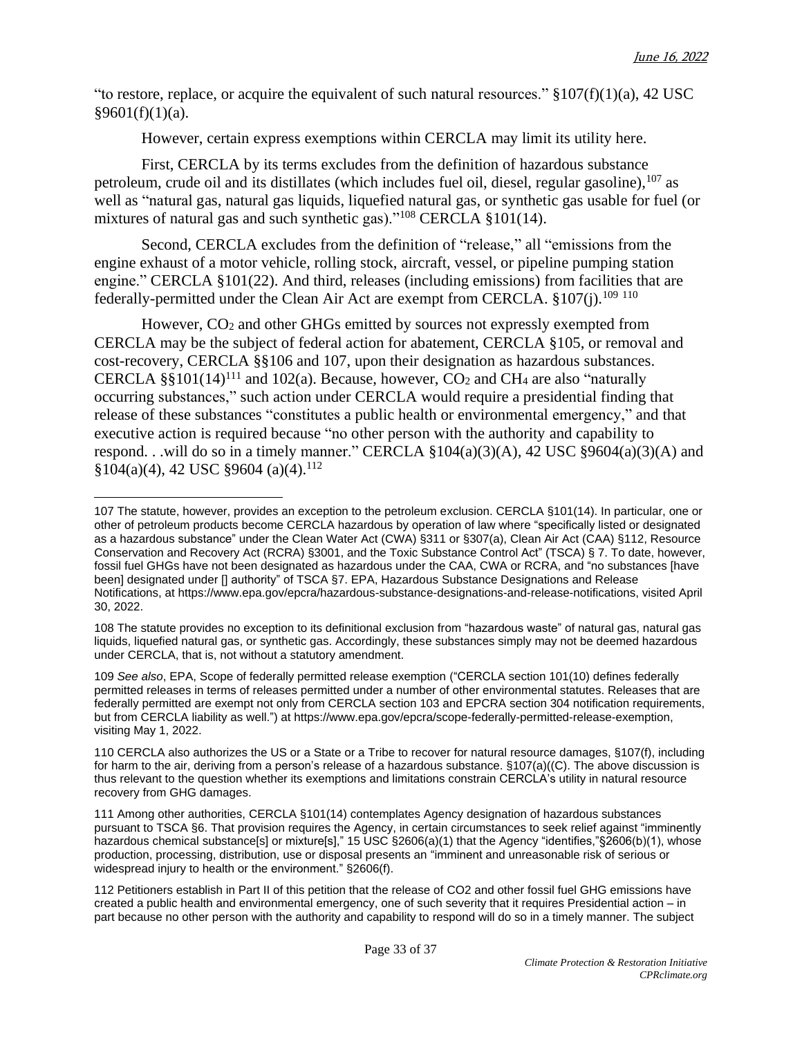"to restore, replace, or acquire the equivalent of such natural resources." §107(f)(1)(a), 42 USC §9601(f)(1)(a).

However, certain express exemptions within CERCLA may limit its utility here.

First, CERCLA by its terms excludes from the definition of hazardous substance petroleum, crude oil and its distillates (which includes fuel oil, diesel, regular gasoline),[107] as well as "natural gas, natural gas liquids, liquefied natural gas, or synthetic gas usable for fuel (or mixtures of natural gas and such synthetic gas)."[108] CERCLA §101(14).

Second, CERCLA excludes from the definition of "release," all "emissions from the engine exhaust of a motor vehicle, rolling stock, aircraft, vessel, or pipeline pumping station engine." CERCLA §101(22). And third, releases (including emissions) from facilities that are federally-permitted under the Clean Air Act are exempt from CERCLA. §107(j).[109] [110]

However, $CO_2$ and other GHGs emitted by sources not expressly exempted from CERCLA may be the subject of federal action for abatement, CERCLA §105, or removal and cost-recovery, CERCLA §§106 and 107, upon their designation as hazardous substances. CERCLA §§101(14)[111] and 102(a). Because, however, $CO_2$ and $CH_4$ are also "naturally occurring substances," such action under CERCLA would require a presidential finding that release of these substances "constitutes a public health or environmental emergency," and that executive action is required because "no other person with the authority and capability to respond. . .will do so in a timely manner." CERCLA §104(a)(3)(A), 42 USC §9604(a)(3)(A) and §104(a)(4), 42 USC §9604 (a)(4).[112]

---

107 The statute, however, provides an exception to the petroleum exclusion. CERCLA §101(14). In particular, one or other of petroleum products become CERCLA hazardous by operation of law where "specifically listed or designated as a hazardous substance" under the Clean Water Act (CWA) §311 or §307(a), Clean Air Act (CAA) §112, Resource Conservation and Recovery Act (RCRA) §3001, and the Toxic Substance Control Act" (TSCA) § 7. To date, however, fossil fuel GHGs have not been designated as hazardous under the CAA, CWA or RCRA, and "no substances [have been] designated under [] authority" of TSCA §7. EPA, Hazardous Substance Designations and Release Notifications, at https://www.epa.gov/epcra/hazardous-substance-designations-and-release-notifications, visited April 30, 2022.

108 The statute provides no exception to its definitional exclusion from "hazardous waste" of natural gas, natural gas liquids, liquefied natural gas, or synthetic gas. Accordingly, these substances simply may not be deemed hazardous under CERCLA, that is, not without a statutory amendment.

109 *See also*, EPA, Scope of federally permitted release exemption ("CERCLA section 101(10) defines federally permitted releases in terms of releases permitted under a number of other environmental statutes. Releases that are federally permitted are exempt not only from CERCLA section 103 and EPCRA section 304 notification requirements, but from CERCLA liability as well.") at https://www.epa.gov/epcra/scope-federally-permitted-release-exemption, visiting May 1, 2022.

110 CERCLA also authorizes the US or a State or a Tribe to recover for natural resource damages, §107(f), including for harm to the air, deriving from a person's release of a hazardous substance. §107(a)((C). The above discussion is thus relevant to the question whether its exemptions and limitations constrain CERCLA's utility in natural resource recovery from GHG damages.

111 Among other authorities, CERCLA §101(14) contemplates Agency designation of hazardous substances pursuant to TSCA §6. That provision requires the Agency, in certain circumstances to seek relief against "imminently hazardous chemical substance[s] or mixture[s]," 15 USC §2606(a)(1) that the Agency "identifies,"§2606(b)(1), whose production, processing, distribution, use or disposal presents an "imminent and unreasonable risk of serious or widespread injury to health or the environment." §2606(f).

112 Petitioners establish in Part II of this petition that the release of CO2 and other fossil fuel GHG emissions have created a public health and environmental emergency, one of such severity that it requires Presidential action – in part because no other person with the authority and capability to respond will do so in a timely manner. The subject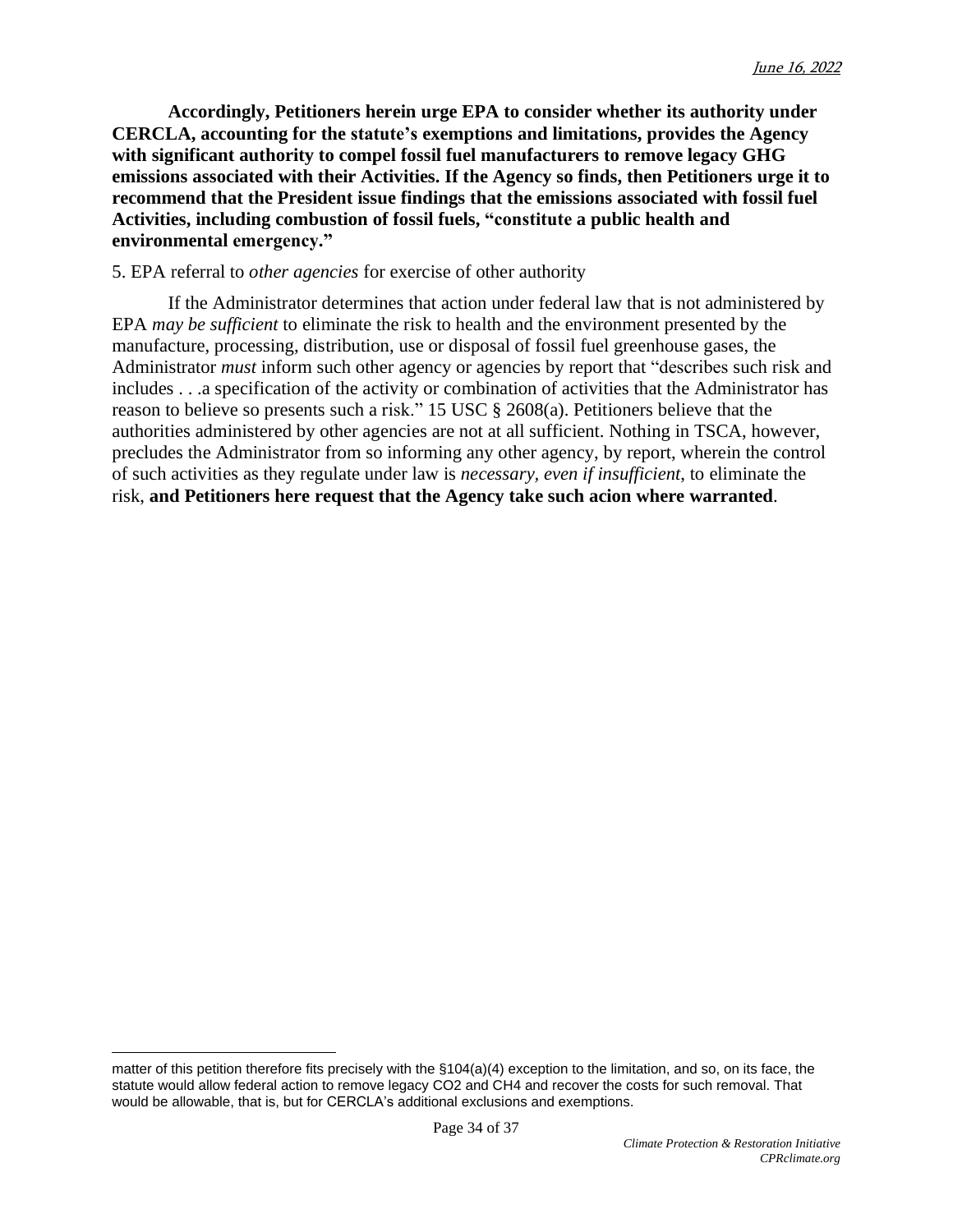**Accordingly, Petitioners herein urge EPA to consider whether its authority under CERCLA, accounting for the statute's exemptions and limitations, provides the Agency with significant authority to compel fossil fuel manufacturers to remove legacy GHG emissions associated with their Activities. If the Agency so finds, then Petitioners urge it to recommend that the President issue findings that the emissions associated with fossil fuel Activities, including combustion of fossil fuels, "constitute a public health and environmental emergency."**

5. EPA referral to *other agencies* for exercise of other authority

If the Administrator determines that action under federal law that is not administered by EPA *may be sufficient* to eliminate the risk to health and the environment presented by the manufacture, processing, distribution, use or disposal of fossil fuel greenhouse gases, the Administrator *must* inform such other agency or agencies by report that "describes such risk and includes . . .a specification of the activity or combination of activities that the Administrator has reason to believe so presents such a risk." 15 USC § 2608(a). Petitioners believe that the authorities administered by other agencies are not at all sufficient. Nothing in TSCA, however, precludes the Administrator from so informing any other agency, by report, wherein the control of such activities as they regulate under law is *necessary, even if insufficient*, to eliminate the risk, **and Petitioners here request that the Agency take such acion where warranted**.

---

matter of this petition therefore fits precisely with the §104(a)(4) exception to the limitation, and so, on its face, the statute would allow federal action to remove legacy $CO_2$ and $CH_4$ and recover the costs for such removal. That would be allowable, that is, but for CERCLA's additional exclusions and exemptions.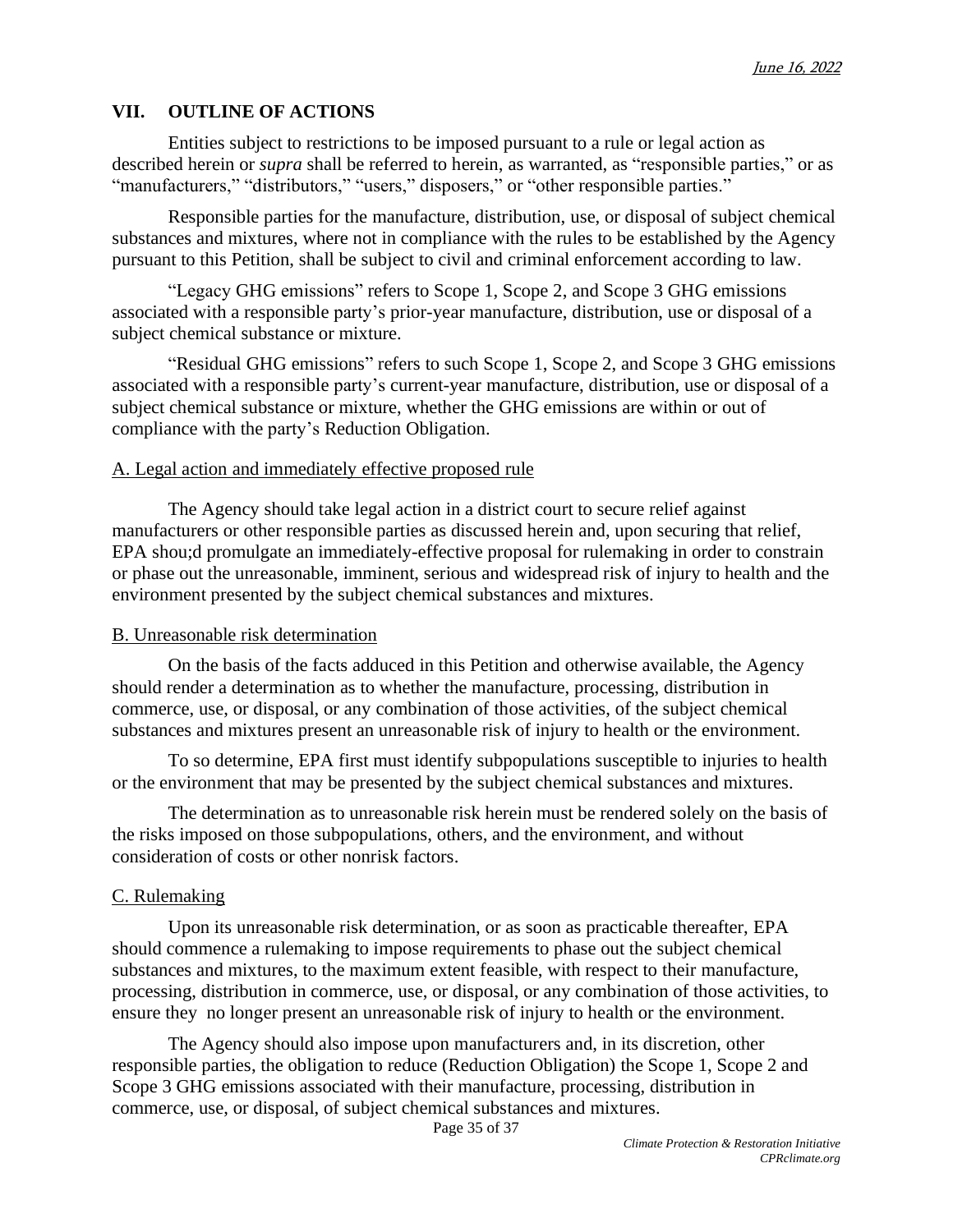## VII. OUTLINE OF ACTIONS

Entities subject to restrictions to be imposed pursuant to a rule or legal action as described herein or *supra* shall be referred to herein, as warranted, as "responsible parties," or as "manufacturers," "distributors," "users," disposers," or "other responsible parties."

Responsible parties for the manufacture, distribution, use, or disposal of subject chemical substances and mixtures, where not in compliance with the rules to be established by the Agency pursuant to this Petition, shall be subject to civil and criminal enforcement according to law.

"Legacy GHG emissions" refers to Scope 1, Scope 2, and Scope 3 GHG emissions associated with a responsible party's prior-year manufacture, distribution, use or disposal of a subject chemical substance or mixture.

"Residual GHG emissions" refers to such Scope 1, Scope 2, and Scope 3 GHG emissions associated with a responsible party's current-year manufacture, distribution, use or disposal of a subject chemical substance or mixture, whether the GHG emissions are within or out of compliance with the party's Reduction Obligation.

### A. Legal action and immediately effective proposed rule

The Agency should take legal action in a district court to secure relief against manufacturers or other responsible parties as discussed herein and, upon securing that relief, EPA shou;d promulgate an immediately-effective proposal for rulemaking in order to constrain or phase out the unreasonable, imminent, serious and widespread risk of injury to health and the environment presented by the subject chemical substances and mixtures.

### B. Unreasonable risk determination

On the basis of the facts adduced in this Petition and otherwise available, the Agency should render a determination as to whether the manufacture, processing, distribution in commerce, use, or disposal, or any combination of those activities, of the subject chemical substances and mixtures present an unreasonable risk of injury to health or the environment.

To so determine, EPA first must identify subpopulations susceptible to injuries to health or the environment that may be presented by the subject chemical substances and mixtures.

The determination as to unreasonable risk herein must be rendered solely on the basis of the risks imposed on those subpopulations, others, and the environment, and without consideration of costs or other nonrisk factors.

### C. Rulemaking

Upon its unreasonable risk determination, or as soon as practicable thereafter, EPA should commence a rulemaking to impose requirements to phase out the subject chemical substances and mixtures, to the maximum extent feasible, with respect to their manufacture, processing, distribution in commerce, use, or disposal, or any combination of those activities, to ensure they no longer present an unreasonable risk of injury to health or the environment.

The Agency should also impose upon manufacturers and, in its discretion, other responsible parties, the obligation to reduce (Reduction Obligation) the Scope 1, Scope 2 and Scope 3 GHG emissions associated with their manufacture, processing, distribution in commerce, use, or disposal, of subject chemical substances and mixtures.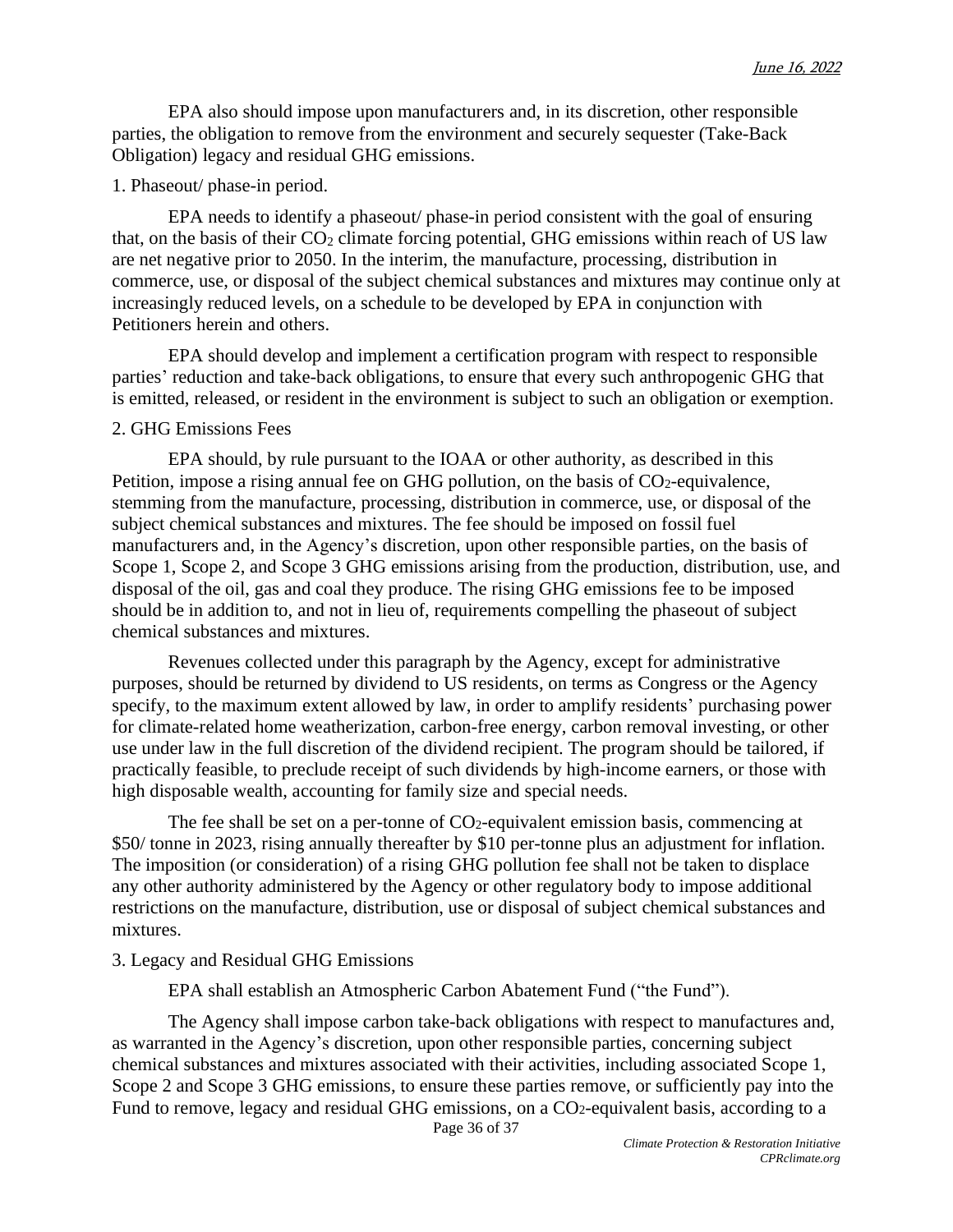EPA also should impose upon manufacturers and, in its discretion, other responsible parties, the obligation to remove from the environment and securely sequester (Take-Back Obligation) legacy and residual GHG emissions.

1. Phaseout/ phase-in period.

EPA needs to identify a phaseout/ phase-in period consistent with the goal of ensuring that, on the basis of their $CO_2$ climate forcing potential, GHG emissions within reach of US law are net negative prior to 2050. In the interim, the manufacture, processing, distribution in commerce, use, or disposal of the subject chemical substances and mixtures may continue only at increasingly reduced levels, on a schedule to be developed by EPA in conjunction with Petitioners herein and others.

EPA should develop and implement a certification program with respect to responsible parties' reduction and take-back obligations, to ensure that every such anthropogenic GHG that is emitted, released, or resident in the environment is subject to such an obligation or exemption.

2. GHG Emissions Fees

EPA should, by rule pursuant to the IOAA or other authority, as described in this Petition, impose a rising annual fee on GHG pollution, on the basis of $CO_2$-equivalence, stemming from the manufacture, processing, distribution in commerce, use, or disposal of the subject chemical substances and mixtures. The fee should be imposed on fossil fuel manufacturers and, in the Agency's discretion, upon other responsible parties, on the basis of Scope 1, Scope 2, and Scope 3 GHG emissions arising from the production, distribution, use, and disposal of the oil, gas and coal they produce. The rising GHG emissions fee to be imposed should be in addition to, and not in lieu of, requirements compelling the phaseout of subject chemical substances and mixtures.

Revenues collected under this paragraph by the Agency, except for administrative purposes, should be returned by dividend to US residents, on terms as Congress or the Agency specify, to the maximum extent allowed by law, in order to amplify residents' purchasing power for climate-related home weatherization, carbon-free energy, carbon removal investing, or other use under law in the full discretion of the dividend recipient. The program should be tailored, if practically feasible, to preclude receipt of such dividends by high-income earners, or those with high disposable wealth, accounting for family size and special needs.

The fee shall be set on a per-tonne of $CO_2$-equivalent emission basis, commencing at \$50/ tonne in 2023, rising annually thereafter by \$10 per-tonne plus an adjustment for inflation. The imposition (or consideration) of a rising GHG pollution fee shall not be taken to displace any other authority administered by the Agency or other regulatory body to impose additional restrictions on the manufacture, distribution, use or disposal of subject chemical substances and mixtures.

3. Legacy and Residual GHG Emissions

EPA shall establish an Atmospheric Carbon Abatement Fund ("the Fund").

The Agency shall impose carbon take-back obligations with respect to manufactures and, as warranted in the Agency's discretion, upon other responsible parties, concerning subject chemical substances and mixtures associated with their activities, including associated Scope 1, Scope 2 and Scope 3 GHG emissions, to ensure these parties remove, or sufficiently pay into the Fund to remove, legacy and residual GHG emissions, on a $CO_2$-equivalent basis, according to a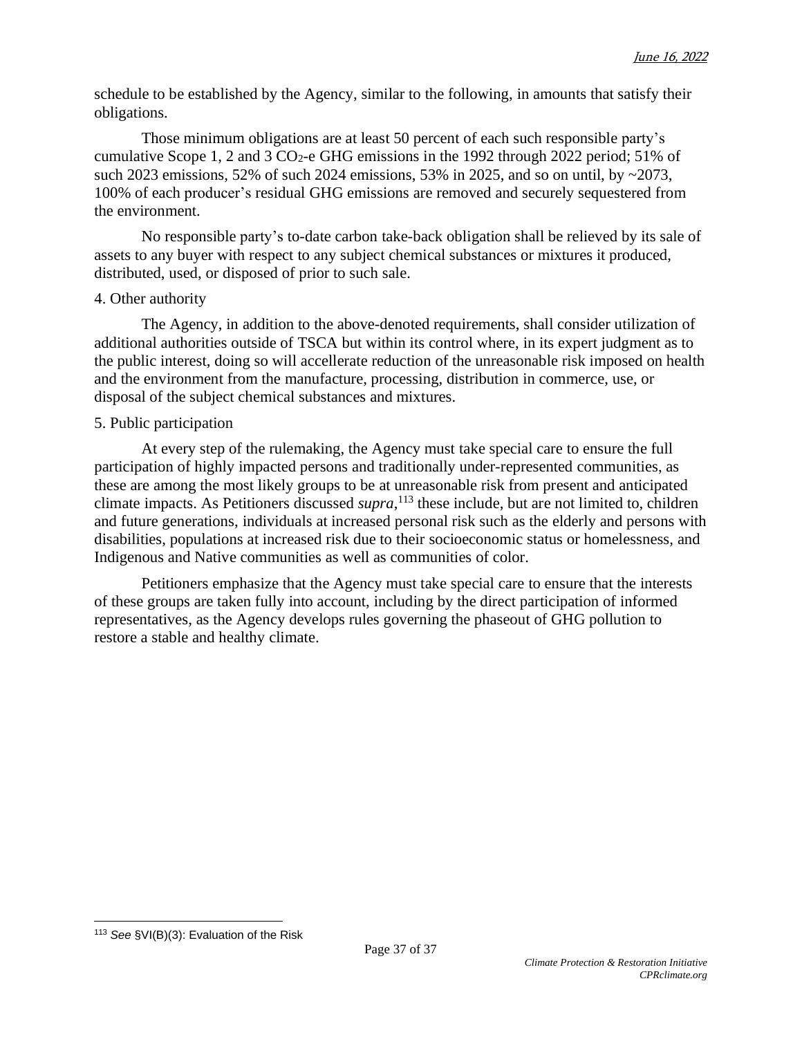schedule to be established by the Agency, similar to the following, in amounts that satisfy their obligations.

Those minimum obligations are at least 50 percent of each such responsible party's cumulative Scope 1, 2 and 3 $CO_2$-e GHG emissions in the 1992 through 2022 period; 51% of such 2023 emissions, 52% of such 2024 emissions, 53% in 2025, and so on until, by ~2073, 100% of each producer's residual GHG emissions are removed and securely sequestered from the environment.

No responsible party's to-date carbon take-back obligation shall be relieved by its sale of assets to any buyer with respect to any subject chemical substances or mixtures it produced, distributed, used, or disposed of prior to such sale.

4. Other authority

The Agency, in addition to the above-denoted requirements, shall consider utilization of additional authorities outside of TSCA but within its control where, in its expert judgment as to the public interest, doing so will accellerate reduction of the unreasonable risk imposed on health and the environment from the manufacture, processing, distribution in commerce, use, or disposal of the subject chemical substances and mixtures.

5. Public participation

At every step of the rulemaking, the Agency must take special care to ensure the full participation of highly impacted persons and traditionally under-represented communities, as these are among the most likely groups to be at unreasonable risk from present and anticipated climate impacts. As Petitioners discussed *supra*,[113] these include, but are not limited to, children and future generations, individuals at increased personal risk such as the elderly and persons with disabilities, populations at increased risk due to their socioeconomic status or homelessness, and Indigenous and Native communities as well as communities of color.

Petitioners emphasize that the Agency must take special care to ensure that the interests of these groups are taken fully into account, including by the direct participation of informed representatives, as the Agency develops rules governing the phaseout of GHG pollution to restore a stable and healthy climate.

[113] *See* §VI(B)(3): Evaluation of the Risk